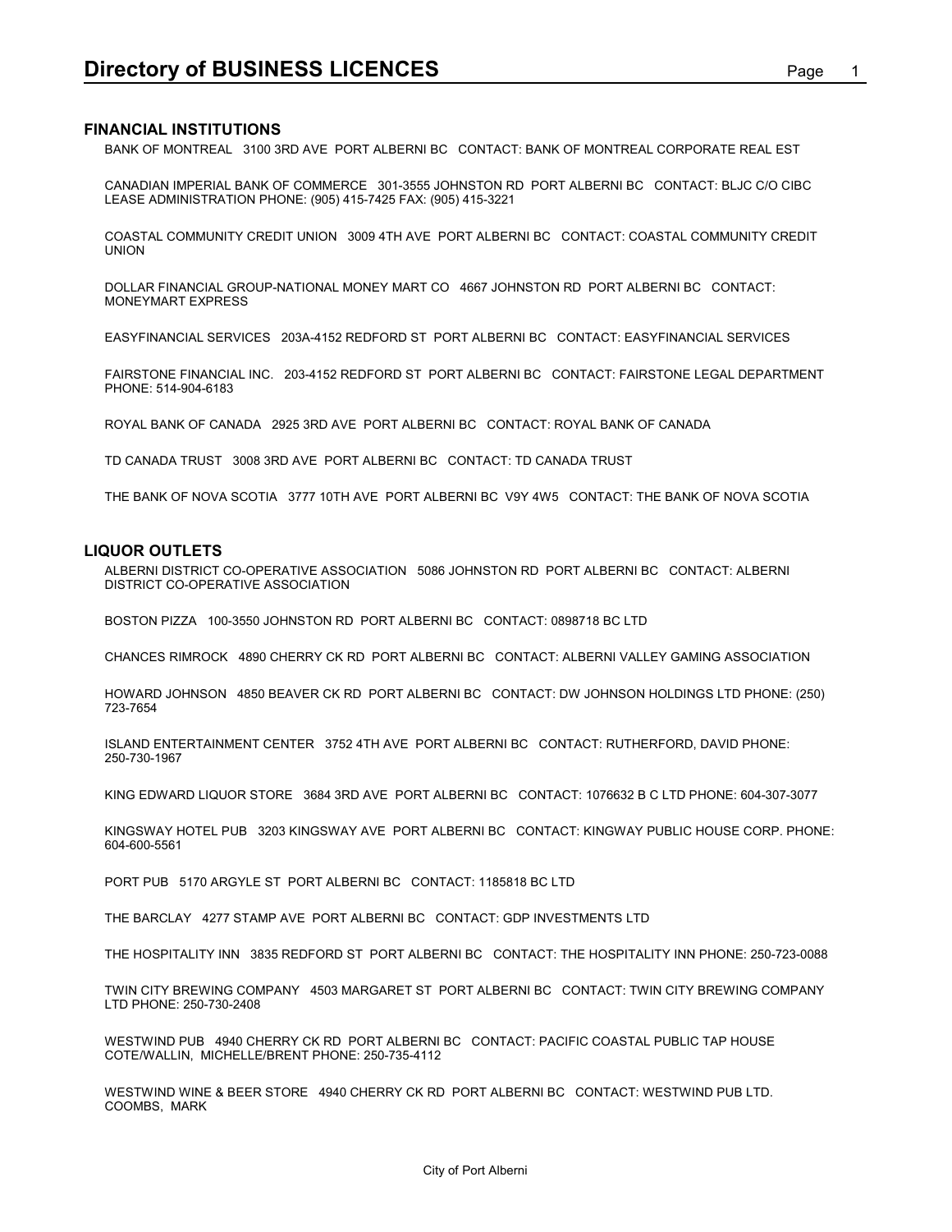# Directory of BUSINESS LICENCES

## FINANCIAL INSTITUTIONS

BANK OF MONTREAL   3100 3RD AVE  PORT ALBERNI BC   CONTACT: BANK OF MONTREAL CORPORATE REAL EST

CANADIAN IMPERIAL BANK OF COMMERCE   301-3555 JOHNSTON RD  PORT ALBERNI BC   CONTACT: BLJC C/O CIBC LEASE ADMINISTRATION PHONE: (905) 415-7425 FAX: (905) 415-3221

COASTAL COMMUNITY CREDIT UNION   3009 4TH AVE  PORT ALBERNI BC   CONTACT: COASTAL COMMUNITY CREDIT UNION

DOLLAR FINANCIAL GROUP-NATIONAL MONEY MART CO   4667 JOHNSTON RD  PORT ALBERNI BC   CONTACT: MONEYMART EXPRESS

EASYFINANCIAL SERVICES   203A-4152 REDFORD ST  PORT ALBERNI BC   CONTACT: EASYFINANCIAL SERVICES

FAIRSTONE FINANCIAL INC.   203-4152 REDFORD ST  PORT ALBERNI BC   CONTACT: FAIRSTONE LEGAL DEPARTMENT PHONE: 514-904-6183

ROYAL BANK OF CANADA   2925 3RD AVE  PORT ALBERNI BC   CONTACT: ROYAL BANK OF CANADA

TD CANADA TRUST   3008 3RD AVE  PORT ALBERNI BC   CONTACT: TD CANADA TRUST

THE BANK OF NOVA SCOTIA   3777 10TH AVE  PORT ALBERNI BC  V9Y 4W5   CONTACT: THE BANK OF NOVA SCOTIA

## LIQUOR OUTLETS

ALBERNI DISTRICT CO-OPERATIVE ASSOCIATION   5086 JOHNSTON RD  PORT ALBERNI BC   CONTACT: ALBERNI DISTRICT CO-OPERATIVE ASSOCIATION

BOSTON PIZZA   100-3550 JOHNSTON RD  PORT ALBERNI BC   CONTACT: 0898718 BC LTD

CHANCES RIMROCK   4890 CHERRY CK RD  PORT ALBERNI BC   CONTACT: ALBERNI VALLEY GAMING ASSOCIATION

HOWARD JOHNSON   4850 BEAVER CK RD  PORT ALBERNI BC   CONTACT: DW JOHNSON HOLDINGS LTD PHONE: (250) 723-7654

ISLAND ENTERTAINMENT CENTER   3752 4TH AVE  PORT ALBERNI BC   CONTACT: RUTHERFORD, DAVID PHONE: 250-730-1967

KING EDWARD LIQUOR STORE   3684 3RD AVE  PORT ALBERNI BC   CONTACT: 1076632 B C LTD PHONE: 604-307-3077

KINGSWAY HOTEL PUB   3203 KINGSWAY AVE  PORT ALBERNI BC   CONTACT: KINGWAY PUBLIC HOUSE CORP. PHONE: 604-600-5561

PORT PUB   5170 ARGYLE ST  PORT ALBERNI BC   CONTACT: 1185818 BC LTD

THE BARCLAY   4277 STAMP AVE  PORT ALBERNI BC   CONTACT: GDP INVESTMENTS LTD

THE HOSPITALITY INN   3835 REDFORD ST  PORT ALBERNI BC   CONTACT: THE HOSPITALITY INN PHONE: 250-723-0088

TWIN CITY BREWING COMPANY   4503 MARGARET ST  PORT ALBERNI BC   CONTACT: TWIN CITY BREWING COMPANY LTD PHONE: 250-730-2408

WESTWIND PUB   4940 CHERRY CK RD  PORT ALBERNI BC   CONTACT: PACIFIC COASTAL PUBLIC TAP HOUSE COTE/WALLIN,  MICHELLE/BRENT PHONE: 250-735-4112

WESTWIND WINE & BEER STORE   4940 CHERRY CK RD  PORT ALBERNI BC   CONTACT: WESTWIND PUB LTD. COOMBS,  MARK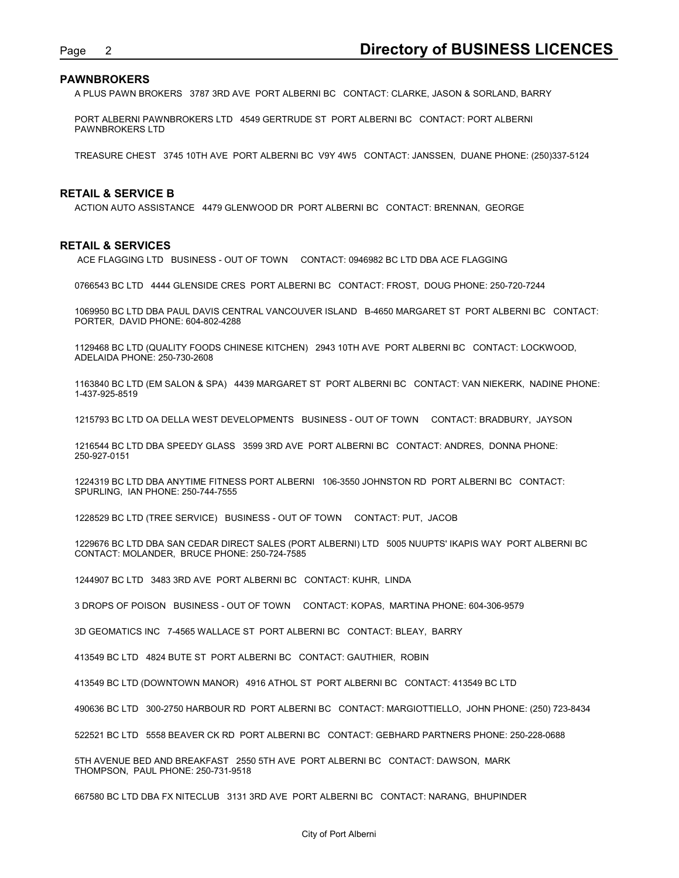## PAWNBROKERS

A PLUS PAWN BROKERS 3787 3RD AVE PORT ALBERNI BC CONTACT: CLARKE, JASON & SORLAND, BARRY

PORT ALBERNI PAWNBROKERS LTD 4549 GERTRUDE ST PORT ALBERNI BC CONTACT: PORT ALBERNI PAWNBROKERS LTD

TREASURE CHEST 3745 10TH AVE PORT ALBERNI BC V9Y 4W5 CONTACT: JANSSEN, DUANE PHONE: (250)337-5124

## RETAIL & SERVICE B

ACTION AUTO ASSISTANCE 4479 GLENWOOD DR PORT ALBERNI BC CONTACT: BRENNAN, GEORGE

## RETAIL & SERVICES

ACE FLAGGING LTD BUSINESS - OUT OF TOWN CONTACT: 0946982 BC LTD DBA ACE FLAGGING

0766543 BC LTD 4444 GLENSIDE CRES PORT ALBERNI BC CONTACT: FROST, DOUG PHONE: 250-720-7244

1069950 BC LTD DBA PAUL DAVIS CENTRAL VANCOUVER ISLAND B-4650 MARGARET ST PORT ALBERNI BC CONTACT: PORTER, DAVID PHONE: 604-802-4288

1129468 BC LTD (QUALITY FOODS CHINESE KITCHEN) 2943 10TH AVE PORT ALBERNI BC CONTACT: LOCKWOOD, ADELAIDA PHONE: 250-730-2608

1163840 BC LTD (EM SALON & SPA) 4439 MARGARET ST PORT ALBERNI BC CONTACT: VAN NIEKERK, NADINE PHONE: 1-437-925-8519

1215793 BC LTD OA DELLA WEST DEVELOPMENTS BUSINESS - OUT OF TOWN CONTACT: BRADBURY, JAYSON

1216544 BC LTD DBA SPEEDY GLASS 3599 3RD AVE PORT ALBERNI BC CONTACT: ANDRES, DONNA PHONE: 250-927-0151

1224319 BC LTD DBA ANYTIME FITNESS PORT ALBERNI 106-3550 JOHNSTON RD PORT ALBERNI BC CONTACT: SPURLING, IAN PHONE: 250-744-7555

1228529 BC LTD (TREE SERVICE) BUSINESS - OUT OF TOWN CONTACT: PUT, JACOB

1229676 BC LTD DBA SAN CEDAR DIRECT SALES (PORT ALBERNI) LTD 5005 NUUPTS' IKAPIS WAY PORT ALBERNI BC CONTACT: MOLANDER, BRUCE PHONE: 250-724-7585

1244907 BC LTD 3483 3RD AVE PORT ALBERNI BC CONTACT: KUHR, LINDA

3 DROPS OF POISON BUSINESS - OUT OF TOWN CONTACT: KOPAS, MARTINA PHONE: 604-306-9579

3D GEOMATICS INC 7-4565 WALLACE ST PORT ALBERNI BC CONTACT: BLEAY, BARRY

413549 BC LTD 4824 BUTE ST PORT ALBERNI BC CONTACT: GAUTHIER, ROBIN

413549 BC LTD (DOWNTOWN MANOR) 4916 ATHOL ST PORT ALBERNI BC CONTACT: 413549 BC LTD

490636 BC LTD 300-2750 HARBOUR RD PORT ALBERNI BC CONTACT: MARGIOTTIELLO, JOHN PHONE: (250) 723-8434

522521 BC LTD 5558 BEAVER CK RD PORT ALBERNI BC CONTACT: GEBHARD PARTNERS PHONE: 250-228-0688

5TH AVENUE BED AND BREAKFAST 2550 5TH AVE PORT ALBERNI BC CONTACT: DAWSON, MARK
THOMPSON, PAUL PHONE: 250-731-9518

667580 BC LTD DBA FX NITECLUB 3131 3RD AVE PORT ALBERNI BC CONTACT: NARANG, BHUPINDER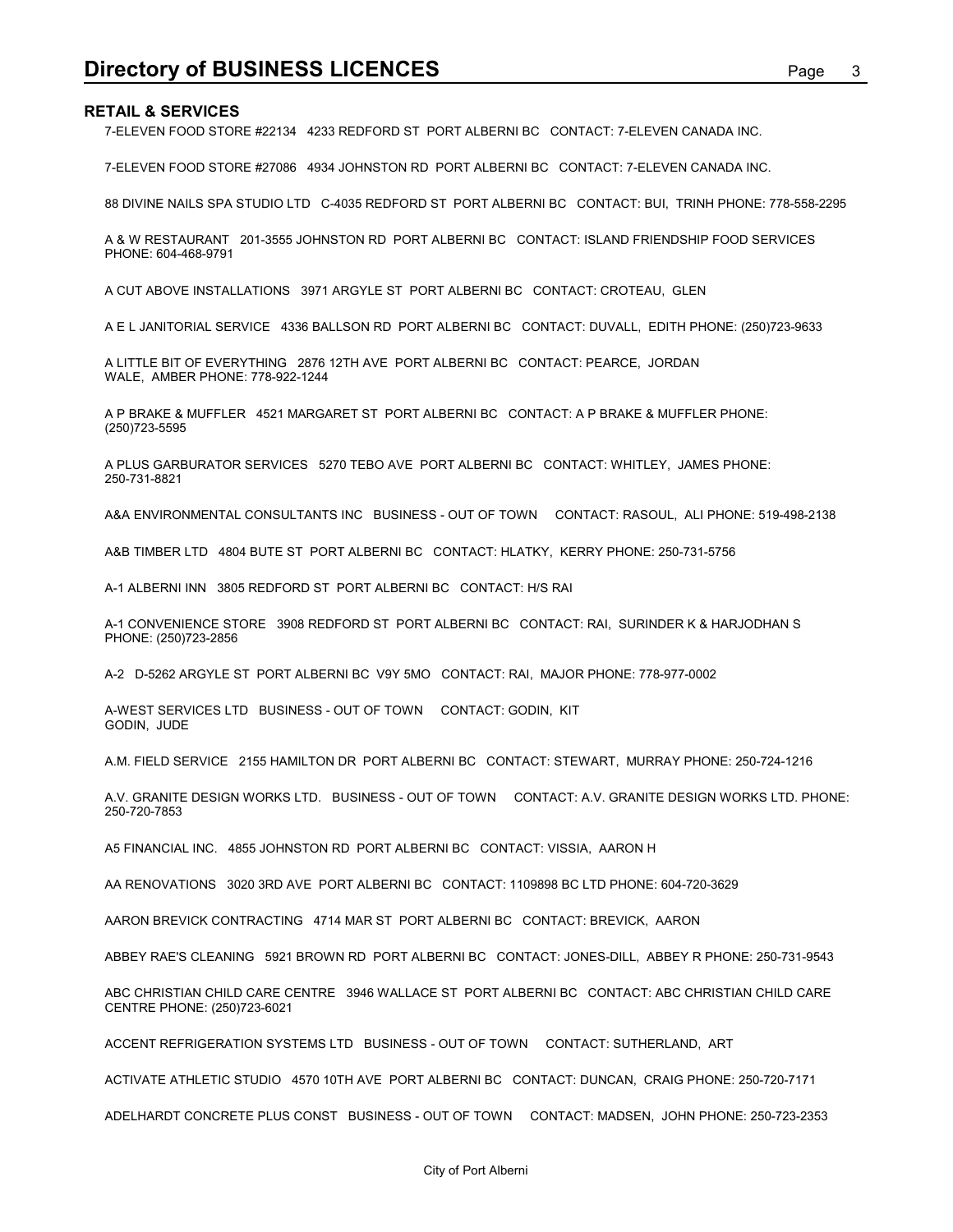## RETAIL & SERVICES

7-ELEVEN FOOD STORE #22134 4233 REDFORD ST PORT ALBERNI BC CONTACT: 7-ELEVEN CANADA INC.

7-ELEVEN FOOD STORE #27086 4934 JOHNSTON RD PORT ALBERNI BC CONTACT: 7-ELEVEN CANADA INC.

88 DIVINE NAILS SPA STUDIO LTD C-4035 REDFORD ST PORT ALBERNI BC CONTACT: BUI, TRINH PHONE: 778-558-2295

A & W RESTAURANT 201-3555 JOHNSTON RD PORT ALBERNI BC CONTACT: ISLAND FRIENDSHIP FOOD SERVICES PHONE: 604-468-9791

A CUT ABOVE INSTALLATIONS 3971 ARGYLE ST PORT ALBERNI BC CONTACT: CROTEAU, GLEN

A E L JANITORIAL SERVICE 4336 BALLSON RD PORT ALBERNI BC CONTACT: DUVALL, EDITH PHONE: (250)723-9633

A LITTLE BIT OF EVERYTHING 2876 12TH AVE PORT ALBERNI BC CONTACT: PEARCE, JORDAN
WALE, AMBER PHONE: 778-922-1244

A P BRAKE & MUFFLER 4521 MARGARET ST PORT ALBERNI BC CONTACT: A P BRAKE & MUFFLER PHONE: (250)723-5595

A PLUS GARBURATOR SERVICES 5270 TEBO AVE PORT ALBERNI BC CONTACT: WHITLEY, JAMES PHONE: 250-731-8821

A&A ENVIRONMENTAL CONSULTANTS INC BUSINESS - OUT OF TOWN CONTACT: RASOUL, ALI PHONE: 519-498-2138

A&B TIMBER LTD 4804 BUTE ST PORT ALBERNI BC CONTACT: HLATKY, KERRY PHONE: 250-731-5756

A-1 ALBERNI INN 3805 REDFORD ST PORT ALBERNI BC CONTACT: H/S RAI

A-1 CONVENIENCE STORE 3908 REDFORD ST PORT ALBERNI BC CONTACT: RAI, SURINDER K & HARJODHAN S PHONE: (250)723-2856

A-2 D-5262 ARGYLE ST PORT ALBERNI BC V9Y 5MO CONTACT: RAI, MAJOR PHONE: 778-977-0002

A-WEST SERVICES LTD BUSINESS - OUT OF TOWN CONTACT: GODIN, KIT
GODIN, JUDE

A.M. FIELD SERVICE 2155 HAMILTON DR PORT ALBERNI BC CONTACT: STEWART, MURRAY PHONE: 250-724-1216

A.V. GRANITE DESIGN WORKS LTD. BUSINESS - OUT OF TOWN CONTACT: A.V. GRANITE DESIGN WORKS LTD. PHONE: 250-720-7853

A5 FINANCIAL INC. 4855 JOHNSTON RD PORT ALBERNI BC CONTACT: VISSIA, AARON H

AA RENOVATIONS 3020 3RD AVE PORT ALBERNI BC CONTACT: 1109898 BC LTD PHONE: 604-720-3629

AARON BREVICK CONTRACTING 4714 MAR ST PORT ALBERNI BC CONTACT: BREVICK, AARON

ABBEY RAE'S CLEANING 5921 BROWN RD PORT ALBERNI BC CONTACT: JONES-DILL, ABBEY R PHONE: 250-731-9543

ABC CHRISTIAN CHILD CARE CENTRE 3946 WALLACE ST PORT ALBERNI BC CONTACT: ABC CHRISTIAN CHILD CARE CENTRE PHONE: (250)723-6021

ACCENT REFRIGERATION SYSTEMS LTD BUSINESS - OUT OF TOWN CONTACT: SUTHERLAND, ART

ACTIVATE ATHLETIC STUDIO 4570 10TH AVE PORT ALBERNI BC CONTACT: DUNCAN, CRAIG PHONE: 250-720-7171

ADELHARDT CONCRETE PLUS CONST BUSINESS - OUT OF TOWN CONTACT: MADSEN, JOHN PHONE: 250-723-2353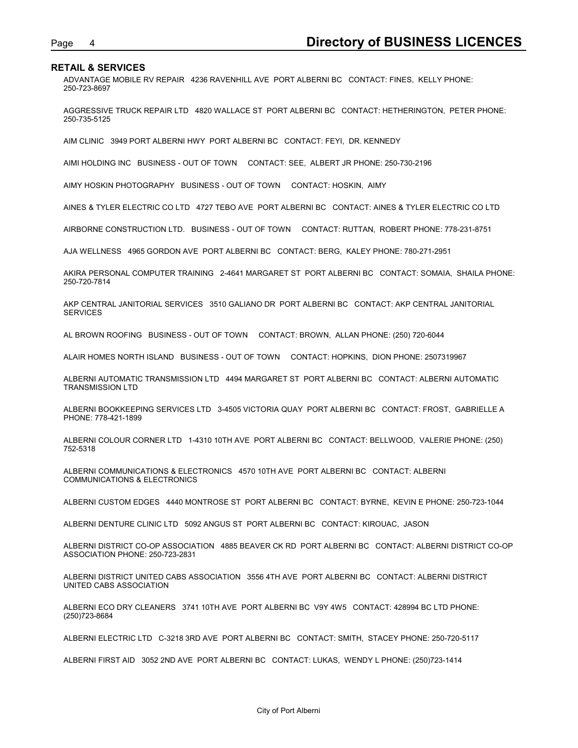## RETAIL & SERVICES

ADVANTAGE MOBILE RV REPAIR   4236 RAVENHILL AVE   PORT ALBERNI BC   CONTACT: FINES,  KELLY PHONE: 250-723-8697

AGGRESSIVE TRUCK REPAIR LTD   4820 WALLACE ST   PORT ALBERNI BC   CONTACT: HETHERINGTON,  PETER PHONE: 250-735-5125

AIM CLINIC   3949 PORT ALBERNI HWY   PORT ALBERNI BC   CONTACT: FEYI,  DR. KENNEDY

AIMI HOLDING INC   BUSINESS - OUT OF TOWN   CONTACT: SEE,  ALBERT JR PHONE: 250-730-2196

AIMY HOSKIN PHOTOGRAPHY   BUSINESS - OUT OF TOWN   CONTACT: HOSKIN,  AIMY

AINES & TYLER ELECTRIC CO LTD   4727 TEBO AVE   PORT ALBERNI BC   CONTACT: AINES & TYLER ELECTRIC CO LTD

AIRBORNE CONSTRUCTION LTD.   BUSINESS - OUT OF TOWN   CONTACT: RUTTAN,  ROBERT PHONE: 778-231-8751

AJA WELLNESS   4965 GORDON AVE   PORT ALBERNI BC   CONTACT: BERG,  KALEY PHONE: 780-271-2951

AKIRA PERSONAL COMPUTER TRAINING   2-4641 MARGARET ST   PORT ALBERNI BC   CONTACT: SOMAIA,  SHAILA PHONE: 250-720-7814

AKP CENTRAL JANITORIAL SERVICES   3510 GALIANO DR   PORT ALBERNI BC   CONTACT: AKP CENTRAL JANITORIAL SERVICES

AL BROWN ROOFING   BUSINESS - OUT OF TOWN   CONTACT: BROWN,  ALLAN PHONE: (250) 720-6044

ALAIR HOMES NORTH ISLAND   BUSINESS - OUT OF TOWN   CONTACT: HOPKINS,  DION PHONE: 2507319967

ALBERNI AUTOMATIC TRANSMISSION LTD   4494 MARGARET ST   PORT ALBERNI BC   CONTACT: ALBERNI AUTOMATIC TRANSMISSION LTD

ALBERNI BOOKKEEPING SERVICES LTD   3-4505 VICTORIA QUAY   PORT ALBERNI BC   CONTACT: FROST,  GABRIELLE A PHONE: 778-421-1899

ALBERNI COLOUR CORNER LTD   1-4310 10TH AVE   PORT ALBERNI BC   CONTACT: BELLWOOD,  VALERIE PHONE: (250) 752-5318

ALBERNI COMMUNICATIONS & ELECTRONICS   4570 10TH AVE   PORT ALBERNI BC   CONTACT: ALBERNI COMMUNICATIONS & ELECTRONICS

ALBERNI CUSTOM EDGES   4440 MONTROSE ST   PORT ALBERNI BC   CONTACT: BYRNE,  KEVIN E PHONE: 250-723-1044

ALBERNI DENTURE CLINIC LTD   5092 ANGUS ST   PORT ALBERNI BC   CONTACT: KIROUAC,  JASON

ALBERNI DISTRICT CO-OP ASSOCIATION   4885 BEAVER CK RD   PORT ALBERNI BC   CONTACT: ALBERNI DISTRICT CO-OP ASSOCIATION PHONE: 250-723-2831

ALBERNI DISTRICT UNITED CABS ASSOCIATION   3556 4TH AVE   PORT ALBERNI BC   CONTACT: ALBERNI DISTRICT UNITED CABS ASSOCIATION

ALBERNI ECO DRY CLEANERS   3741 10TH AVE   PORT ALBERNI BC   V9Y 4W5   CONTACT: 428994 BC LTD PHONE: (250)723-8684

ALBERNI ELECTRIC LTD   C-3218 3RD AVE   PORT ALBERNI BC   CONTACT: SMITH,  STACEY PHONE: 250-720-5117

ALBERNI FIRST AID   3052 2ND AVE   PORT ALBERNI BC   CONTACT: LUKAS,  WENDY L PHONE: (250)723-1414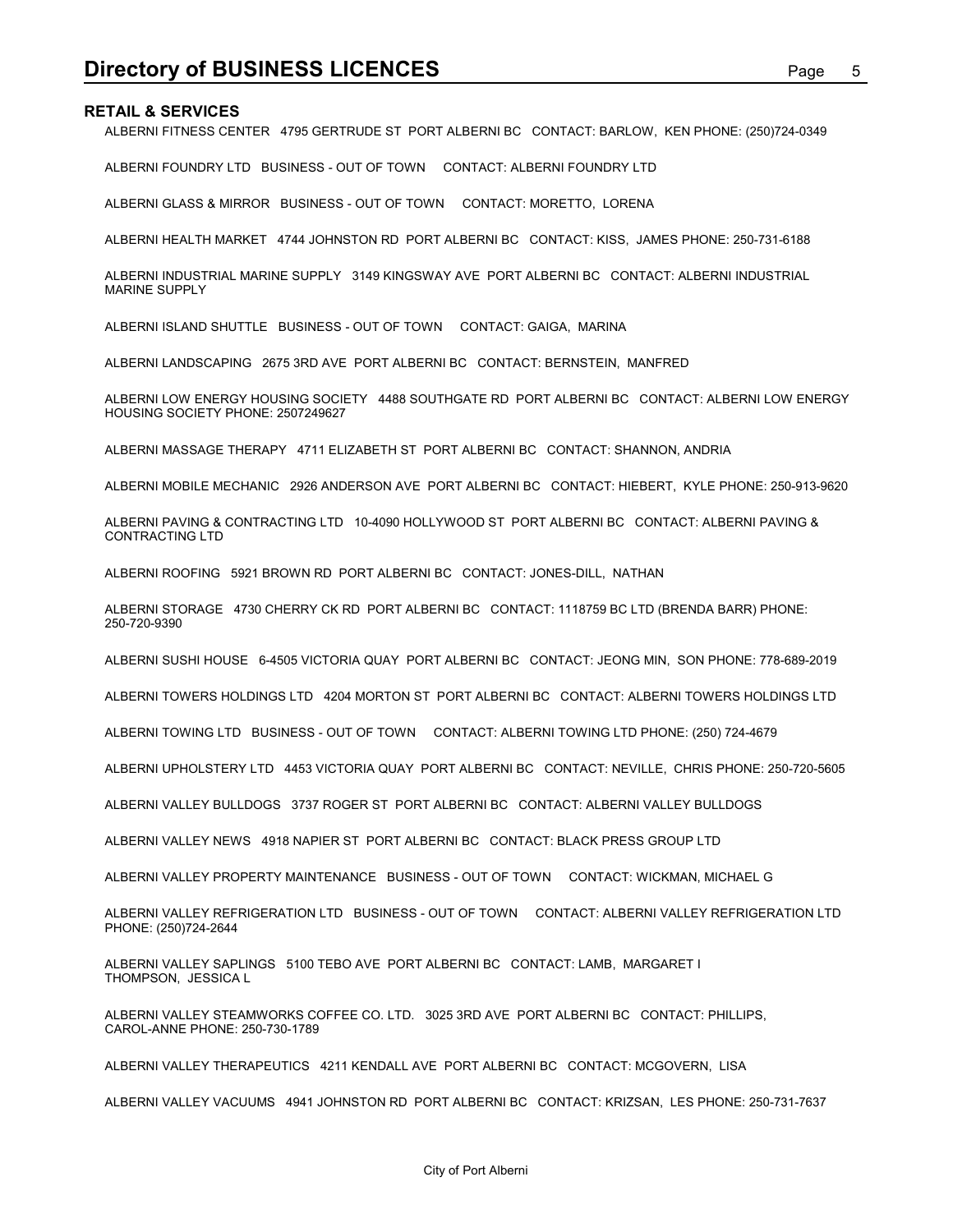## RETAIL & SERVICES

ALBERNI FITNESS CENTER   4795 GERTRUDE ST  PORT ALBERNI BC   CONTACT: BARLOW,  KEN PHONE: (250)724-0349

ALBERNI FOUNDRY LTD   BUSINESS - OUT OF TOWN     CONTACT: ALBERNI FOUNDRY LTD

ALBERNI GLASS & MIRROR   BUSINESS - OUT OF TOWN     CONTACT: MORETTO,  LORENA

ALBERNI HEALTH MARKET   4744 JOHNSTON RD  PORT ALBERNI BC   CONTACT: KISS,  JAMES PHONE: 250-731-6188

ALBERNI INDUSTRIAL MARINE SUPPLY   3149 KINGSWAY AVE  PORT ALBERNI BC   CONTACT: ALBERNI INDUSTRIAL MARINE SUPPLY

ALBERNI ISLAND SHUTTLE   BUSINESS - OUT OF TOWN     CONTACT: GAIGA,  MARINA

ALBERNI LANDSCAPING   2675 3RD AVE  PORT ALBERNI BC   CONTACT: BERNSTEIN,  MANFRED

ALBERNI LOW ENERGY HOUSING SOCIETY   4488 SOUTHGATE RD  PORT ALBERNI BC   CONTACT: ALBERNI LOW ENERGY HOUSING SOCIETY PHONE: 2507249627

ALBERNI MASSAGE THERAPY   4711 ELIZABETH ST  PORT ALBERNI BC   CONTACT: SHANNON, ANDRIA

ALBERNI MOBILE MECHANIC   2926 ANDERSON AVE  PORT ALBERNI BC   CONTACT: HIEBERT,  KYLE PHONE: 250-913-9620

ALBERNI PAVING & CONTRACTING LTD   10-4090 HOLLYWOOD ST  PORT ALBERNI BC   CONTACT: ALBERNI PAVING & CONTRACTING LTD

ALBERNI ROOFING   5921 BROWN RD  PORT ALBERNI BC   CONTACT: JONES-DILL,  NATHAN

ALBERNI STORAGE   4730 CHERRY CK RD  PORT ALBERNI BC   CONTACT: 1118759 BC LTD (BRENDA BARR) PHONE: 250-720-9390

ALBERNI SUSHI HOUSE   6-4505 VICTORIA QUAY  PORT ALBERNI BC   CONTACT: JEONG MIN,  SON PHONE: 778-689-2019

ALBERNI TOWERS HOLDINGS LTD   4204 MORTON ST  PORT ALBERNI BC   CONTACT: ALBERNI TOWERS HOLDINGS LTD

ALBERNI TOWING LTD   BUSINESS - OUT OF TOWN     CONTACT: ALBERNI TOWING LTD PHONE: (250) 724-4679

ALBERNI UPHOLSTERY LTD   4453 VICTORIA QUAY  PORT ALBERNI BC   CONTACT: NEVILLE,  CHRIS PHONE: 250-720-5605

ALBERNI VALLEY BULLDOGS   3737 ROGER ST  PORT ALBERNI BC   CONTACT: ALBERNI VALLEY BULLDOGS

ALBERNI VALLEY NEWS   4918 NAPIER ST  PORT ALBERNI BC   CONTACT: BLACK PRESS GROUP LTD

ALBERNI VALLEY PROPERTY MAINTENANCE   BUSINESS - OUT OF TOWN     CONTACT: WICKMAN, MICHAEL G

ALBERNI VALLEY REFRIGERATION LTD   BUSINESS - OUT OF TOWN     CONTACT: ALBERNI VALLEY REFRIGERATION LTD PHONE: (250)724-2644

ALBERNI VALLEY SAPLINGS   5100 TEBO AVE  PORT ALBERNI BC   CONTACT: LAMB,  MARGARET I
THOMPSON,  JESSICA L

ALBERNI VALLEY STEAMWORKS COFFEE CO. LTD.   3025 3RD AVE  PORT ALBERNI BC   CONTACT: PHILLIPS, CAROL-ANNE PHONE: 250-730-1789

ALBERNI VALLEY THERAPEUTICS   4211 KENDALL AVE  PORT ALBERNI BC   CONTACT: MCGOVERN,  LISA

ALBERNI VALLEY VACUUMS   4941 JOHNSTON RD  PORT ALBERNI BC   CONTACT: KRIZSAN,  LES PHONE: 250-731-7637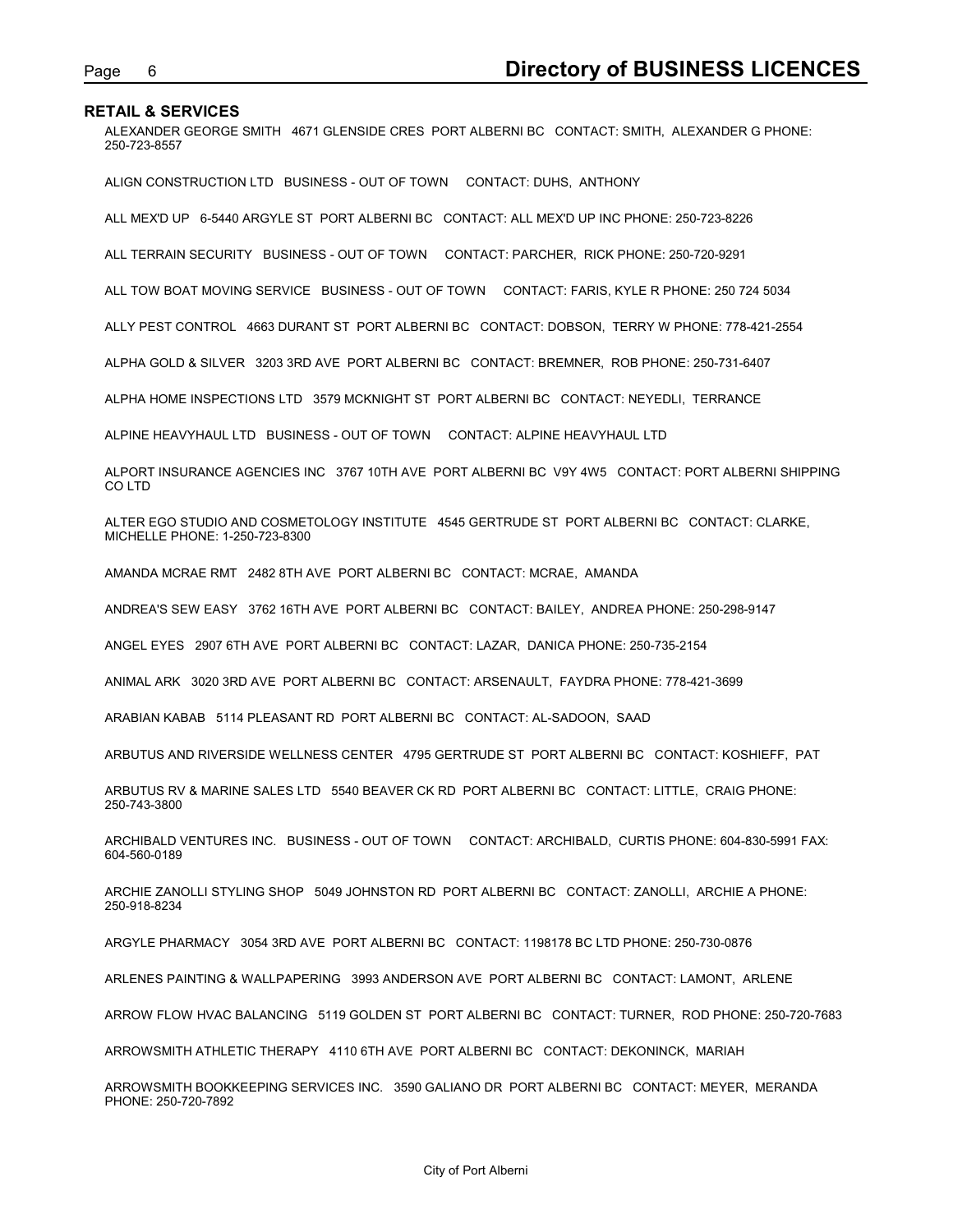## RETAIL & SERVICES

ALEXANDER GEORGE SMITH 4671 GLENSIDE CRES PORT ALBERNI BC CONTACT: SMITH, ALEXANDER G PHONE: 250-723-8557

ALIGN CONSTRUCTION LTD BUSINESS - OUT OF TOWN CONTACT: DUHS, ANTHONY

ALL MEX'D UP 6-5440 ARGYLE ST PORT ALBERNI BC CONTACT: ALL MEX'D UP INC PHONE: 250-723-8226

ALL TERRAIN SECURITY BUSINESS - OUT OF TOWN CONTACT: PARCHER, RICK PHONE: 250-720-9291

ALL TOW BOAT MOVING SERVICE BUSINESS - OUT OF TOWN CONTACT: FARIS, KYLE R PHONE: 250 724 5034

ALLY PEST CONTROL 4663 DURANT ST PORT ALBERNI BC CONTACT: DOBSON, TERRY W PHONE: 778-421-2554

ALPHA GOLD & SILVER 3203 3RD AVE PORT ALBERNI BC CONTACT: BREMNER, ROB PHONE: 250-731-6407

ALPHA HOME INSPECTIONS LTD 3579 MCKNIGHT ST PORT ALBERNI BC CONTACT: NEYEDLI, TERRANCE

ALPINE HEAVYHAUL LTD BUSINESS - OUT OF TOWN CONTACT: ALPINE HEAVYHAUL LTD

ALPORT INSURANCE AGENCIES INC 3767 10TH AVE PORT ALBERNI BC V9Y 4W5 CONTACT: PORT ALBERNI SHIPPING CO LTD

ALTER EGO STUDIO AND COSMETOLOGY INSTITUTE 4545 GERTRUDE ST PORT ALBERNI BC CONTACT: CLARKE, MICHELLE PHONE: 1-250-723-8300

AMANDA MCRAE RMT 2482 8TH AVE PORT ALBERNI BC CONTACT: MCRAE, AMANDA

ANDREA'S SEW EASY 3762 16TH AVE PORT ALBERNI BC CONTACT: BAILEY, ANDREA PHONE: 250-298-9147

ANGEL EYES 2907 6TH AVE PORT ALBERNI BC CONTACT: LAZAR, DANICA PHONE: 250-735-2154

ANIMAL ARK 3020 3RD AVE PORT ALBERNI BC CONTACT: ARSENAULT, FAYDRA PHONE: 778-421-3699

ARABIAN KABAB 5114 PLEASANT RD PORT ALBERNI BC CONTACT: AL-SADOON, SAAD

ARBUTUS AND RIVERSIDE WELLNESS CENTER 4795 GERTRUDE ST PORT ALBERNI BC CONTACT: KOSHIEFF, PAT

ARBUTUS RV & MARINE SALES LTD 5540 BEAVER CK RD PORT ALBERNI BC CONTACT: LITTLE, CRAIG PHONE: 250-743-3800

ARCHIBALD VENTURES INC. BUSINESS - OUT OF TOWN CONTACT: ARCHIBALD, CURTIS PHONE: 604-830-5991 FAX: 604-560-0189

ARCHIE ZANOLLI STYLING SHOP 5049 JOHNSTON RD PORT ALBERNI BC CONTACT: ZANOLLI, ARCHIE A PHONE: 250-918-8234

ARGYLE PHARMACY 3054 3RD AVE PORT ALBERNI BC CONTACT: 1198178 BC LTD PHONE: 250-730-0876

ARLENES PAINTING & WALLPAPERING 3993 ANDERSON AVE PORT ALBERNI BC CONTACT: LAMONT, ARLENE

ARROW FLOW HVAC BALANCING 5119 GOLDEN ST PORT ALBERNI BC CONTACT: TURNER, ROD PHONE: 250-720-7683

ARROWSMITH ATHLETIC THERAPY 4110 6TH AVE PORT ALBERNI BC CONTACT: DEKONINCK, MARIAH

ARROWSMITH BOOKKEEPING SERVICES INC. 3590 GALIANO DR PORT ALBERNI BC CONTACT: MEYER, MERANDA PHONE: 250-720-7892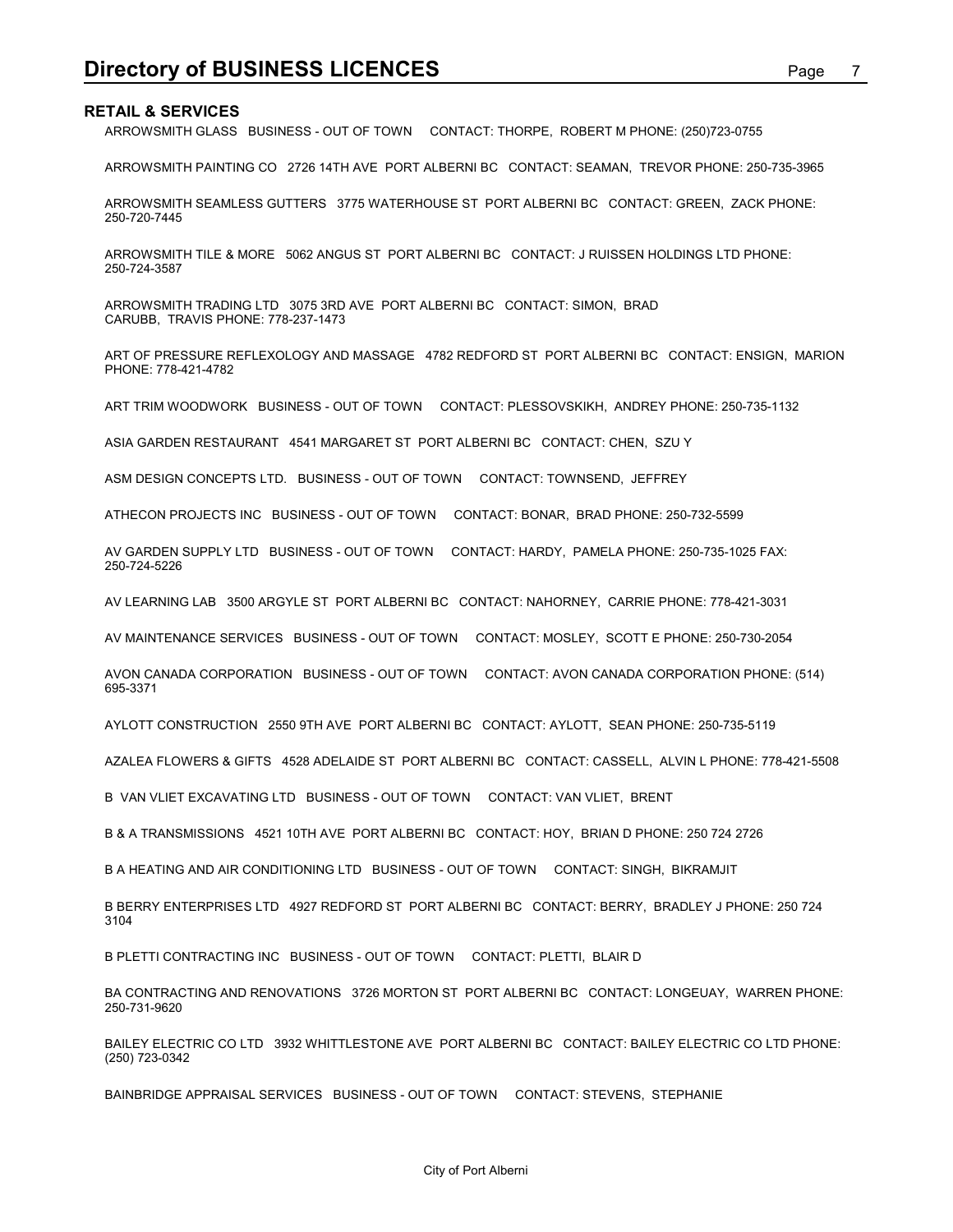## RETAIL & SERVICES

ARROWSMITH GLASS BUSINESS - OUT OF TOWN CONTACT: THORPE, ROBERT M PHONE: (250)723-0755

ARROWSMITH PAINTING CO 2726 14TH AVE PORT ALBERNI BC CONTACT: SEAMAN, TREVOR PHONE: 250-735-3965

ARROWSMITH SEAMLESS GUTTERS 3775 WATERHOUSE ST PORT ALBERNI BC CONTACT: GREEN, ZACK PHONE: 250-720-7445

ARROWSMITH TILE & MORE 5062 ANGUS ST PORT ALBERNI BC CONTACT: J RUISSEN HOLDINGS LTD PHONE: 250-724-3587

ARROWSMITH TRADING LTD 3075 3RD AVE PORT ALBERNI BC CONTACT: SIMON, BRAD
CARUBB, TRAVIS PHONE: 778-237-1473

ART OF PRESSURE REFLEXOLOGY AND MASSAGE 4782 REDFORD ST PORT ALBERNI BC CONTACT: ENSIGN, MARION PHONE: 778-421-4782

ART TRIM WOODWORK BUSINESS - OUT OF TOWN CONTACT: PLESSOVSKIKH, ANDREY PHONE: 250-735-1132

ASIA GARDEN RESTAURANT 4541 MARGARET ST PORT ALBERNI BC CONTACT: CHEN, SZU Y

ASM DESIGN CONCEPTS LTD. BUSINESS - OUT OF TOWN CONTACT: TOWNSEND, JEFFREY

ATHECON PROJECTS INC BUSINESS - OUT OF TOWN CONTACT: BONAR, BRAD PHONE: 250-732-5599

AV GARDEN SUPPLY LTD BUSINESS - OUT OF TOWN CONTACT: HARDY, PAMELA PHONE: 250-735-1025 FAX: 250-724-5226

AV LEARNING LAB 3500 ARGYLE ST PORT ALBERNI BC CONTACT: NAHORNEY, CARRIE PHONE: 778-421-3031

AV MAINTENANCE SERVICES BUSINESS - OUT OF TOWN CONTACT: MOSLEY, SCOTT E PHONE: 250-730-2054

AVON CANADA CORPORATION BUSINESS - OUT OF TOWN CONTACT: AVON CANADA CORPORATION PHONE: (514) 695-3371

AYLOTT CONSTRUCTION 2550 9TH AVE PORT ALBERNI BC CONTACT: AYLOTT, SEAN PHONE: 250-735-5119

AZALEA FLOWERS & GIFTS 4528 ADELAIDE ST PORT ALBERNI BC CONTACT: CASSELL, ALVIN L PHONE: 778-421-5508

B VAN VLIET EXCAVATING LTD BUSINESS - OUT OF TOWN CONTACT: VAN VLIET, BRENT

B & A TRANSMISSIONS 4521 10TH AVE PORT ALBERNI BC CONTACT: HOY, BRIAN D PHONE: 250 724 2726

B A HEATING AND AIR CONDITIONING LTD BUSINESS - OUT OF TOWN CONTACT: SINGH, BIKRAMJIT

B BERRY ENTERPRISES LTD 4927 REDFORD ST PORT ALBERNI BC CONTACT: BERRY, BRADLEY J PHONE: 250 724 3104

B PLETTI CONTRACTING INC BUSINESS - OUT OF TOWN CONTACT: PLETTI, BLAIR D

BA CONTRACTING AND RENOVATIONS 3726 MORTON ST PORT ALBERNI BC CONTACT: LONGEUAY, WARREN PHONE: 250-731-9620

BAILEY ELECTRIC CO LTD 3932 WHITTLESTONE AVE PORT ALBERNI BC CONTACT: BAILEY ELECTRIC CO LTD PHONE: (250) 723-0342

BAINBRIDGE APPRAISAL SERVICES BUSINESS - OUT OF TOWN CONTACT: STEVENS, STEPHANIE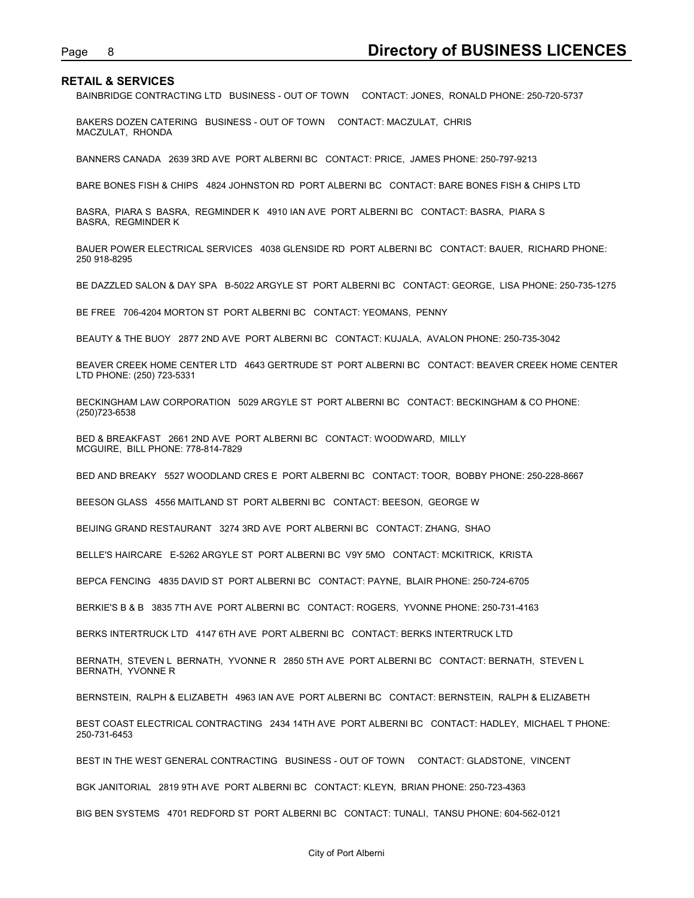## RETAIL & SERVICES

BAINBRIDGE CONTRACTING LTD   BUSINESS - OUT OF TOWN   CONTACT: JONES,  RONALD PHONE: 250-720-5737

BAKERS DOZEN CATERING   BUSINESS - OUT OF TOWN   CONTACT: MACZULAT,  CHRIS
MACZULAT,  RHONDA

BANNERS CANADA   2639 3RD AVE  PORT ALBERNI BC   CONTACT: PRICE,  JAMES PHONE: 250-797-9213

BARE BONES FISH & CHIPS   4824 JOHNSTON RD  PORT ALBERNI BC   CONTACT: BARE BONES FISH & CHIPS LTD

BASRA,  PIARA S  BASRA,  REGMINDER K   4910 IAN AVE  PORT ALBERNI BC   CONTACT: BASRA,  PIARA S
BASRA,  REGMINDER K

BAUER POWER ELECTRICAL SERVICES   4038 GLENSIDE RD  PORT ALBERNI BC   CONTACT: BAUER,  RICHARD PHONE: 250 918-8295

BE DAZZLED SALON & DAY SPA   B-5022 ARGYLE ST  PORT ALBERNI BC   CONTACT: GEORGE,  LISA PHONE: 250-735-1275

BE FREE   706-4204 MORTON ST  PORT ALBERNI BC   CONTACT: YEOMANS,  PENNY

BEAUTY & THE BUOY   2877 2ND AVE  PORT ALBERNI BC   CONTACT: KUJALA,  AVALON PHONE: 250-735-3042

BEAVER CREEK HOME CENTER LTD   4643 GERTRUDE ST  PORT ALBERNI BC   CONTACT: BEAVER CREEK HOME CENTER LTD PHONE: (250) 723-5331

BECKINGHAM LAW CORPORATION   5029 ARGYLE ST  PORT ALBERNI BC   CONTACT: BECKINGHAM & CO PHONE: (250)723-6538

BED & BREAKFAST   2661 2ND AVE  PORT ALBERNI BC   CONTACT: WOODWARD,  MILLY
MCGUIRE,  BILL PHONE: 778-814-7829

BED AND BREAKY   5527 WOODLAND CRES E  PORT ALBERNI BC   CONTACT: TOOR,  BOBBY PHONE: 250-228-8667

BEESON GLASS   4556 MAITLAND ST  PORT ALBERNI BC   CONTACT: BEESON,  GEORGE W

BEIJING GRAND RESTAURANT   3274 3RD AVE  PORT ALBERNI BC   CONTACT: ZHANG,  SHAO

BELLE'S HAIRCARE   E-5262 ARGYLE ST  PORT ALBERNI BC  V9Y 5MO   CONTACT: MCKITRICK,  KRISTA

BEPCA FENCING   4835 DAVID ST  PORT ALBERNI BC   CONTACT: PAYNE,  BLAIR PHONE: 250-724-6705

BERKIE'S B & B   3835 7TH AVE  PORT ALBERNI BC   CONTACT: ROGERS,  YVONNE PHONE: 250-731-4163

BERKS INTERTRUCK LTD   4147 6TH AVE  PORT ALBERNI BC   CONTACT: BERKS INTERTRUCK LTD

BERNATH,  STEVEN L  BERNATH,  YVONNE R   2850 5TH AVE  PORT ALBERNI BC   CONTACT: BERNATH,  STEVEN L
BERNATH,  YVONNE R

BERNSTEIN,  RALPH & ELIZABETH   4963 IAN AVE  PORT ALBERNI BC   CONTACT: BERNSTEIN,  RALPH & ELIZABETH

BEST COAST ELECTRICAL CONTRACTING   2434 14TH AVE  PORT ALBERNI BC   CONTACT: HADLEY,  MICHAEL T PHONE: 250-731-6453

BEST IN THE WEST GENERAL CONTRACTING   BUSINESS - OUT OF TOWN   CONTACT: GLADSTONE,  VINCENT

BGK JANITORIAL   2819 9TH AVE  PORT ALBERNI BC   CONTACT: KLEYN,  BRIAN PHONE: 250-723-4363

BIG BEN SYSTEMS   4701 REDFORD ST  PORT ALBERNI BC   CONTACT: TUNALI,  TANSU PHONE: 604-562-0121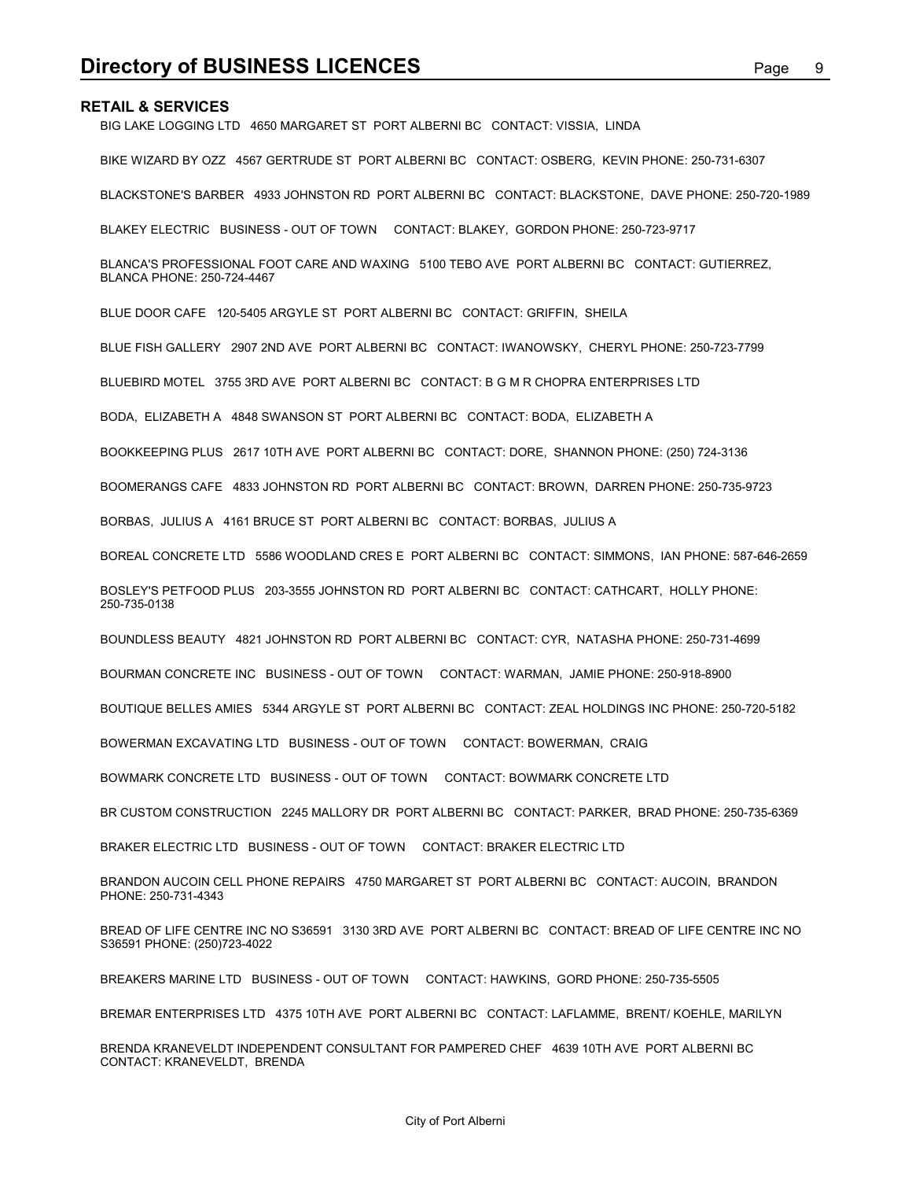## RETAIL & SERVICES

BIG LAKE LOGGING LTD   4650 MARGARET ST  PORT ALBERNI BC   CONTACT: VISSIA,  LINDA

BIKE WIZARD BY OZZ   4567 GERTRUDE ST  PORT ALBERNI BC   CONTACT: OSBERG,  KEVIN PHONE: 250-731-6307

BLACKSTONE'S BARBER   4933 JOHNSTON RD  PORT ALBERNI BC   CONTACT: BLACKSTONE,  DAVE PHONE: 250-720-1989

BLAKEY ELECTRIC   BUSINESS - OUT OF TOWN    CONTACT: BLAKEY,  GORDON PHONE: 250-723-9717

BLANCA'S PROFESSIONAL FOOT CARE AND WAXING   5100 TEBO AVE  PORT ALBERNI BC   CONTACT: GUTIERREZ,  BLANCA PHONE: 250-724-4467

BLUE DOOR CAFE   120-5405 ARGYLE ST  PORT ALBERNI BC   CONTACT: GRIFFIN,  SHEILA

BLUE FISH GALLERY   2907 2ND AVE  PORT ALBERNI BC   CONTACT: IWANOWSKY,  CHERYL PHONE: 250-723-7799

BLUEBIRD MOTEL   3755 3RD AVE  PORT ALBERNI BC   CONTACT: B G M R CHOPRA ENTERPRISES LTD

BODA,  ELIZABETH A   4848 SWANSON ST  PORT ALBERNI BC   CONTACT: BODA,  ELIZABETH A

BOOKKEEPING PLUS   2617 10TH AVE  PORT ALBERNI BC   CONTACT: DORE,  SHANNON PHONE: (250) 724-3136

BOOMERANGS CAFE   4833 JOHNSTON RD  PORT ALBERNI BC   CONTACT: BROWN,  DARREN PHONE: 250-735-9723

BORBAS,  JULIUS A   4161 BRUCE ST  PORT ALBERNI BC   CONTACT: BORBAS,  JULIUS A

BOREAL CONCRETE LTD   5586 WOODLAND CRES E  PORT ALBERNI BC   CONTACT: SIMMONS,  IAN PHONE: 587-646-2659

BOSLEY'S PETFOOD PLUS   203-3555 JOHNSTON RD  PORT ALBERNI BC   CONTACT: CATHCART,  HOLLY PHONE: 250-735-0138

BOUNDLESS BEAUTY   4821 JOHNSTON RD  PORT ALBERNI BC   CONTACT: CYR,  NATASHA PHONE: 250-731-4699

BOURMAN CONCRETE INC   BUSINESS - OUT OF TOWN    CONTACT: WARMAN,  JAMIE PHONE: 250-918-8900

BOUTIQUE BELLES AMIES   5344 ARGYLE ST  PORT ALBERNI BC   CONTACT: ZEAL HOLDINGS INC PHONE: 250-720-5182

BOWERMAN EXCAVATING LTD   BUSINESS - OUT OF TOWN    CONTACT: BOWERMAN,  CRAIG

BOWMARK CONCRETE LTD   BUSINESS - OUT OF TOWN    CONTACT: BOWMARK CONCRETE LTD

BR CUSTOM CONSTRUCTION   2245 MALLORY DR  PORT ALBERNI BC   CONTACT: PARKER,  BRAD PHONE: 250-735-6369

BRAKER ELECTRIC LTD   BUSINESS - OUT OF TOWN    CONTACT: BRAKER ELECTRIC LTD

BRANDON AUCOIN CELL PHONE REPAIRS   4750 MARGARET ST  PORT ALBERNI BC   CONTACT: AUCOIN,  BRANDON PHONE: 250-731-4343

BREAD OF LIFE CENTRE INC NO S36591   3130 3RD AVE  PORT ALBERNI BC   CONTACT: BREAD OF LIFE CENTRE INC NO S36591 PHONE: (250)723-4022

BREAKERS MARINE LTD   BUSINESS - OUT OF TOWN    CONTACT: HAWKINS,  GORD PHONE: 250-735-5505

BREMAR ENTERPRISES LTD   4375 10TH AVE  PORT ALBERNI BC   CONTACT: LAFLAMME,  BRENT/ KOEHLE, MARILYN

BRENDA KRANEVELDT INDEPENDENT CONSULTANT FOR PAMPERED CHEF   4639 10TH AVE  PORT ALBERNI BC   CONTACT: KRANEVELDT,  BRENDA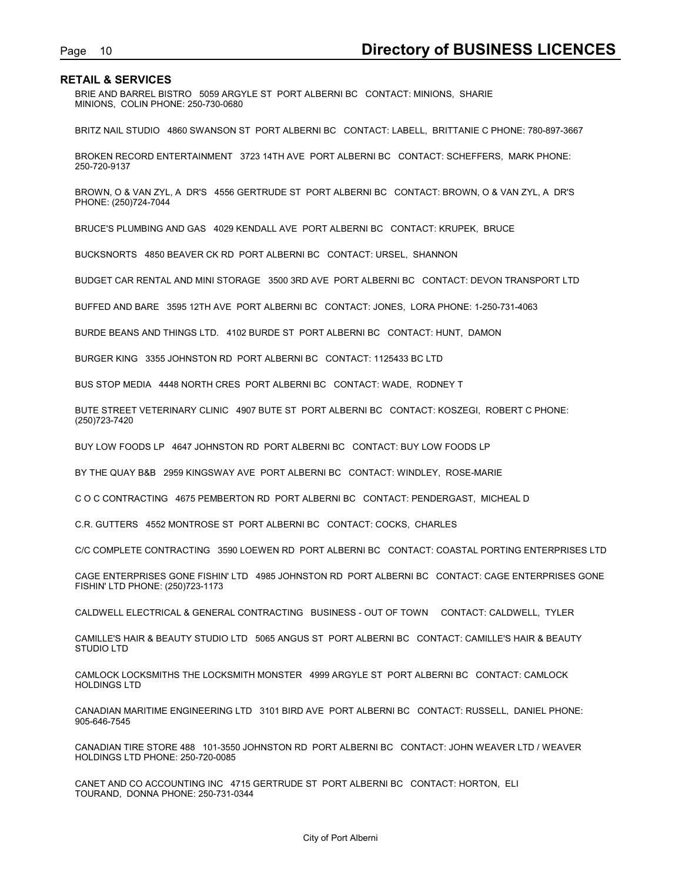## RETAIL & SERVICES

BRIE AND BARREL BISTRO 5059 ARGYLE ST PORT ALBERNI BC CONTACT: MINIONS, SHARIE MINIONS, COLIN PHONE: 250-730-0680

BRITZ NAIL STUDIO 4860 SWANSON ST PORT ALBERNI BC CONTACT: LABELL, BRITTANIE C PHONE: 780-897-3667

BROKEN RECORD ENTERTAINMENT 3723 14TH AVE PORT ALBERNI BC CONTACT: SCHEFFERS, MARK PHONE: 250-720-9137

BROWN, O & VAN ZYL, A DR'S 4556 GERTRUDE ST PORT ALBERNI BC CONTACT: BROWN, O & VAN ZYL, A DR'S PHONE: (250)724-7044

BRUCE'S PLUMBING AND GAS 4029 KENDALL AVE PORT ALBERNI BC CONTACT: KRUPEK, BRUCE

BUCKSNORTS 4850 BEAVER CK RD PORT ALBERNI BC CONTACT: URSEL, SHANNON

BUDGET CAR RENTAL AND MINI STORAGE 3500 3RD AVE PORT ALBERNI BC CONTACT: DEVON TRANSPORT LTD

BUFFED AND BARE 3595 12TH AVE PORT ALBERNI BC CONTACT: JONES, LORA PHONE: 1-250-731-4063

BURDE BEANS AND THINGS LTD. 4102 BURDE ST PORT ALBERNI BC CONTACT: HUNT, DAMON

BURGER KING 3355 JOHNSTON RD PORT ALBERNI BC CONTACT: 1125433 BC LTD

BUS STOP MEDIA 4448 NORTH CRES PORT ALBERNI BC CONTACT: WADE, RODNEY T

BUTE STREET VETERINARY CLINIC 4907 BUTE ST PORT ALBERNI BC CONTACT: KOSZEGI, ROBERT C PHONE: (250)723-7420

BUY LOW FOODS LP 4647 JOHNSTON RD PORT ALBERNI BC CONTACT: BUY LOW FOODS LP

BY THE QUAY B&B 2959 KINGSWAY AVE PORT ALBERNI BC CONTACT: WINDLEY, ROSE-MARIE

C O C CONTRACTING 4675 PEMBERTON RD PORT ALBERNI BC CONTACT: PENDERGAST, MICHEAL D

C.R. GUTTERS 4552 MONTROSE ST PORT ALBERNI BC CONTACT: COCKS, CHARLES

C/C COMPLETE CONTRACTING 3590 LOEWEN RD PORT ALBERNI BC CONTACT: COASTAL PORTING ENTERPRISES LTD

CAGE ENTERPRISES GONE FISHIN' LTD 4985 JOHNSTON RD PORT ALBERNI BC CONTACT: CAGE ENTERPRISES GONE FISHIN' LTD PHONE: (250)723-1173

CALDWELL ELECTRICAL & GENERAL CONTRACTING BUSINESS - OUT OF TOWN CONTACT: CALDWELL, TYLER

CAMILLE'S HAIR & BEAUTY STUDIO LTD 5065 ANGUS ST PORT ALBERNI BC CONTACT: CAMILLE'S HAIR & BEAUTY STUDIO LTD

CAMLOCK LOCKSMITHS THE LOCKSMITH MONSTER 4999 ARGYLE ST PORT ALBERNI BC CONTACT: CAMLOCK HOLDINGS LTD

CANADIAN MARITIME ENGINEERING LTD 3101 BIRD AVE PORT ALBERNI BC CONTACT: RUSSELL, DANIEL PHONE: 905-646-7545

CANADIAN TIRE STORE 488 101-3550 JOHNSTON RD PORT ALBERNI BC CONTACT: JOHN WEAVER LTD / WEAVER HOLDINGS LTD PHONE: 250-720-0085

CANET AND CO ACCOUNTING INC 4715 GERTRUDE ST PORT ALBERNI BC CONTACT: HORTON, ELI TOURAND, DONNA PHONE: 250-731-0344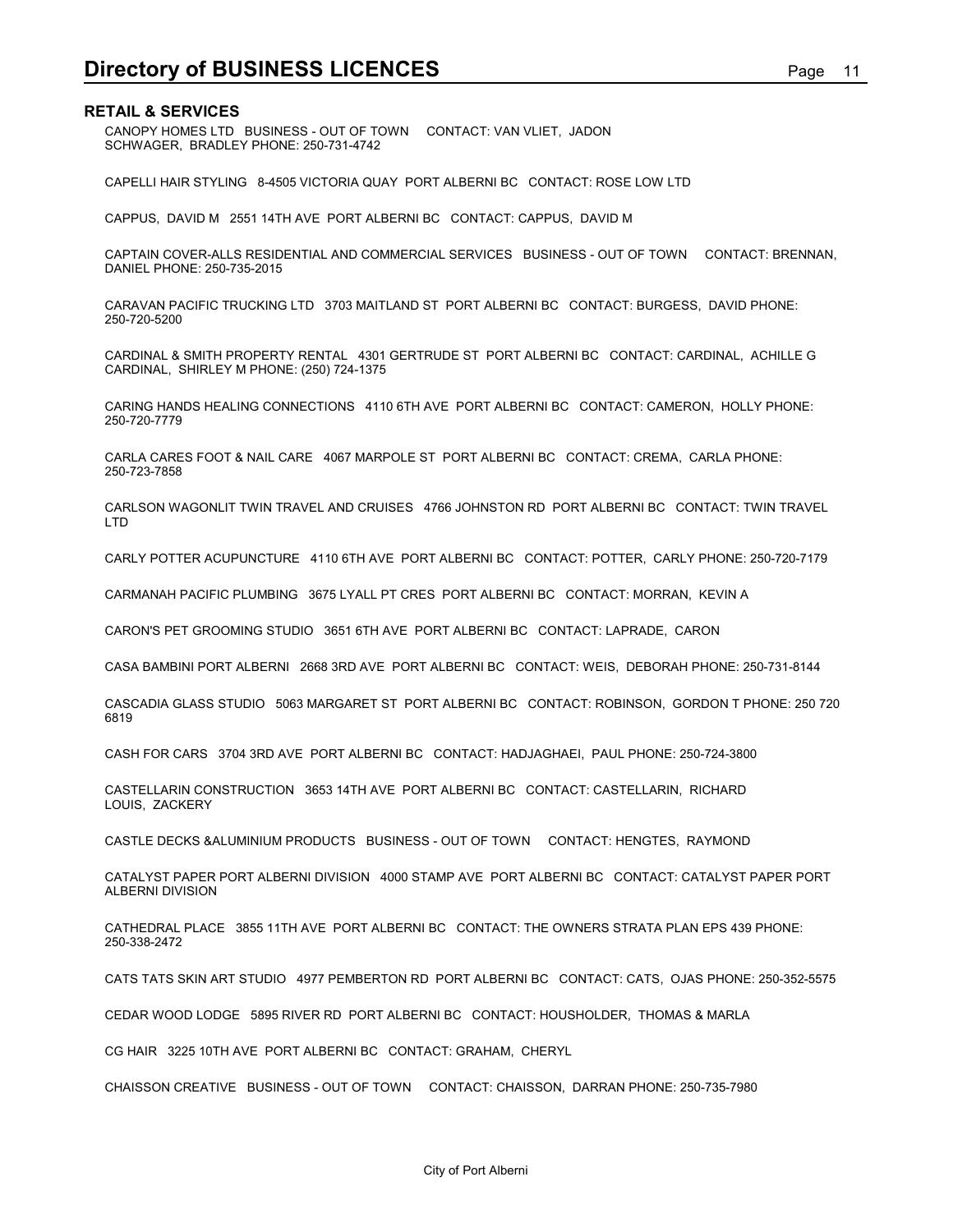## RETAIL & SERVICES

CANOPY HOMES LTD BUSINESS - OUT OF TOWN CONTACT: VAN VLIET, JADON
SCHWAGER, BRADLEY PHONE: 250-731-4742

CAPELLI HAIR STYLING 8-4505 VICTORIA QUAY PORT ALBERNI BC CONTACT: ROSE LOW LTD

CAPPUS, DAVID M 2551 14TH AVE PORT ALBERNI BC CONTACT: CAPPUS, DAVID M

CAPTAIN COVER-ALLS RESIDENTIAL AND COMMERCIAL SERVICES BUSINESS - OUT OF TOWN CONTACT: BRENNAN, DANIEL PHONE: 250-735-2015

CARAVAN PACIFIC TRUCKING LTD 3703 MAITLAND ST PORT ALBERNI BC CONTACT: BURGESS, DAVID PHONE: 250-720-5200

CARDINAL & SMITH PROPERTY RENTAL 4301 GERTRUDE ST PORT ALBERNI BC CONTACT: CARDINAL, ACHILLE G
CARDINAL, SHIRLEY M PHONE: (250) 724-1375

CARING HANDS HEALING CONNECTIONS 4110 6TH AVE PORT ALBERNI BC CONTACT: CAMERON, HOLLY PHONE: 250-720-7779

CARLA CARES FOOT & NAIL CARE 4067 MARPOLE ST PORT ALBERNI BC CONTACT: CREMA, CARLA PHONE: 250-723-7858

CARLSON WAGONLIT TWIN TRAVEL AND CRUISES 4766 JOHNSTON RD PORT ALBERNI BC CONTACT: TWIN TRAVEL LTD

CARLY POTTER ACUPUNCTURE 4110 6TH AVE PORT ALBERNI BC CONTACT: POTTER, CARLY PHONE: 250-720-7179

CARMANAH PACIFIC PLUMBING 3675 LYALL PT CRES PORT ALBERNI BC CONTACT: MORRAN, KEVIN A

CARON'S PET GROOMING STUDIO 3651 6TH AVE PORT ALBERNI BC CONTACT: LAPRADE, CARON

CASA BAMBINI PORT ALBERNI 2668 3RD AVE PORT ALBERNI BC CONTACT: WEIS, DEBORAH PHONE: 250-731-8144

CASCADIA GLASS STUDIO 5063 MARGARET ST PORT ALBERNI BC CONTACT: ROBINSON, GORDON T PHONE: 250 720 6819

CASH FOR CARS 3704 3RD AVE PORT ALBERNI BC CONTACT: HADJAGHAEI, PAUL PHONE: 250-724-3800

CASTELLARIN CONSTRUCTION 3653 14TH AVE PORT ALBERNI BC CONTACT: CASTELLARIN, RICHARD
LOUIS, ZACKERY

CASTLE DECKS &ALUMINIUM PRODUCTS BUSINESS - OUT OF TOWN CONTACT: HENGTES, RAYMOND

CATALYST PAPER PORT ALBERNI DIVISION 4000 STAMP AVE PORT ALBERNI BC CONTACT: CATALYST PAPER PORT ALBERNI DIVISION

CATHEDRAL PLACE 3855 11TH AVE PORT ALBERNI BC CONTACT: THE OWNERS STRATA PLAN EPS 439 PHONE: 250-338-2472

CATS TATS SKIN ART STUDIO 4977 PEMBERTON RD PORT ALBERNI BC CONTACT: CATS, OJAS PHONE: 250-352-5575

CEDAR WOOD LODGE 5895 RIVER RD PORT ALBERNI BC CONTACT: HOUSHOLDER, THOMAS & MARLA

CG HAIR 3225 10TH AVE PORT ALBERNI BC CONTACT: GRAHAM, CHERYL

CHAISSON CREATIVE BUSINESS - OUT OF TOWN CONTACT: CHAISSON, DARRAN PHONE: 250-735-7980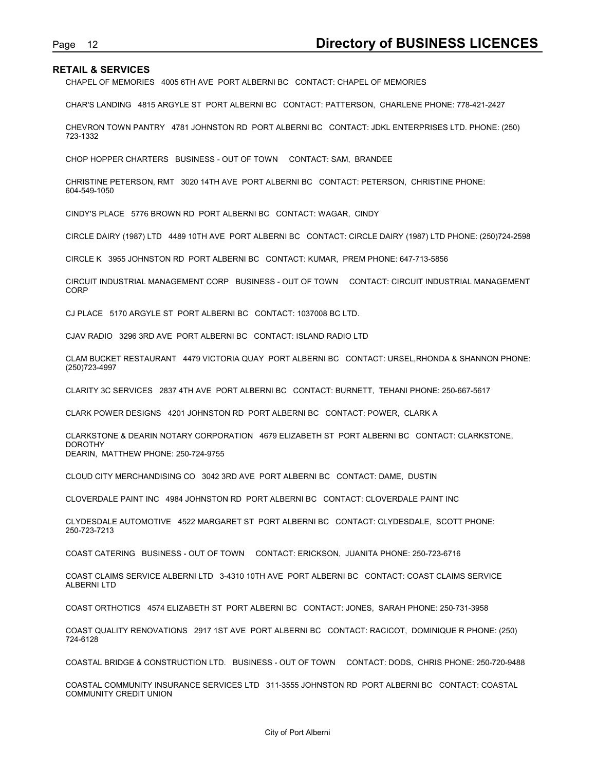## RETAIL & SERVICES

CHAPEL OF MEMORIES 4005 6TH AVE PORT ALBERNI BC CONTACT: CHAPEL OF MEMORIES

CHAR'S LANDING 4815 ARGYLE ST PORT ALBERNI BC CONTACT: PATTERSON, CHARLENE PHONE: 778-421-2427

CHEVRON TOWN PANTRY 4781 JOHNSTON RD PORT ALBERNI BC CONTACT: JDKL ENTERPRISES LTD. PHONE: (250) 723-1332

CHOP HOPPER CHARTERS BUSINESS - OUT OF TOWN CONTACT: SAM, BRANDEE

CHRISTINE PETERSON, RMT 3020 14TH AVE PORT ALBERNI BC CONTACT: PETERSON, CHRISTINE PHONE: 604-549-1050

CINDY'S PLACE 5776 BROWN RD PORT ALBERNI BC CONTACT: WAGAR, CINDY

CIRCLE DAIRY (1987) LTD 4489 10TH AVE PORT ALBERNI BC CONTACT: CIRCLE DAIRY (1987) LTD PHONE: (250)724-2598

CIRCLE K 3955 JOHNSTON RD PORT ALBERNI BC CONTACT: KUMAR, PREM PHONE: 647-713-5856

CIRCUIT INDUSTRIAL MANAGEMENT CORP BUSINESS - OUT OF TOWN CONTACT: CIRCUIT INDUSTRIAL MANAGEMENT CORP

CJ PLACE 5170 ARGYLE ST PORT ALBERNI BC CONTACT: 1037008 BC LTD.

CJAV RADIO 3296 3RD AVE PORT ALBERNI BC CONTACT: ISLAND RADIO LTD

CLAM BUCKET RESTAURANT 4479 VICTORIA QUAY PORT ALBERNI BC CONTACT: URSEL,RHONDA & SHANNON PHONE: (250)723-4997

CLARITY 3C SERVICES 2837 4TH AVE PORT ALBERNI BC CONTACT: BURNETT, TEHANI PHONE: 250-667-5617

CLARK POWER DESIGNS 4201 JOHNSTON RD PORT ALBERNI BC CONTACT: POWER, CLARK A

CLARKSTONE & DEARIN NOTARY CORPORATION 4679 ELIZABETH ST PORT ALBERNI BC CONTACT: CLARKSTONE, DOROTHY
DEARIN, MATTHEW PHONE: 250-724-9755

CLOUD CITY MERCHANDISING CO 3042 3RD AVE PORT ALBERNI BC CONTACT: DAME, DUSTIN

CLOVERDALE PAINT INC 4984 JOHNSTON RD PORT ALBERNI BC CONTACT: CLOVERDALE PAINT INC

CLYDESDALE AUTOMOTIVE 4522 MARGARET ST PORT ALBERNI BC CONTACT: CLYDESDALE, SCOTT PHONE: 250-723-7213

COAST CATERING BUSINESS - OUT OF TOWN CONTACT: ERICKSON, JUANITA PHONE: 250-723-6716

COAST CLAIMS SERVICE ALBERNI LTD 3-4310 10TH AVE PORT ALBERNI BC CONTACT: COAST CLAIMS SERVICE ALBERNI LTD

COAST ORTHOTICS 4574 ELIZABETH ST PORT ALBERNI BC CONTACT: JONES, SARAH PHONE: 250-731-3958

COAST QUALITY RENOVATIONS 2917 1ST AVE PORT ALBERNI BC CONTACT: RACICOT, DOMINIQUE R PHONE: (250) 724-6128

COASTAL BRIDGE & CONSTRUCTION LTD. BUSINESS - OUT OF TOWN CONTACT: DODS, CHRIS PHONE: 250-720-9488

COASTAL COMMUNITY INSURANCE SERVICES LTD 311-3555 JOHNSTON RD PORT ALBERNI BC CONTACT: COASTAL COMMUNITY CREDIT UNION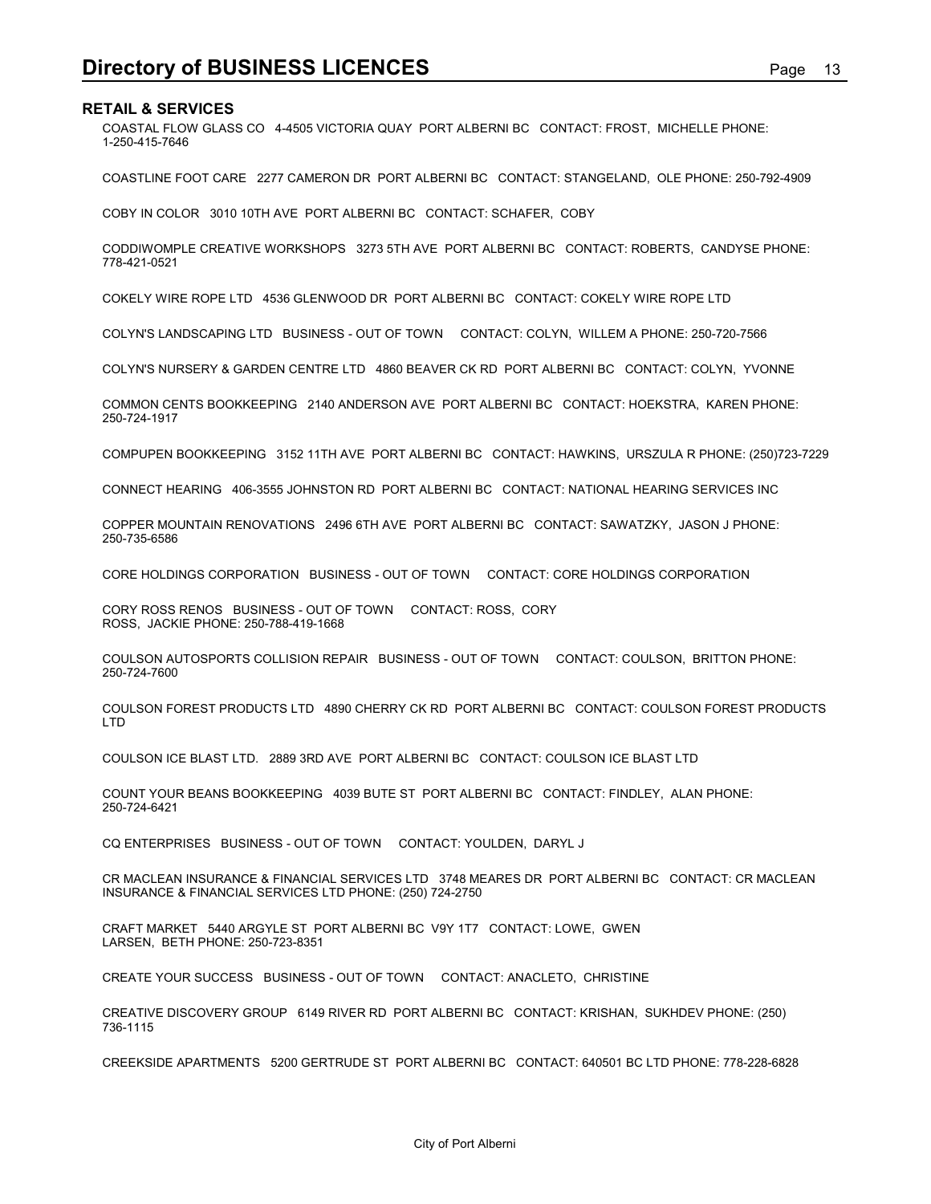## RETAIL & SERVICES

COASTAL FLOW GLASS CO 4-4505 VICTORIA QUAY PORT ALBERNI BC CONTACT: FROST, MICHELLE PHONE: 1-250-415-7646

COASTLINE FOOT CARE 2277 CAMERON DR PORT ALBERNI BC CONTACT: STANGELAND, OLE PHONE: 250-792-4909

COBY IN COLOR 3010 10TH AVE PORT ALBERNI BC CONTACT: SCHAFER, COBY

CODDIWOMPLE CREATIVE WORKSHOPS 3273 5TH AVE PORT ALBERNI BC CONTACT: ROBERTS, CANDYSE PHONE: 778-421-0521

COKELY WIRE ROPE LTD 4536 GLENWOOD DR PORT ALBERNI BC CONTACT: COKELY WIRE ROPE LTD

COLYN'S LANDSCAPING LTD BUSINESS - OUT OF TOWN CONTACT: COLYN, WILLEM A PHONE: 250-720-7566

COLYN'S NURSERY & GARDEN CENTRE LTD 4860 BEAVER CK RD PORT ALBERNI BC CONTACT: COLYN, YVONNE

COMMON CENTS BOOKKEEPING 2140 ANDERSON AVE PORT ALBERNI BC CONTACT: HOEKSTRA, KAREN PHONE: 250-724-1917

COMPUPEN BOOKKEEPING 3152 11TH AVE PORT ALBERNI BC CONTACT: HAWKINS, URSZULA R PHONE: (250)723-7229

CONNECT HEARING 406-3555 JOHNSTON RD PORT ALBERNI BC CONTACT: NATIONAL HEARING SERVICES INC

COPPER MOUNTAIN RENOVATIONS 2496 6TH AVE PORT ALBERNI BC CONTACT: SAWATZKY, JASON J PHONE: 250-735-6586

CORE HOLDINGS CORPORATION BUSINESS - OUT OF TOWN CONTACT: CORE HOLDINGS CORPORATION

CORY ROSS RENOS BUSINESS - OUT OF TOWN CONTACT: ROSS, CORY
ROSS, JACKIE PHONE: 250-788-419-1668

COULSON AUTOSPORTS COLLISION REPAIR BUSINESS - OUT OF TOWN CONTACT: COULSON, BRITTON PHONE: 250-724-7600

COULSON FOREST PRODUCTS LTD 4890 CHERRY CK RD PORT ALBERNI BC CONTACT: COULSON FOREST PRODUCTS LTD

COULSON ICE BLAST LTD. 2889 3RD AVE PORT ALBERNI BC CONTACT: COULSON ICE BLAST LTD

COUNT YOUR BEANS BOOKKEEPING 4039 BUTE ST PORT ALBERNI BC CONTACT: FINDLEY, ALAN PHONE: 250-724-6421

CQ ENTERPRISES BUSINESS - OUT OF TOWN CONTACT: YOULDEN, DARYL J

CR MACLEAN INSURANCE & FINANCIAL SERVICES LTD 3748 MEARES DR PORT ALBERNI BC CONTACT: CR MACLEAN INSURANCE & FINANCIAL SERVICES LTD PHONE: (250) 724-2750

CRAFT MARKET 5440 ARGYLE ST PORT ALBERNI BC V9Y 1T7 CONTACT: LOWE, GWEN
LARSEN, BETH PHONE: 250-723-8351

CREATE YOUR SUCCESS BUSINESS - OUT OF TOWN CONTACT: ANACLETO, CHRISTINE

CREATIVE DISCOVERY GROUP 6149 RIVER RD PORT ALBERNI BC CONTACT: KRISHAN, SUKHDEV PHONE: (250) 736-1115

CREEKSIDE APARTMENTS 5200 GERTRUDE ST PORT ALBERNI BC CONTACT: 640501 BC LTD PHONE: 778-228-6828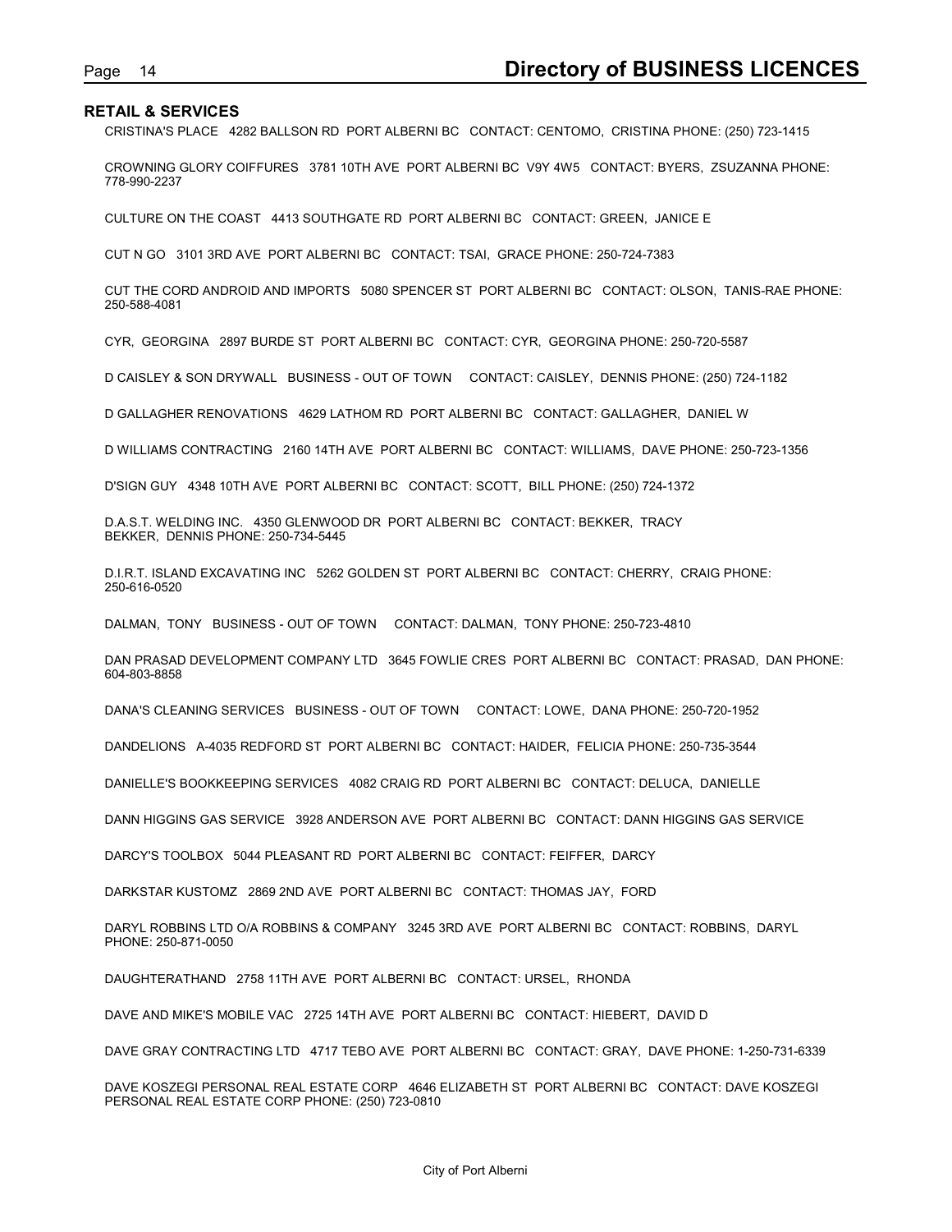## RETAIL & SERVICES

CRISTINA'S PLACE 4282 BALLSON RD PORT ALBERNI BC CONTACT: CENTOMO, CRISTINA PHONE: (250) 723-1415

CROWNING GLORY COIFFURES 3781 10TH AVE PORT ALBERNI BC V9Y 4W5 CONTACT: BYERS, ZSUZANNA PHONE: 778-990-2237

CULTURE ON THE COAST 4413 SOUTHGATE RD PORT ALBERNI BC CONTACT: GREEN, JANICE E

CUT N GO 3101 3RD AVE PORT ALBERNI BC CONTACT: TSAI, GRACE PHONE: 250-724-7383

CUT THE CORD ANDROID AND IMPORTS 5080 SPENCER ST PORT ALBERNI BC CONTACT: OLSON, TANIS-RAE PHONE: 250-588-4081

CYR, GEORGINA 2897 BURDE ST PORT ALBERNI BC CONTACT: CYR, GEORGINA PHONE: 250-720-5587

D CAISLEY & SON DRYWALL BUSINESS - OUT OF TOWN CONTACT: CAISLEY, DENNIS PHONE: (250) 724-1182

D GALLAGHER RENOVATIONS 4629 LATHOM RD PORT ALBERNI BC CONTACT: GALLAGHER, DANIEL W

D WILLIAMS CONTRACTING 2160 14TH AVE PORT ALBERNI BC CONTACT: WILLIAMS, DAVE PHONE: 250-723-1356

D'SIGN GUY 4348 10TH AVE PORT ALBERNI BC CONTACT: SCOTT, BILL PHONE: (250) 724-1372

D.A.S.T. WELDING INC. 4350 GLENWOOD DR PORT ALBERNI BC CONTACT: BEKKER, TRACY
BEKKER, DENNIS PHONE: 250-734-5445

D.I.R.T. ISLAND EXCAVATING INC 5262 GOLDEN ST PORT ALBERNI BC CONTACT: CHERRY, CRAIG PHONE: 250-616-0520

DALMAN, TONY BUSINESS - OUT OF TOWN CONTACT: DALMAN, TONY PHONE: 250-723-4810

DAN PRASAD DEVELOPMENT COMPANY LTD 3645 FOWLIE CRES PORT ALBERNI BC CONTACT: PRASAD, DAN PHONE: 604-803-8858

DANA'S CLEANING SERVICES BUSINESS - OUT OF TOWN CONTACT: LOWE, DANA PHONE: 250-720-1952

DANDELIONS A-4035 REDFORD ST PORT ALBERNI BC CONTACT: HAIDER, FELICIA PHONE: 250-735-3544

DANIELLE'S BOOKKEEPING SERVICES 4082 CRAIG RD PORT ALBERNI BC CONTACT: DELUCA, DANIELLE

DANN HIGGINS GAS SERVICE 3928 ANDERSON AVE PORT ALBERNI BC CONTACT: DANN HIGGINS GAS SERVICE

DARCY'S TOOLBOX 5044 PLEASANT RD PORT ALBERNI BC CONTACT: FEIFFER, DARCY

DARKSTAR KUSTOMZ 2869 2ND AVE PORT ALBERNI BC CONTACT: THOMAS JAY, FORD

DARYL ROBBINS LTD O/A ROBBINS & COMPANY 3245 3RD AVE PORT ALBERNI BC CONTACT: ROBBINS, DARYL PHONE: 250-871-0050

DAUGHTERATHAND 2758 11TH AVE PORT ALBERNI BC CONTACT: URSEL, RHONDA

DAVE AND MIKE'S MOBILE VAC 2725 14TH AVE PORT ALBERNI BC CONTACT: HIEBERT, DAVID D

DAVE GRAY CONTRACTING LTD 4717 TEBO AVE PORT ALBERNI BC CONTACT: GRAY, DAVE PHONE: 1-250-731-6339

DAVE KOSZEGI PERSONAL REAL ESTATE CORP 4646 ELIZABETH ST PORT ALBERNI BC CONTACT: DAVE KOSZEGI PERSONAL REAL ESTATE CORP PHONE: (250) 723-0810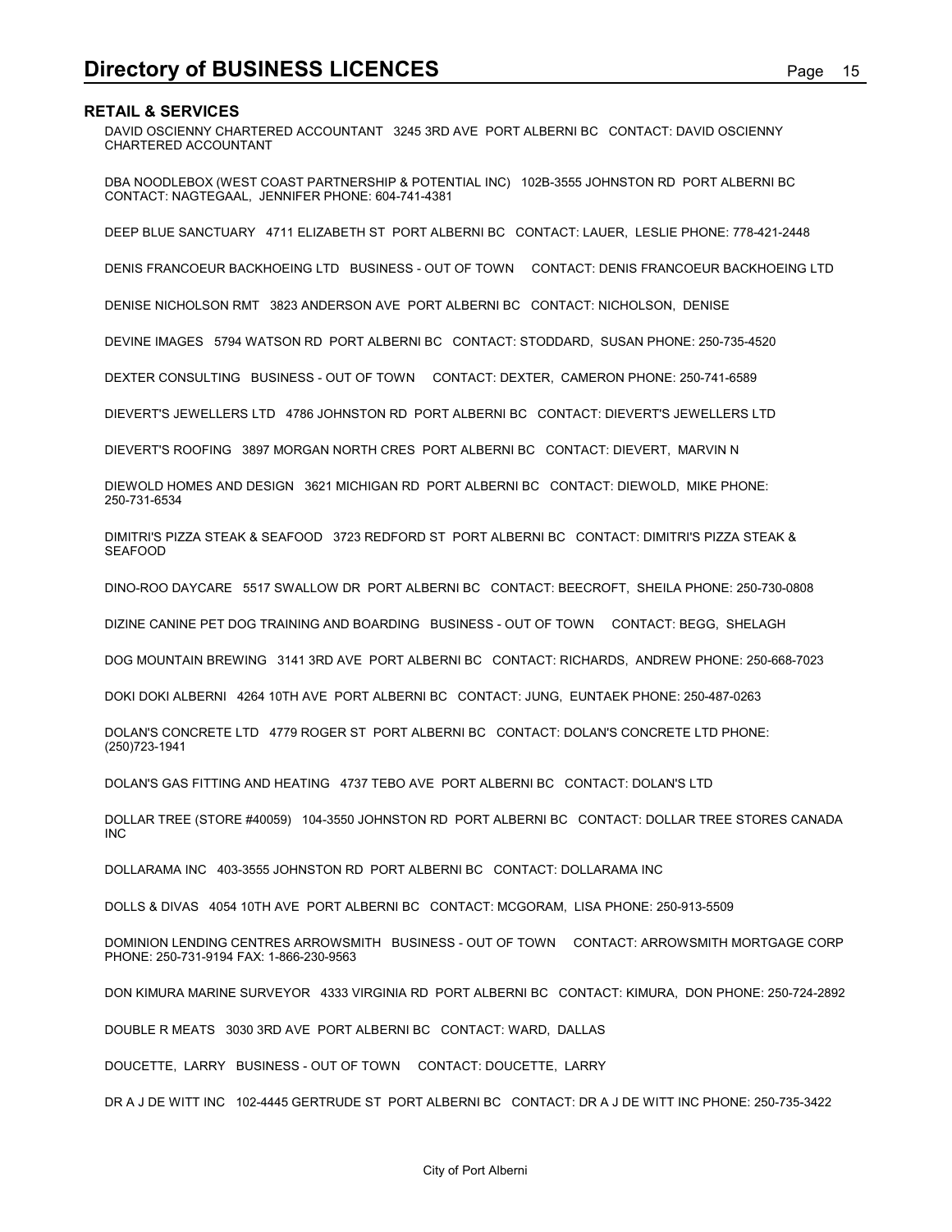## RETAIL & SERVICES

DAVID OSCIENNY CHARTERED ACCOUNTANT 3245 3RD AVE PORT ALBERNI BC CONTACT: DAVID OSCIENNY CHARTERED ACCOUNTANT

DBA NOODLEBOX (WEST COAST PARTNERSHIP & POTENTIAL INC) 102B-3555 JOHNSTON RD PORT ALBERNI BC CONTACT: NAGTEGAAL, JENNIFER PHONE: 604-741-4381

DEEP BLUE SANCTUARY 4711 ELIZABETH ST PORT ALBERNI BC CONTACT: LAUER, LESLIE PHONE: 778-421-2448

DENIS FRANCOEUR BACKHOEING LTD BUSINESS - OUT OF TOWN CONTACT: DENIS FRANCOEUR BACKHOEING LTD

DENISE NICHOLSON RMT 3823 ANDERSON AVE PORT ALBERNI BC CONTACT: NICHOLSON, DENISE

DEVINE IMAGES 5794 WATSON RD PORT ALBERNI BC CONTACT: STODDARD, SUSAN PHONE: 250-735-4520

DEXTER CONSULTING BUSINESS - OUT OF TOWN CONTACT: DEXTER, CAMERON PHONE: 250-741-6589

DIEVERT'S JEWELLERS LTD 4786 JOHNSTON RD PORT ALBERNI BC CONTACT: DIEVERT'S JEWELLERS LTD

DIEVERT'S ROOFING 3897 MORGAN NORTH CRES PORT ALBERNI BC CONTACT: DIEVERT, MARVIN N

DIEWOLD HOMES AND DESIGN 3621 MICHIGAN RD PORT ALBERNI BC CONTACT: DIEWOLD, MIKE PHONE: 250-731-6534

DIMITRI'S PIZZA STEAK & SEAFOOD 3723 REDFORD ST PORT ALBERNI BC CONTACT: DIMITRI'S PIZZA STEAK & SEAFOOD

DINO-ROO DAYCARE 5517 SWALLOW DR PORT ALBERNI BC CONTACT: BEECROFT, SHEILA PHONE: 250-730-0808

DIZINE CANINE PET DOG TRAINING AND BOARDING BUSINESS - OUT OF TOWN CONTACT: BEGG, SHELAGH

DOG MOUNTAIN BREWING 3141 3RD AVE PORT ALBERNI BC CONTACT: RICHARDS, ANDREW PHONE: 250-668-7023

DOKI DOKI ALBERNI 4264 10TH AVE PORT ALBERNI BC CONTACT: JUNG, EUNTAEK PHONE: 250-487-0263

DOLAN'S CONCRETE LTD 4779 ROGER ST PORT ALBERNI BC CONTACT: DOLAN'S CONCRETE LTD PHONE: (250)723-1941

DOLAN'S GAS FITTING AND HEATING 4737 TEBO AVE PORT ALBERNI BC CONTACT: DOLAN'S LTD

DOLLAR TREE (STORE #40059) 104-3550 JOHNSTON RD PORT ALBERNI BC CONTACT: DOLLAR TREE STORES CANADA INC

DOLLARAMA INC 403-3555 JOHNSTON RD PORT ALBERNI BC CONTACT: DOLLARAMA INC

DOLLS & DIVAS 4054 10TH AVE PORT ALBERNI BC CONTACT: MCGORAM, LISA PHONE: 250-913-5509

DOMINION LENDING CENTRES ARROWSMITH BUSINESS - OUT OF TOWN CONTACT: ARROWSMITH MORTGAGE CORP PHONE: 250-731-9194 FAX: 1-866-230-9563

DON KIMURA MARINE SURVEYOR 4333 VIRGINIA RD PORT ALBERNI BC CONTACT: KIMURA, DON PHONE: 250-724-2892

DOUBLE R MEATS 3030 3RD AVE PORT ALBERNI BC CONTACT: WARD, DALLAS

DOUCETTE, LARRY BUSINESS - OUT OF TOWN CONTACT: DOUCETTE, LARRY

DR A J DE WITT INC 102-4445 GERTRUDE ST PORT ALBERNI BC CONTACT: DR A J DE WITT INC PHONE: 250-735-3422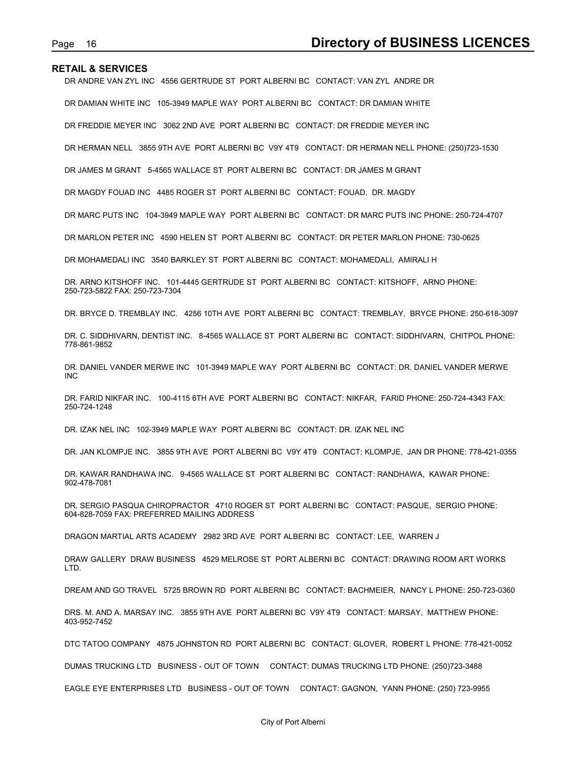## RETAIL & SERVICES

DR ANDRE VAN ZYL INC   4556 GERTRUDE ST  PORT ALBERNI BC   CONTACT: VAN ZYL  ANDRE DR

DR DAMIAN WHITE INC   105-3949 MAPLE WAY  PORT ALBERNI BC   CONTACT: DR DAMIAN WHITE

DR FREDDIE MEYER INC   3062 2ND AVE  PORT ALBERNI BC   CONTACT: DR FREDDIE MEYER INC

DR HERMAN NELL   3855 9TH AVE  PORT ALBERNI BC  V9Y 4T9   CONTACT: DR HERMAN NELL PHONE: (250)723-1530

DR JAMES M GRANT   5-4565 WALLACE ST  PORT ALBERNI BC   CONTACT: DR JAMES M GRANT

DR MAGDY FOUAD INC   4485 ROGER ST  PORT ALBERNI BC   CONTACT: FOUAD,  DR. MAGDY

DR MARC PUTS INC   104-3949 MAPLE WAY  PORT ALBERNI BC   CONTACT: DR MARC PUTS INC PHONE: 250-724-4707

DR MARLON PETER INC   4590 HELEN ST  PORT ALBERNI BC   CONTACT: DR PETER MARLON PHONE: 730-0625

DR MOHAMEDALI INC   3540 BARKLEY ST  PORT ALBERNI BC   CONTACT: MOHAMEDALI,  AMIRALI H

DR. ARNO KITSHOFF INC.   101-4445 GERTRUDE ST  PORT ALBERNI BC   CONTACT: KITSHOFF,  ARNO PHONE: 250-723-5822 FAX: 250-723-7304

DR. BRYCE D. TREMBLAY INC.   4256 10TH AVE  PORT ALBERNI BC   CONTACT: TREMBLAY,  BRYCE PHONE: 250-618-3097

DR. C. SIDDHIVARN, DENTIST INC.   8-4565 WALLACE ST  PORT ALBERNI BC   CONTACT: SIDDHIVARN,  CHITPOL PHONE: 778-861-9852

DR. DANIEL VANDER MERWE INC   101-3949 MAPLE WAY  PORT ALBERNI BC   CONTACT: DR. DANIEL VANDER MERWE INC

DR. FARID NIKFAR INC.   100-4115 6TH AVE  PORT ALBERNI BC   CONTACT: NIKFAR,  FARID PHONE: 250-724-4343 FAX: 250-724-1248

DR. IZAK NEL INC   102-3949 MAPLE WAY  PORT ALBERNI BC   CONTACT: DR. IZAK NEL INC

DR. JAN KLOMPJE INC.   3855 9TH AVE  PORT ALBERNI BC  V9Y 4T9   CONTACT: KLOMPJE,  JAN DR PHONE: 778-421-0355

DR. KAWAR RANDHAWA INC.   9-4565 WALLACE ST  PORT ALBERNI BC   CONTACT: RANDHAWA,  KAWAR PHONE: 902-478-7081

DR. SERGIO PASQUA CHIROPRACTOR   4710 ROGER ST  PORT ALBERNI BC   CONTACT: PASQUE,  SERGIO PHONE: 604-828-7059 FAX: PREFERRED MAILING ADDRESS

DRAGON MARTIAL ARTS ACADEMY   2982 3RD AVE  PORT ALBERNI BC   CONTACT: LEE,  WARREN J

DRAW GALLERY  DRAW BUSINESS   4529 MELROSE ST  PORT ALBERNI BC   CONTACT: DRAWING ROOM ART WORKS LTD.

DREAM AND GO TRAVEL   5725 BROWN RD  PORT ALBERNI BC   CONTACT: BACHMEIER,  NANCY L PHONE: 250-723-0360

DRS. M. AND A. MARSAY INC.   3855 9TH AVE  PORT ALBERNI BC  V9Y 4T9   CONTACT: MARSAY,  MATTHEW PHONE: 403-952-7452

DTC TATOO COMPANY   4875 JOHNSTON RD  PORT ALBERNI BC   CONTACT: GLOVER,  ROBERT L PHONE: 778-421-0052

DUMAS TRUCKING LTD   BUSINESS - OUT OF TOWN    CONTACT: DUMAS TRUCKING LTD PHONE: (250)723-3488

EAGLE EYE ENTERPRISES LTD   BUSINESS - OUT OF TOWN    CONTACT: GAGNON,  YANN PHONE: (250) 723-9955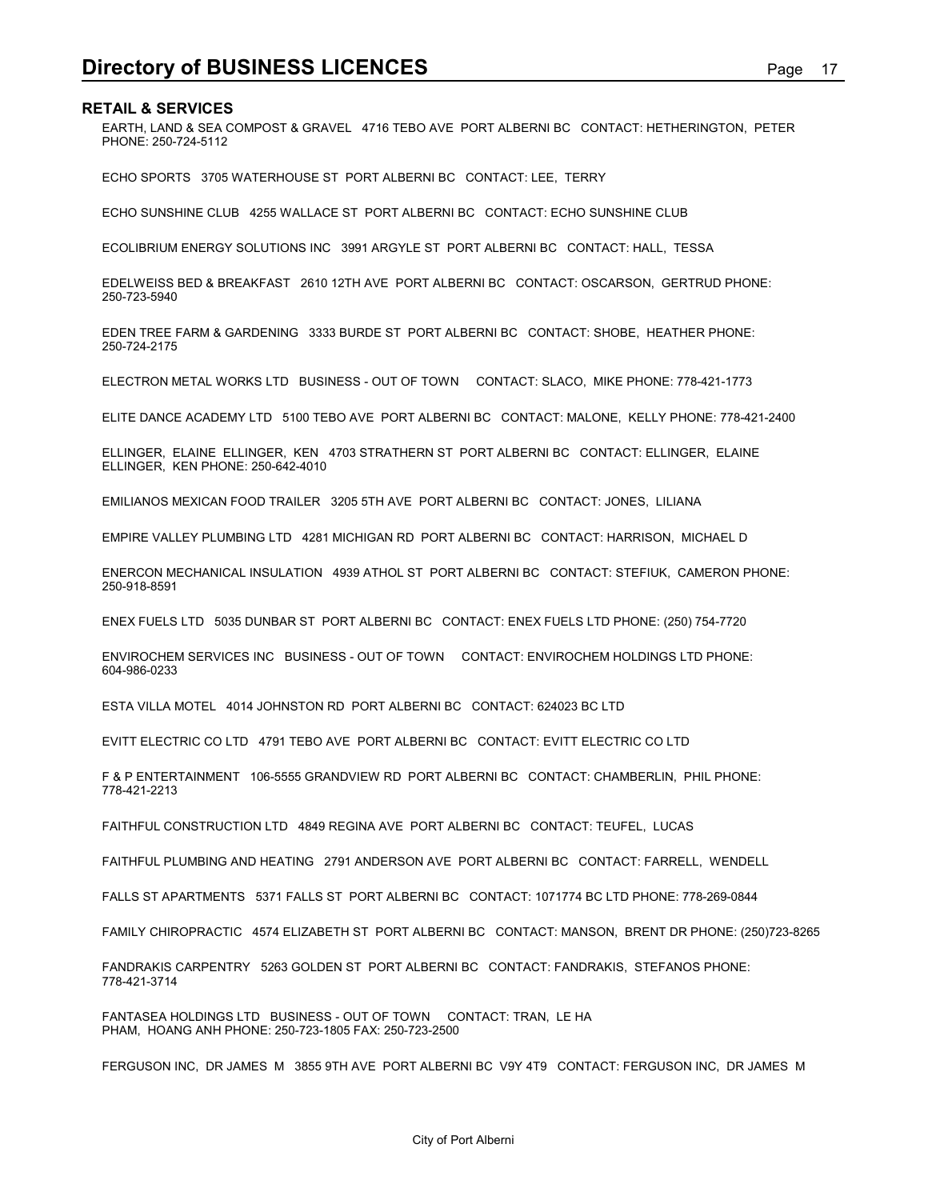## RETAIL & SERVICES

EARTH, LAND & SEA COMPOST & GRAVEL 4716 TEBO AVE PORT ALBERNI BC CONTACT: HETHERINGTON, PETER PHONE: 250-724-5112

ECHO SPORTS 3705 WATERHOUSE ST PORT ALBERNI BC CONTACT: LEE, TERRY

ECHO SUNSHINE CLUB 4255 WALLACE ST PORT ALBERNI BC CONTACT: ECHO SUNSHINE CLUB

ECOLIBRIUM ENERGY SOLUTIONS INC 3991 ARGYLE ST PORT ALBERNI BC CONTACT: HALL, TESSA

EDELWEISS BED & BREAKFAST 2610 12TH AVE PORT ALBERNI BC CONTACT: OSCARSON, GERTRUD PHONE: 250-723-5940

EDEN TREE FARM & GARDENING 3333 BURDE ST PORT ALBERNI BC CONTACT: SHOBE, HEATHER PHONE: 250-724-2175

ELECTRON METAL WORKS LTD BUSINESS - OUT OF TOWN CONTACT: SLACO, MIKE PHONE: 778-421-1773

ELITE DANCE ACADEMY LTD 5100 TEBO AVE PORT ALBERNI BC CONTACT: MALONE, KELLY PHONE: 778-421-2400

ELLINGER, ELAINE ELLINGER, KEN 4703 STRATHERN ST PORT ALBERNI BC CONTACT: ELLINGER, ELAINE ELLINGER, KEN PHONE: 250-642-4010

EMILIANOS MEXICAN FOOD TRAILER 3205 5TH AVE PORT ALBERNI BC CONTACT: JONES, LILIANA

EMPIRE VALLEY PLUMBING LTD 4281 MICHIGAN RD PORT ALBERNI BC CONTACT: HARRISON, MICHAEL D

ENERCON MECHANICAL INSULATION 4939 ATHOL ST PORT ALBERNI BC CONTACT: STEFIUK, CAMERON PHONE: 250-918-8591

ENEX FUELS LTD 5035 DUNBAR ST PORT ALBERNI BC CONTACT: ENEX FUELS LTD PHONE: (250) 754-7720

ENVIROCHEM SERVICES INC BUSINESS - OUT OF TOWN CONTACT: ENVIROCHEM HOLDINGS LTD PHONE: 604-986-0233

ESTA VILLA MOTEL 4014 JOHNSTON RD PORT ALBERNI BC CONTACT: 624023 BC LTD

EVITT ELECTRIC CO LTD 4791 TEBO AVE PORT ALBERNI BC CONTACT: EVITT ELECTRIC CO LTD

F & P ENTERTAINMENT 106-5555 GRANDVIEW RD PORT ALBERNI BC CONTACT: CHAMBERLIN, PHIL PHONE: 778-421-2213

FAITHFUL CONSTRUCTION LTD 4849 REGINA AVE PORT ALBERNI BC CONTACT: TEUFEL, LUCAS

FAITHFUL PLUMBING AND HEATING 2791 ANDERSON AVE PORT ALBERNI BC CONTACT: FARRELL, WENDELL

FALLS ST APARTMENTS 5371 FALLS ST PORT ALBERNI BC CONTACT: 1071774 BC LTD PHONE: 778-269-0844

FAMILY CHIROPRACTIC 4574 ELIZABETH ST PORT ALBERNI BC CONTACT: MANSON, BRENT DR PHONE: (250)723-8265

FANDRAKIS CARPENTRY 5263 GOLDEN ST PORT ALBERNI BC CONTACT: FANDRAKIS, STEFANOS PHONE: 778-421-3714

FANTASEA HOLDINGS LTD BUSINESS - OUT OF TOWN CONTACT: TRAN, LE HA PHAM, HOANG ANH PHONE: 250-723-1805 FAX: 250-723-2500

FERGUSON INC, DR JAMES M 3855 9TH AVE PORT ALBERNI BC V9Y 4T9 CONTACT: FERGUSON INC, DR JAMES M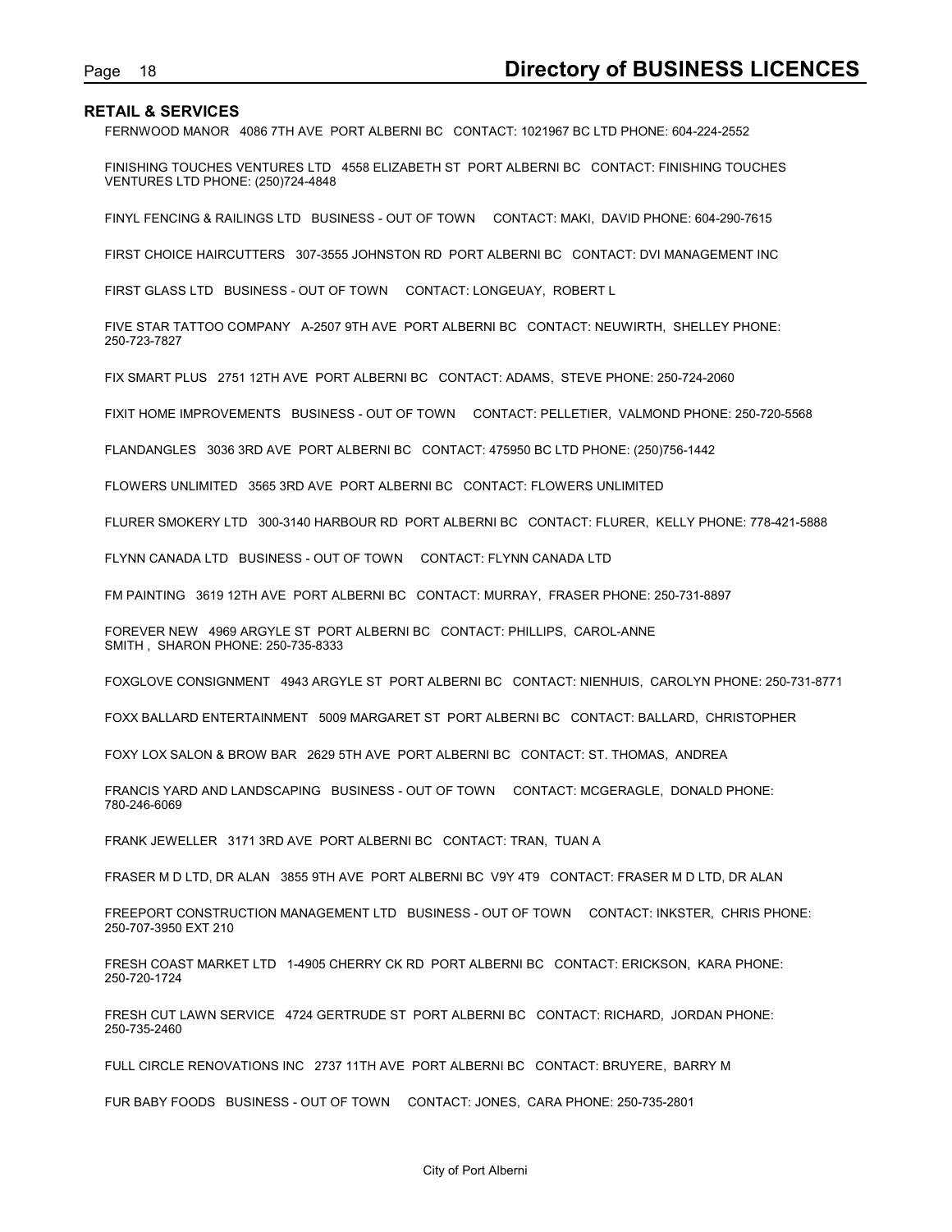## RETAIL & SERVICES

FERNWOOD MANOR 4086 7TH AVE PORT ALBERNI BC CONTACT: 1021967 BC LTD PHONE: 604-224-2552

FINISHING TOUCHES VENTURES LTD 4558 ELIZABETH ST PORT ALBERNI BC CONTACT: FINISHING TOUCHES VENTURES LTD PHONE: (250)724-4848

FINYL FENCING & RAILINGS LTD BUSINESS - OUT OF TOWN CONTACT: MAKI, DAVID PHONE: 604-290-7615

FIRST CHOICE HAIRCUTTERS 307-3555 JOHNSTON RD PORT ALBERNI BC CONTACT: DVI MANAGEMENT INC

FIRST GLASS LTD BUSINESS - OUT OF TOWN CONTACT: LONGEUAY, ROBERT L

FIVE STAR TATTOO COMPANY A-2507 9TH AVE PORT ALBERNI BC CONTACT: NEUWIRTH, SHELLEY PHONE: 250-723-7827

FIX SMART PLUS 2751 12TH AVE PORT ALBERNI BC CONTACT: ADAMS, STEVE PHONE: 250-724-2060

FIXIT HOME IMPROVEMENTS BUSINESS - OUT OF TOWN CONTACT: PELLETIER, VALMOND PHONE: 250-720-5568

FLANDANGLES 3036 3RD AVE PORT ALBERNI BC CONTACT: 475950 BC LTD PHONE: (250)756-1442

FLOWERS UNLIMITED 3565 3RD AVE PORT ALBERNI BC CONTACT: FLOWERS UNLIMITED

FLURER SMOKERY LTD 300-3140 HARBOUR RD PORT ALBERNI BC CONTACT: FLURER, KELLY PHONE: 778-421-5888

FLYNN CANADA LTD BUSINESS - OUT OF TOWN CONTACT: FLYNN CANADA LTD

FM PAINTING 3619 12TH AVE PORT ALBERNI BC CONTACT: MURRAY, FRASER PHONE: 250-731-8897

FOREVER NEW 4969 ARGYLE ST PORT ALBERNI BC CONTACT: PHILLIPS, CAROL-ANNE SMITH , SHARON PHONE: 250-735-8333

FOXGLOVE CONSIGNMENT 4943 ARGYLE ST PORT ALBERNI BC CONTACT: NIENHUIS, CAROLYN PHONE: 250-731-8771

FOXX BALLARD ENTERTAINMENT 5009 MARGARET ST PORT ALBERNI BC CONTACT: BALLARD, CHRISTOPHER

FOXY LOX SALON & BROW BAR 2629 5TH AVE PORT ALBERNI BC CONTACT: ST. THOMAS, ANDREA

FRANCIS YARD AND LANDSCAPING BUSINESS - OUT OF TOWN CONTACT: MCGERAGLE, DONALD PHONE: 780-246-6069

FRANK JEWELLER 3171 3RD AVE PORT ALBERNI BC CONTACT: TRAN, TUAN A

FRASER M D LTD, DR ALAN 3855 9TH AVE PORT ALBERNI BC V9Y 4T9 CONTACT: FRASER M D LTD, DR ALAN

FREEPORT CONSTRUCTION MANAGEMENT LTD BUSINESS - OUT OF TOWN CONTACT: INKSTER, CHRIS PHONE: 250-707-3950 EXT 210

FRESH COAST MARKET LTD 1-4905 CHERRY CK RD PORT ALBERNI BC CONTACT: ERICKSON, KARA PHONE: 250-720-1724

FRESH CUT LAWN SERVICE 4724 GERTRUDE ST PORT ALBERNI BC CONTACT: RICHARD, JORDAN PHONE: 250-735-2460

FULL CIRCLE RENOVATIONS INC 2737 11TH AVE PORT ALBERNI BC CONTACT: BRUYERE, BARRY M

FUR BABY FOODS BUSINESS - OUT OF TOWN CONTACT: JONES, CARA PHONE: 250-735-2801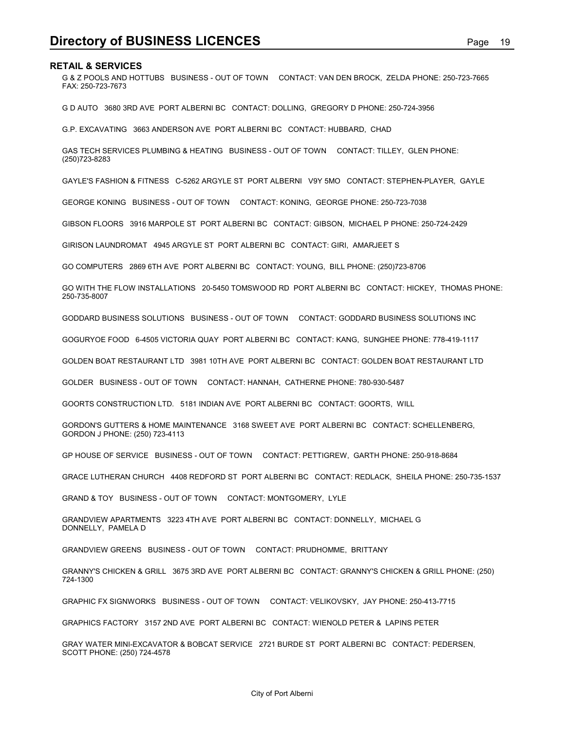## RETAIL & SERVICES

G & Z POOLS AND HOTTUBS   BUSINESS - OUT OF TOWN   CONTACT: VAN DEN BROCK, ZELDA PHONE: 250-723-7665 FAX: 250-723-7673

G D AUTO   3680 3RD AVE  PORT ALBERNI BC   CONTACT: DOLLING, GREGORY D PHONE: 250-724-3956

G.P. EXCAVATING   3663 ANDERSON AVE  PORT ALBERNI BC   CONTACT: HUBBARD, CHAD

GAS TECH SERVICES PLUMBING & HEATING   BUSINESS - OUT OF TOWN   CONTACT: TILLEY, GLEN PHONE: (250)723-8283

GAYLE'S FASHION & FITNESS   C-5262 ARGYLE ST  PORT ALBERNI   V9Y 5MO   CONTACT: STEPHEN-PLAYER, GAYLE

GEORGE KONING   BUSINESS - OUT OF TOWN   CONTACT: KONING, GEORGE PHONE: 250-723-7038

GIBSON FLOORS   3916 MARPOLE ST  PORT ALBERNI BC   CONTACT: GIBSON, MICHAEL P PHONE: 250-724-2429

GIRISON LAUNDROMAT   4945 ARGYLE ST  PORT ALBERNI BC   CONTACT: GIRI, AMARJEET S

GO COMPUTERS   2869 6TH AVE  PORT ALBERNI BC   CONTACT: YOUNG, BILL PHONE: (250)723-8706

GO WITH THE FLOW INSTALLATIONS   20-5450 TOMSWOOD RD  PORT ALBERNI BC   CONTACT: HICKEY, THOMAS PHONE: 250-735-8007

GODDARD BUSINESS SOLUTIONS   BUSINESS - OUT OF TOWN   CONTACT: GODDARD BUSINESS SOLUTIONS INC

GOGURYOE FOOD   6-4505 VICTORIA QUAY  PORT ALBERNI BC   CONTACT: KANG, SUNGHEE PHONE: 778-419-1117

GOLDEN BOAT RESTAURANT LTD   3981 10TH AVE  PORT ALBERNI BC   CONTACT: GOLDEN BOAT RESTAURANT LTD

GOLDER   BUSINESS - OUT OF TOWN   CONTACT: HANNAH, CATHERNE PHONE: 780-930-5487

GOORTS CONSTRUCTION LTD.   5181 INDIAN AVE  PORT ALBERNI BC   CONTACT: GOORTS, WILL

GORDON'S GUTTERS & HOME MAINTENANCE   3168 SWEET AVE  PORT ALBERNI BC   CONTACT: SCHELLENBERG, GORDON J PHONE: (250) 723-4113

GP HOUSE OF SERVICE   BUSINESS - OUT OF TOWN   CONTACT: PETTIGREW, GARTH PHONE: 250-918-8684

GRACE LUTHERAN CHURCH   4408 REDFORD ST  PORT ALBERNI BC   CONTACT: REDLACK, SHEILA PHONE: 250-735-1537

GRAND & TOY   BUSINESS - OUT OF TOWN   CONTACT: MONTGOMERY, LYLE

GRANDVIEW APARTMENTS   3223 4TH AVE  PORT ALBERNI BC   CONTACT: DONNELLY, MICHAEL G
DONNELLY, PAMELA D

GRANDVIEW GREENS   BUSINESS - OUT OF TOWN   CONTACT: PRUDHOMME, BRITTANY

GRANNY'S CHICKEN & GRILL   3675 3RD AVE  PORT ALBERNI BC   CONTACT: GRANNY'S CHICKEN & GRILL PHONE: (250) 724-1300

GRAPHIC FX SIGNWORKS   BUSINESS - OUT OF TOWN   CONTACT: VELIKOVSKY, JAY PHONE: 250-413-7715

GRAPHICS FACTORY   3157 2ND AVE  PORT ALBERNI BC   CONTACT: WIENOLD PETER & LAPINS PETER

GRAY WATER MINI-EXCAVATOR & BOBCAT SERVICE   2721 BURDE ST  PORT ALBERNI BC   CONTACT: PEDERSEN, SCOTT PHONE: (250) 724-4578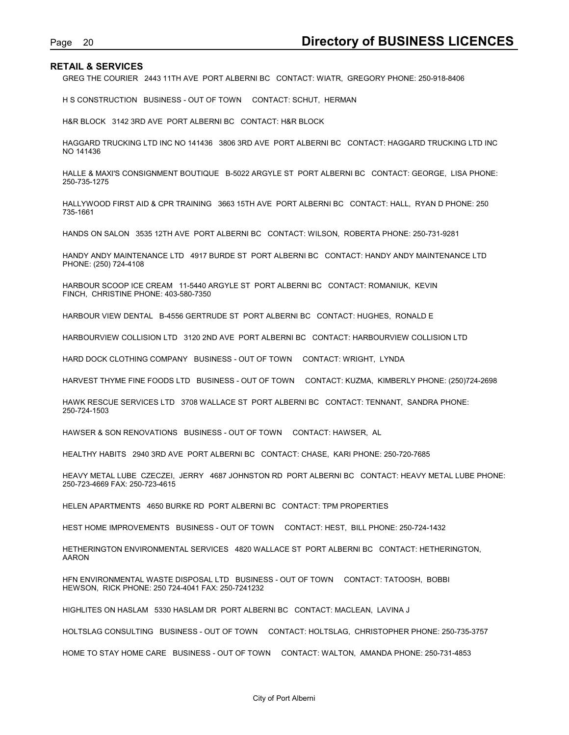## RETAIL & SERVICES

GREG THE COURIER 2443 11TH AVE PORT ALBERNI BC CONTACT: WIATR, GREGORY PHONE: 250-918-8406

H S CONSTRUCTION BUSINESS - OUT OF TOWN CONTACT: SCHUT, HERMAN

H&R BLOCK 3142 3RD AVE PORT ALBERNI BC CONTACT: H&R BLOCK

HAGGARD TRUCKING LTD INC NO 141436 3806 3RD AVE PORT ALBERNI BC CONTACT: HAGGARD TRUCKING LTD INC NO 141436

HALLE & MAXI'S CONSIGNMENT BOUTIQUE B-5022 ARGYLE ST PORT ALBERNI BC CONTACT: GEORGE, LISA PHONE: 250-735-1275

HALLYWOOD FIRST AID & CPR TRAINING 3663 15TH AVE PORT ALBERNI BC CONTACT: HALL, RYAN D PHONE: 250 735-1661

HANDS ON SALON 3535 12TH AVE PORT ALBERNI BC CONTACT: WILSON, ROBERTA PHONE: 250-731-9281

HANDY ANDY MAINTENANCE LTD 4917 BURDE ST PORT ALBERNI BC CONTACT: HANDY ANDY MAINTENANCE LTD PHONE: (250) 724-4108

HARBOUR SCOOP ICE CREAM 11-5440 ARGYLE ST PORT ALBERNI BC CONTACT: ROMANIUK, KEVIN FINCH, CHRISTINE PHONE: 403-580-7350

HARBOUR VIEW DENTAL B-4556 GERTRUDE ST PORT ALBERNI BC CONTACT: HUGHES, RONALD E

HARBOURVIEW COLLISION LTD 3120 2ND AVE PORT ALBERNI BC CONTACT: HARBOURVIEW COLLISION LTD

HARD DOCK CLOTHING COMPANY BUSINESS - OUT OF TOWN CONTACT: WRIGHT, LYNDA

HARVEST THYME FINE FOODS LTD BUSINESS - OUT OF TOWN CONTACT: KUZMA, KIMBERLY PHONE: (250)724-2698

HAWK RESCUE SERVICES LTD 3708 WALLACE ST PORT ALBERNI BC CONTACT: TENNANT, SANDRA PHONE: 250-724-1503

HAWSER & SON RENOVATIONS BUSINESS - OUT OF TOWN CONTACT: HAWSER, AL

HEALTHY HABITS 2940 3RD AVE PORT ALBERNI BC CONTACT: CHASE, KARI PHONE: 250-720-7685

HEAVY METAL LUBE CZECZEI, JERRY 4687 JOHNSTON RD PORT ALBERNI BC CONTACT: HEAVY METAL LUBE PHONE: 250-723-4669 FAX: 250-723-4615

HELEN APARTMENTS 4650 BURKE RD PORT ALBERNI BC CONTACT: TPM PROPERTIES

HEST HOME IMPROVEMENTS BUSINESS - OUT OF TOWN CONTACT: HEST, BILL PHONE: 250-724-1432

HETHERINGTON ENVIRONMENTAL SERVICES 4820 WALLACE ST PORT ALBERNI BC CONTACT: HETHERINGTON, AARON

HFN ENVIRONMENTAL WASTE DISPOSAL LTD BUSINESS - OUT OF TOWN CONTACT: TATOOSH, BOBBI HEWSON, RICK PHONE: 250 724-4041 FAX: 250-7241232

HIGHLITES ON HASLAM 5330 HASLAM DR PORT ALBERNI BC CONTACT: MACLEAN, LAVINA J

HOLTSLAG CONSULTING BUSINESS - OUT OF TOWN CONTACT: HOLTSLAG, CHRISTOPHER PHONE: 250-735-3757

HOME TO STAY HOME CARE BUSINESS - OUT OF TOWN CONTACT: WALTON, AMANDA PHONE: 250-731-4853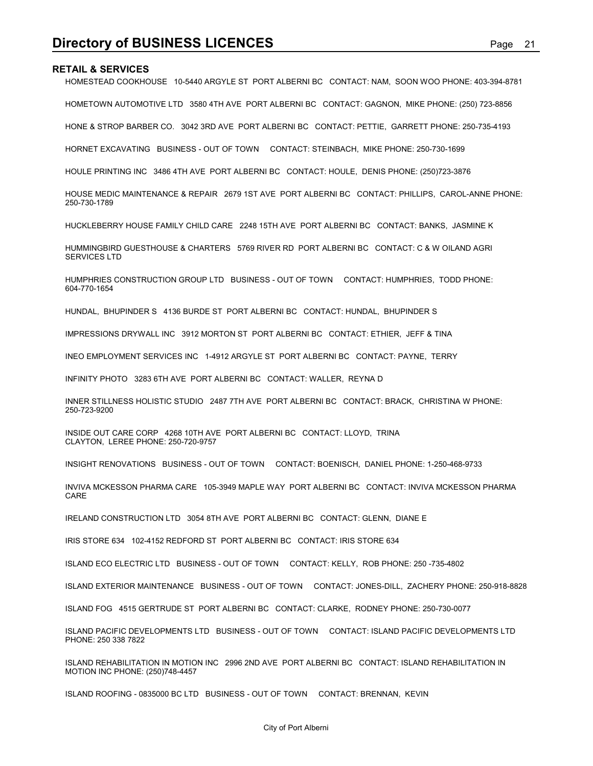## RETAIL & SERVICES

HOMESTEAD COOKHOUSE 10-5440 ARGYLE ST PORT ALBERNI BC CONTACT: NAM, SOON WOO PHONE: 403-394-8781

HOMETOWN AUTOMOTIVE LTD 3580 4TH AVE PORT ALBERNI BC CONTACT: GAGNON, MIKE PHONE: (250) 723-8856

HONE & STROP BARBER CO. 3042 3RD AVE PORT ALBERNI BC CONTACT: PETTIE, GARRETT PHONE: 250-735-4193

HORNET EXCAVATING BUSINESS - OUT OF TOWN CONTACT: STEINBACH, MIKE PHONE: 250-730-1699

HOULE PRINTING INC 3486 4TH AVE PORT ALBERNI BC CONTACT: HOULE, DENIS PHONE: (250)723-3876

HOUSE MEDIC MAINTENANCE & REPAIR 2679 1ST AVE PORT ALBERNI BC CONTACT: PHILLIPS, CAROL-ANNE PHONE: 250-730-1789

HUCKLEBERRY HOUSE FAMILY CHILD CARE 2248 15TH AVE PORT ALBERNI BC CONTACT: BANKS, JASMINE K

HUMMINGBIRD GUESTHOUSE & CHARTERS 5769 RIVER RD PORT ALBERNI BC CONTACT: C & W OILAND AGRI SERVICES LTD

HUMPHRIES CONSTRUCTION GROUP LTD BUSINESS - OUT OF TOWN CONTACT: HUMPHRIES, TODD PHONE: 604-770-1654

HUNDAL, BHUPINDER S 4136 BURDE ST PORT ALBERNI BC CONTACT: HUNDAL, BHUPINDER S

IMPRESSIONS DRYWALL INC 3912 MORTON ST PORT ALBERNI BC CONTACT: ETHIER, JEFF & TINA

INEO EMPLOYMENT SERVICES INC 1-4912 ARGYLE ST PORT ALBERNI BC CONTACT: PAYNE, TERRY

INFINITY PHOTO 3283 6TH AVE PORT ALBERNI BC CONTACT: WALLER, REYNA D

INNER STILLNESS HOLISTIC STUDIO 2487 7TH AVE PORT ALBERNI BC CONTACT: BRACK, CHRISTINA W PHONE: 250-723-9200

INSIDE OUT CARE CORP 4268 10TH AVE PORT ALBERNI BC CONTACT: LLOYD, TRINA
CLAYTON, LEREE PHONE: 250-720-9757

INSIGHT RENOVATIONS BUSINESS - OUT OF TOWN CONTACT: BOENISCH, DANIEL PHONE: 1-250-468-9733

INVIVA MCKESSON PHARMA CARE 105-3949 MAPLE WAY PORT ALBERNI BC CONTACT: INVIVA MCKESSON PHARMA CARE

IRELAND CONSTRUCTION LTD 3054 8TH AVE PORT ALBERNI BC CONTACT: GLENN, DIANE E

IRIS STORE 634 102-4152 REDFORD ST PORT ALBERNI BC CONTACT: IRIS STORE 634

ISLAND ECO ELECTRIC LTD BUSINESS - OUT OF TOWN CONTACT: KELLY, ROB PHONE: 250 -735-4802

ISLAND EXTERIOR MAINTENANCE BUSINESS - OUT OF TOWN CONTACT: JONES-DILL, ZACHERY PHONE: 250-918-8828

ISLAND FOG 4515 GERTRUDE ST PORT ALBERNI BC CONTACT: CLARKE, RODNEY PHONE: 250-730-0077

ISLAND PACIFIC DEVELOPMENTS LTD BUSINESS - OUT OF TOWN CONTACT: ISLAND PACIFIC DEVELOPMENTS LTD PHONE: 250 338 7822

ISLAND REHABILITATION IN MOTION INC 2996 2ND AVE PORT ALBERNI BC CONTACT: ISLAND REHABILITATION IN MOTION INC PHONE: (250)748-4457

ISLAND ROOFING - 0835000 BC LTD BUSINESS - OUT OF TOWN CONTACT: BRENNAN, KEVIN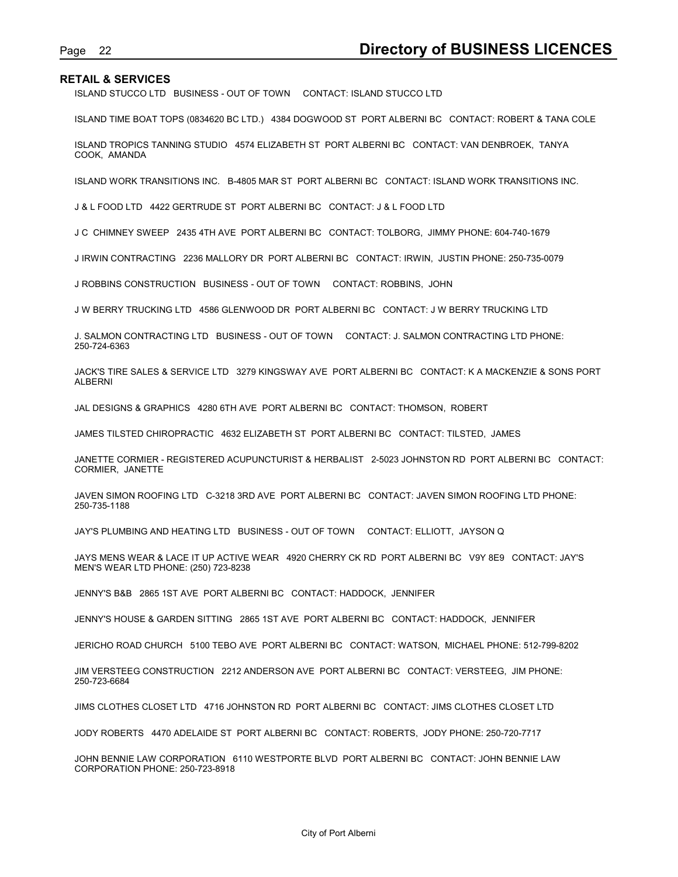## RETAIL & SERVICES

ISLAND STUCCO LTD   BUSINESS - OUT OF TOWN    CONTACT: ISLAND STUCCO LTD

ISLAND TIME BOAT TOPS (0834620 BC LTD.)  4384 DOGWOOD ST  PORT ALBERNI BC   CONTACT: ROBERT & TANA COLE

ISLAND TROPICS TANNING STUDIO   4574 ELIZABETH ST  PORT ALBERNI BC   CONTACT: VAN DENBROEK,  TANYA COOK,  AMANDA

ISLAND WORK TRANSITIONS INC.   B-4805 MAR ST  PORT ALBERNI BC   CONTACT: ISLAND WORK TRANSITIONS INC.

J & L FOOD LTD   4422 GERTRUDE ST  PORT ALBERNI BC   CONTACT: J & L FOOD LTD

J C  CHIMNEY SWEEP   2435 4TH AVE  PORT ALBERNI BC   CONTACT: TOLBORG,  JIMMY PHONE: 604-740-1679

J IRWIN CONTRACTING   2236 MALLORY DR  PORT ALBERNI BC   CONTACT: IRWIN,  JUSTIN PHONE: 250-735-0079

J ROBBINS CONSTRUCTION   BUSINESS - OUT OF TOWN    CONTACT: ROBBINS,  JOHN

J W BERRY TRUCKING LTD   4586 GLENWOOD DR  PORT ALBERNI BC   CONTACT: J W BERRY TRUCKING LTD

J. SALMON CONTRACTING LTD   BUSINESS - OUT OF TOWN    CONTACT: J. SALMON CONTRACTING LTD PHONE: 250-724-6363

JACK'S TIRE SALES & SERVICE LTD   3279 KINGSWAY AVE  PORT ALBERNI BC   CONTACT: K A MACKENZIE & SONS PORT ALBERNI

JAL DESIGNS & GRAPHICS   4280 6TH AVE  PORT ALBERNI BC   CONTACT: THOMSON,  ROBERT

JAMES TILSTED CHIROPRACTIC   4632 ELIZABETH ST  PORT ALBERNI BC   CONTACT: TILSTED,  JAMES

JANETTE CORMIER - REGISTERED ACUPUNCTURIST & HERBALIST   2-5023 JOHNSTON RD  PORT ALBERNI BC   CONTACT: CORMIER,  JANETTE

JAVEN SIMON ROOFING LTD   C-3218 3RD AVE  PORT ALBERNI BC   CONTACT: JAVEN SIMON ROOFING LTD PHONE: 250-735-1188

JAY'S PLUMBING AND HEATING LTD   BUSINESS - OUT OF TOWN    CONTACT: ELLIOTT,  JAYSON Q

JAYS MENS WEAR & LACE IT UP ACTIVE WEAR   4920 CHERRY CK RD  PORT ALBERNI BC  V9Y 8E9   CONTACT: JAY'S MEN'S WEAR LTD PHONE: (250) 723-8238

JENNY'S B&B   2865 1ST AVE  PORT ALBERNI BC   CONTACT: HADDOCK,  JENNIFER

JENNY'S HOUSE & GARDEN SITTING   2865 1ST AVE  PORT ALBERNI BC   CONTACT: HADDOCK,  JENNIFER

JERICHO ROAD CHURCH   5100 TEBO AVE  PORT ALBERNI BC   CONTACT: WATSON,  MICHAEL PHONE: 512-799-8202

JIM VERSTEEG CONSTRUCTION   2212 ANDERSON AVE  PORT ALBERNI BC   CONTACT: VERSTEEG,  JIM PHONE: 250-723-6684

JIMS CLOTHES CLOSET LTD   4716 JOHNSTON RD  PORT ALBERNI BC   CONTACT: JIMS CLOTHES CLOSET LTD

JODY ROBERTS   4470 ADELAIDE ST  PORT ALBERNI BC   CONTACT: ROBERTS,  JODY PHONE: 250-720-7717

JOHN BENNIE LAW CORPORATION   6110 WESTPORTE BLVD  PORT ALBERNI BC   CONTACT: JOHN BENNIE LAW CORPORATION PHONE: 250-723-8918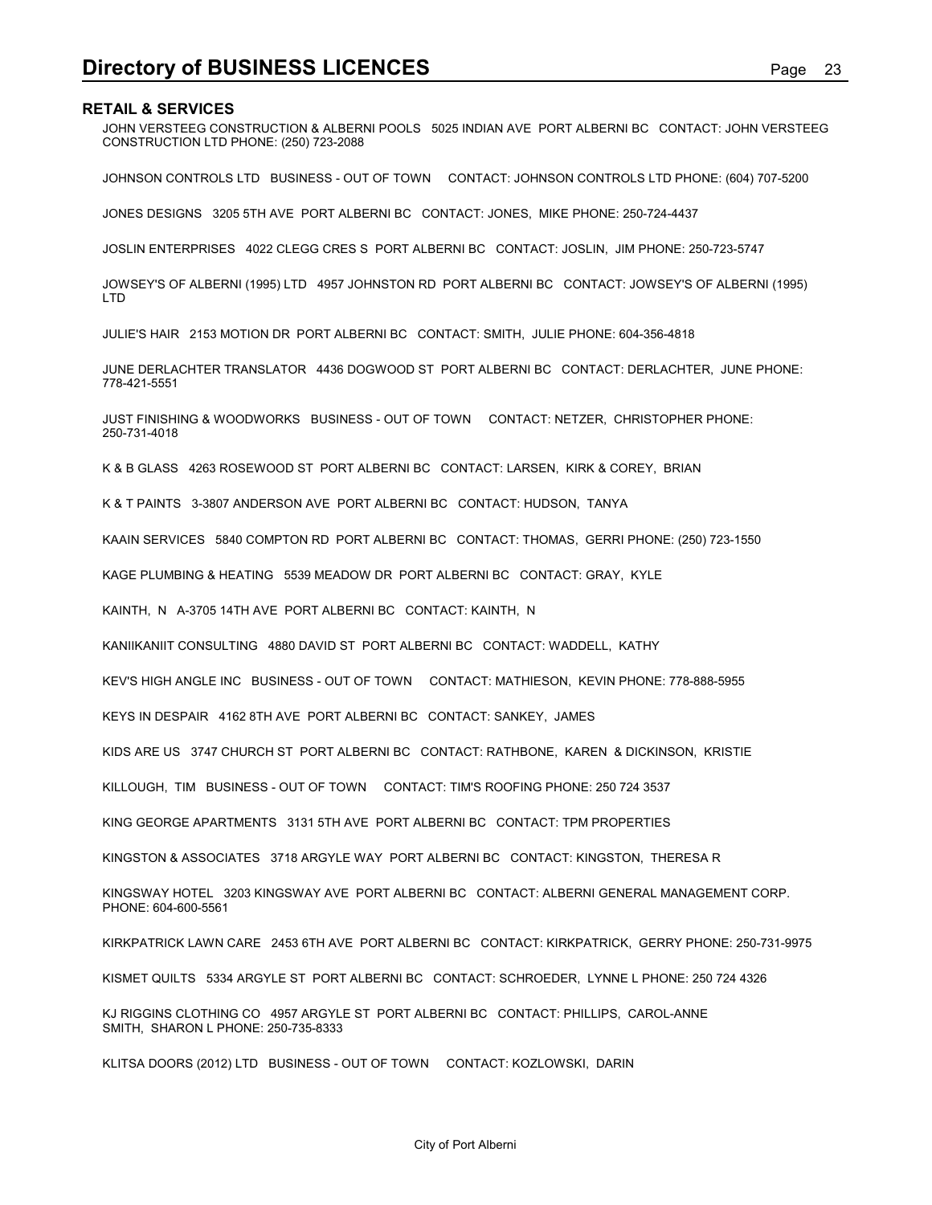## RETAIL & SERVICES

JOHN VERSTEEG CONSTRUCTION & ALBERNI POOLS 5025 INDIAN AVE PORT ALBERNI BC CONTACT: JOHN VERSTEEG CONSTRUCTION LTD PHONE: (250) 723-2088

JOHNSON CONTROLS LTD BUSINESS - OUT OF TOWN CONTACT: JOHNSON CONTROLS LTD PHONE: (604) 707-5200

JONES DESIGNS 3205 5TH AVE PORT ALBERNI BC CONTACT: JONES, MIKE PHONE: 250-724-4437

JOSLIN ENTERPRISES 4022 CLEGG CRES S PORT ALBERNI BC CONTACT: JOSLIN, JIM PHONE: 250-723-5747

JOWSEY'S OF ALBERNI (1995) LTD 4957 JOHNSTON RD PORT ALBERNI BC CONTACT: JOWSEY'S OF ALBERNI (1995) LTD

JULIE'S HAIR 2153 MOTION DR PORT ALBERNI BC CONTACT: SMITH, JULIE PHONE: 604-356-4818

JUNE DERLACHTER TRANSLATOR 4436 DOGWOOD ST PORT ALBERNI BC CONTACT: DERLACHTER, JUNE PHONE: 778-421-5551

JUST FINISHING & WOODWORKS BUSINESS - OUT OF TOWN CONTACT: NETZER, CHRISTOPHER PHONE: 250-731-4018

K & B GLASS 4263 ROSEWOOD ST PORT ALBERNI BC CONTACT: LARSEN, KIRK & COREY, BRIAN

K & T PAINTS 3-3807 ANDERSON AVE PORT ALBERNI BC CONTACT: HUDSON, TANYA

KAAIN SERVICES 5840 COMPTON RD PORT ALBERNI BC CONTACT: THOMAS, GERRI PHONE: (250) 723-1550

KAGE PLUMBING & HEATING 5539 MEADOW DR PORT ALBERNI BC CONTACT: GRAY, KYLE

KAINTH, N A-3705 14TH AVE PORT ALBERNI BC CONTACT: KAINTH, N

KANIIKANIIT CONSULTING 4880 DAVID ST PORT ALBERNI BC CONTACT: WADDELL, KATHY

KEV'S HIGH ANGLE INC BUSINESS - OUT OF TOWN CONTACT: MATHIESON, KEVIN PHONE: 778-888-5955

KEYS IN DESPAIR 4162 8TH AVE PORT ALBERNI BC CONTACT: SANKEY, JAMES

KIDS ARE US 3747 CHURCH ST PORT ALBERNI BC CONTACT: RATHBONE, KAREN & DICKINSON, KRISTIE

KILLOUGH, TIM BUSINESS - OUT OF TOWN CONTACT: TIM'S ROOFING PHONE: 250 724 3537

KING GEORGE APARTMENTS 3131 5TH AVE PORT ALBERNI BC CONTACT: TPM PROPERTIES

KINGSTON & ASSOCIATES 3718 ARGYLE WAY PORT ALBERNI BC CONTACT: KINGSTON, THERESA R

KINGSWAY HOTEL 3203 KINGSWAY AVE PORT ALBERNI BC CONTACT: ALBERNI GENERAL MANAGEMENT CORP. PHONE: 604-600-5561

KIRKPATRICK LAWN CARE 2453 6TH AVE PORT ALBERNI BC CONTACT: KIRKPATRICK, GERRY PHONE: 250-731-9975

KISMET QUILTS 5334 ARGYLE ST PORT ALBERNI BC CONTACT: SCHROEDER, LYNNE L PHONE: 250 724 4326

KJ RIGGINS CLOTHING CO 4957 ARGYLE ST PORT ALBERNI BC CONTACT: PHILLIPS, CAROL-ANNE SMITH, SHARON L PHONE: 250-735-8333

KLITSA DOORS (2012) LTD BUSINESS - OUT OF TOWN CONTACT: KOZLOWSKI, DARIN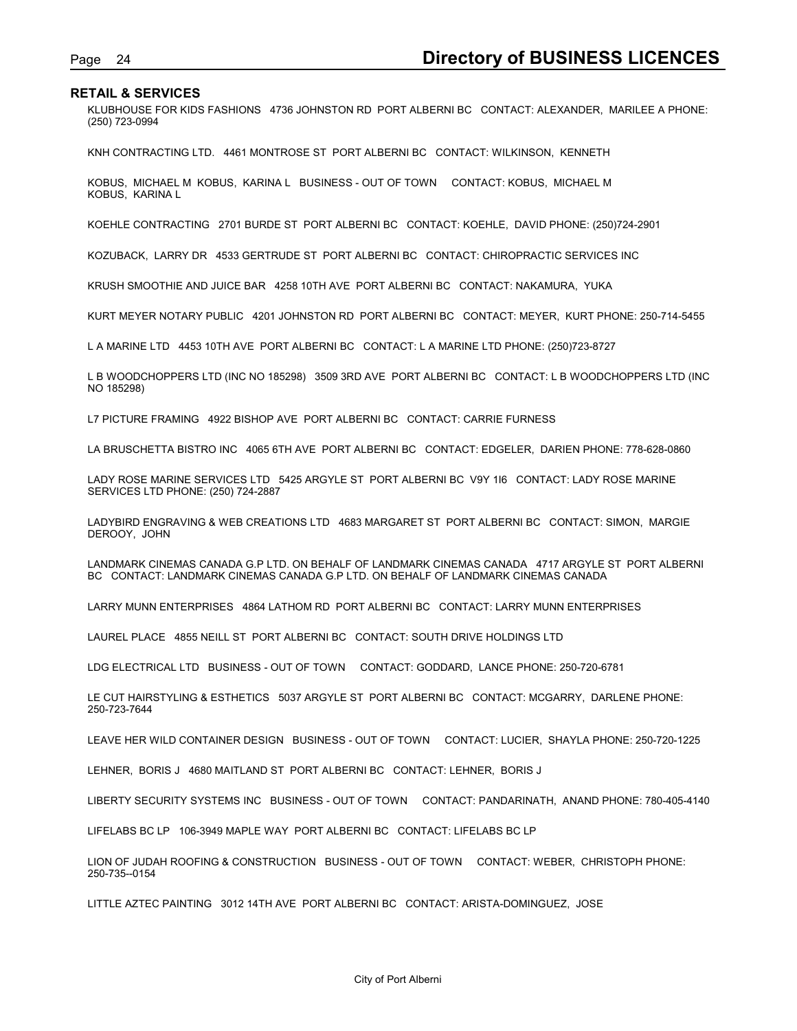## RETAIL & SERVICES

KLUBHOUSE FOR KIDS FASHIONS 4736 JOHNSTON RD PORT ALBERNI BC CONTACT: ALEXANDER, MARILEE A PHONE: (250) 723-0994

KNH CONTRACTING LTD. 4461 MONTROSE ST PORT ALBERNI BC CONTACT: WILKINSON, KENNETH

KOBUS, MICHAEL M KOBUS, KARINA L BUSINESS - OUT OF TOWN CONTACT: KOBUS, MICHAEL M KOBUS, KARINA L

KOEHLE CONTRACTING 2701 BURDE ST PORT ALBERNI BC CONTACT: KOEHLE, DAVID PHONE: (250)724-2901

KOZUBACK, LARRY DR 4533 GERTRUDE ST PORT ALBERNI BC CONTACT: CHIROPRACTIC SERVICES INC

KRUSH SMOOTHIE AND JUICE BAR 4258 10TH AVE PORT ALBERNI BC CONTACT: NAKAMURA, YUKA

KURT MEYER NOTARY PUBLIC 4201 JOHNSTON RD PORT ALBERNI BC CONTACT: MEYER, KURT PHONE: 250-714-5455

L A MARINE LTD 4453 10TH AVE PORT ALBERNI BC CONTACT: L A MARINE LTD PHONE: (250)723-8727

L B WOODCHOPPERS LTD (INC NO 185298) 3509 3RD AVE PORT ALBERNI BC CONTACT: L B WOODCHOPPERS LTD (INC NO 185298)

L7 PICTURE FRAMING 4922 BISHOP AVE PORT ALBERNI BC CONTACT: CARRIE FURNESS

LA BRUSCHETTA BISTRO INC 4065 6TH AVE PORT ALBERNI BC CONTACT: EDGELER, DARIEN PHONE: 778-628-0860

LADY ROSE MARINE SERVICES LTD 5425 ARGYLE ST PORT ALBERNI BC V9Y 1I6 CONTACT: LADY ROSE MARINE SERVICES LTD PHONE: (250) 724-2887

LADYBIRD ENGRAVING & WEB CREATIONS LTD 4683 MARGARET ST PORT ALBERNI BC CONTACT: SIMON, MARGIE DEROOY, JOHN

LANDMARK CINEMAS CANADA G.P LTD. ON BEHALF OF LANDMARK CINEMAS CANADA 4717 ARGYLE ST PORT ALBERNI BC CONTACT: LANDMARK CINEMAS CANADA G.P LTD. ON BEHALF OF LANDMARK CINEMAS CANADA

LARRY MUNN ENTERPRISES 4864 LATHOM RD PORT ALBERNI BC CONTACT: LARRY MUNN ENTERPRISES

LAUREL PLACE 4855 NEILL ST PORT ALBERNI BC CONTACT: SOUTH DRIVE HOLDINGS LTD

LDG ELECTRICAL LTD BUSINESS - OUT OF TOWN CONTACT: GODDARD, LANCE PHONE: 250-720-6781

LE CUT HAIRSTYLING & ESTHETICS 5037 ARGYLE ST PORT ALBERNI BC CONTACT: MCGARRY, DARLENE PHONE: 250-723-7644

LEAVE HER WILD CONTAINER DESIGN BUSINESS - OUT OF TOWN CONTACT: LUCIER, SHAYLA PHONE: 250-720-1225

LEHNER, BORIS J 4680 MAITLAND ST PORT ALBERNI BC CONTACT: LEHNER, BORIS J

LIBERTY SECURITY SYSTEMS INC BUSINESS - OUT OF TOWN CONTACT: PANDARINATH, ANAND PHONE: 780-405-4140

LIFELABS BC LP 106-3949 MAPLE WAY PORT ALBERNI BC CONTACT: LIFELABS BC LP

LION OF JUDAH ROOFING & CONSTRUCTION BUSINESS - OUT OF TOWN CONTACT: WEBER, CHRISTOPH PHONE: 250-735--0154

LITTLE AZTEC PAINTING 3012 14TH AVE PORT ALBERNI BC CONTACT: ARISTA-DOMINGUEZ, JOSE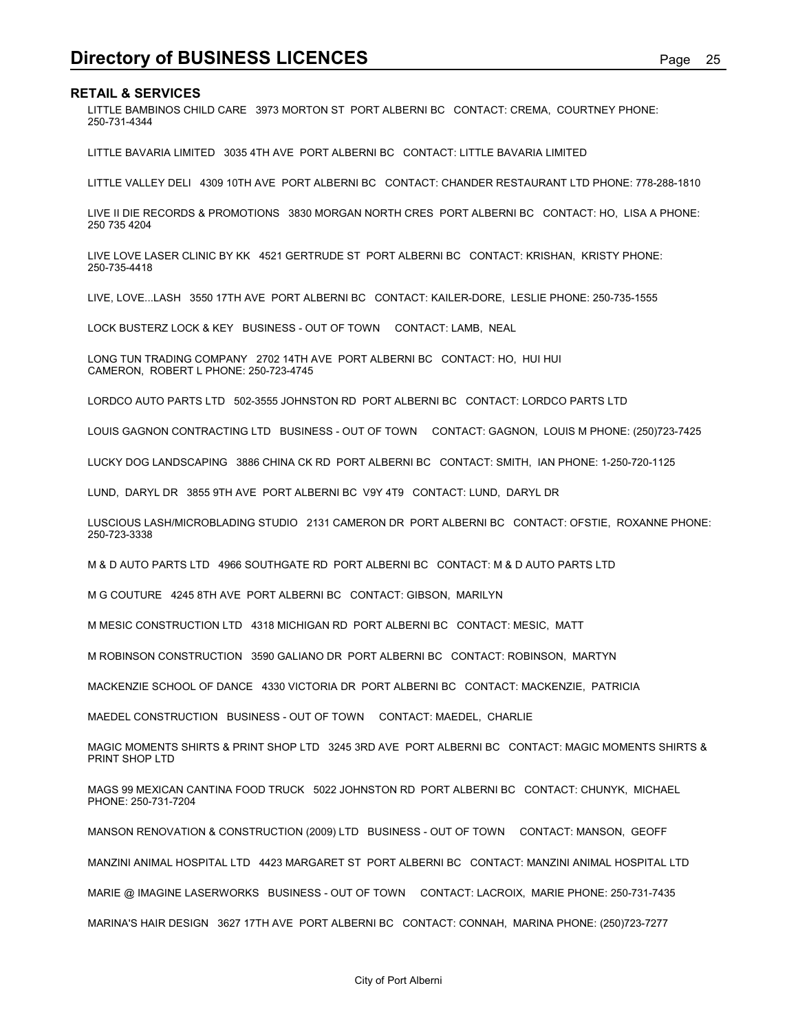## RETAIL & SERVICES

LITTLE BAMBINOS CHILD CARE   3973 MORTON ST  PORT ALBERNI BC   CONTACT: CREMA,  COURTNEY PHONE: 250-731-4344

LITTLE BAVARIA LIMITED   3035 4TH AVE  PORT ALBERNI BC   CONTACT: LITTLE BAVARIA LIMITED

LITTLE VALLEY DELI   4309 10TH AVE  PORT ALBERNI BC   CONTACT: CHANDER RESTAURANT LTD PHONE: 778-288-1810

LIVE II DIE RECORDS & PROMOTIONS   3830 MORGAN NORTH CRES  PORT ALBERNI BC   CONTACT: HO,  LISA A PHONE: 250 735 4204

LIVE LOVE LASER CLINIC BY KK   4521 GERTRUDE ST  PORT ALBERNI BC   CONTACT: KRISHAN,  KRISTY PHONE: 250-735-4418

LIVE, LOVE...LASH   3550 17TH AVE  PORT ALBERNI BC   CONTACT: KAILER-DORE,  LESLIE PHONE: 250-735-1555

LOCK BUSTERZ LOCK & KEY   BUSINESS - OUT OF TOWN    CONTACT: LAMB,  NEAL

LONG TUN TRADING COMPANY   2702 14TH AVE  PORT ALBERNI BC   CONTACT: HO,  HUI HUI
CAMERON,  ROBERT L PHONE: 250-723-4745

LORDCO AUTO PARTS LTD   502-3555 JOHNSTON RD  PORT ALBERNI BC   CONTACT: LORDCO PARTS LTD

LOUIS GAGNON CONTRACTING LTD   BUSINESS - OUT OF TOWN    CONTACT: GAGNON,  LOUIS M PHONE: (250)723-7425

LUCKY DOG LANDSCAPING   3886 CHINA CK RD  PORT ALBERNI BC   CONTACT: SMITH,  IAN PHONE: 1-250-720-1125

LUND,  DARYL DR   3855 9TH AVE  PORT ALBERNI BC  V9Y 4T9   CONTACT: LUND,  DARYL DR

LUSCIOUS LASH/MICROBLADING STUDIO   2131 CAMERON DR  PORT ALBERNI BC   CONTACT: OFSTIE,  ROXANNE PHONE: 250-723-3338

M & D AUTO PARTS LTD   4966 SOUTHGATE RD  PORT ALBERNI BC   CONTACT: M & D AUTO PARTS LTD

M G COUTURE   4245 8TH AVE  PORT ALBERNI BC   CONTACT: GIBSON,  MARILYN

M MESIC CONSTRUCTION LTD   4318 MICHIGAN RD  PORT ALBERNI BC   CONTACT: MESIC,  MATT

M ROBINSON CONSTRUCTION   3590 GALIANO DR  PORT ALBERNI BC   CONTACT: ROBINSON,  MARTYN

MACKENZIE SCHOOL OF DANCE   4330 VICTORIA DR  PORT ALBERNI BC   CONTACT: MACKENZIE,  PATRICIA

MAEDEL CONSTRUCTION   BUSINESS - OUT OF TOWN    CONTACT: MAEDEL,  CHARLIE

MAGIC MOMENTS SHIRTS & PRINT SHOP LTD   3245 3RD AVE  PORT ALBERNI BC   CONTACT: MAGIC MOMENTS SHIRTS & PRINT SHOP LTD

MAGS 99 MEXICAN CANTINA FOOD TRUCK   5022 JOHNSTON RD  PORT ALBERNI BC   CONTACT: CHUNYK,  MICHAEL PHONE: 250-731-7204

MANSON RENOVATION & CONSTRUCTION (2009) LTD   BUSINESS - OUT OF TOWN    CONTACT: MANSON,  GEOFF

MANZINI ANIMAL HOSPITAL LTD   4423 MARGARET ST  PORT ALBERNI BC   CONTACT: MANZINI ANIMAL HOSPITAL LTD

MARIE @ IMAGINE LASERWORKS   BUSINESS - OUT OF TOWN    CONTACT: LACROIX,  MARIE PHONE: 250-731-7435

MARINA'S HAIR DESIGN   3627 17TH AVE  PORT ALBERNI BC   CONTACT: CONNAH,  MARINA PHONE: (250)723-7277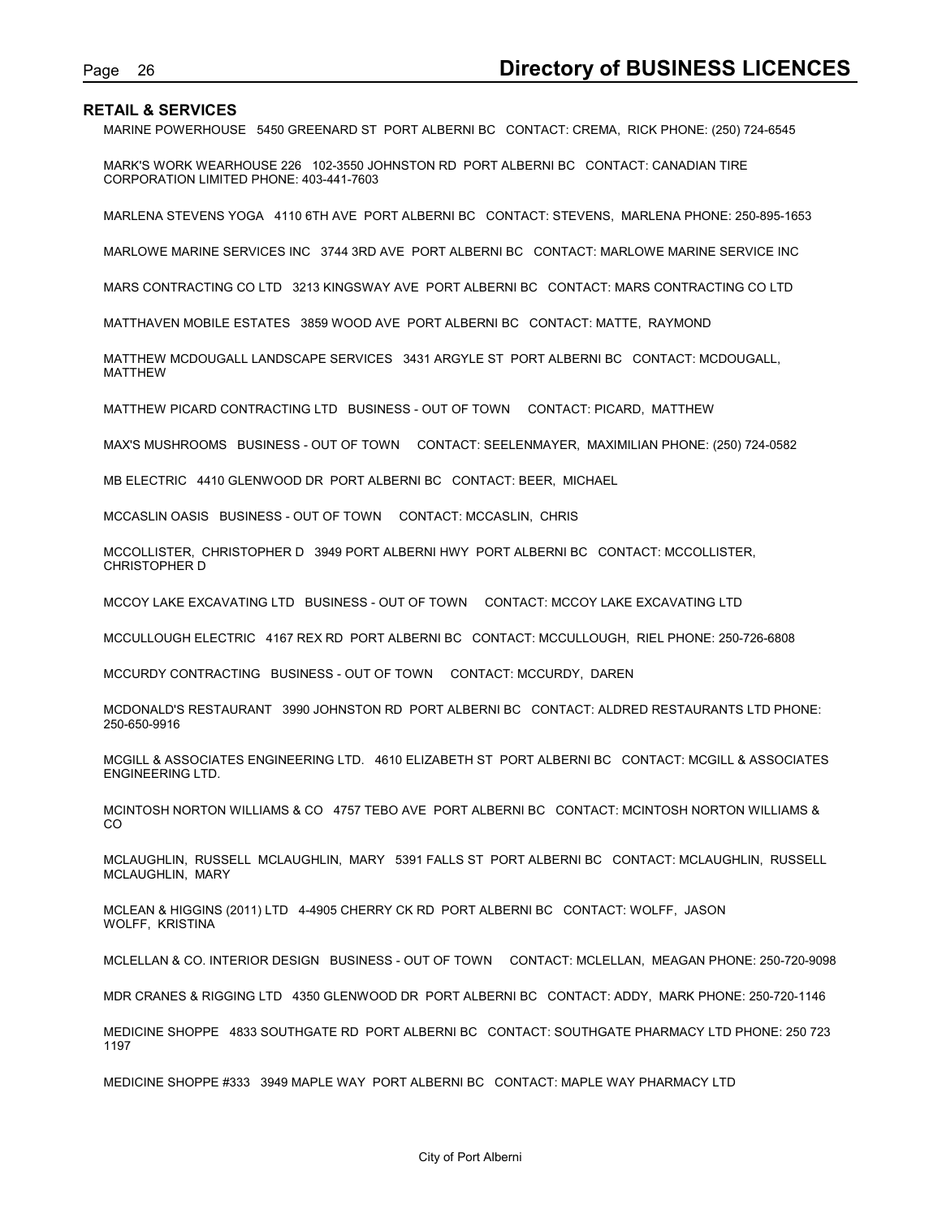## RETAIL & SERVICES

MARINE POWERHOUSE 5450 GREENARD ST PORT ALBERNI BC CONTACT: CREMA, RICK PHONE: (250) 724-6545

MARK'S WORK WEARHOUSE 226 102-3550 JOHNSTON RD PORT ALBERNI BC CONTACT: CANADIAN TIRE CORPORATION LIMITED PHONE: 403-441-7603

MARLENA STEVENS YOGA 4110 6TH AVE PORT ALBERNI BC CONTACT: STEVENS, MARLENA PHONE: 250-895-1653

MARLOWE MARINE SERVICES INC 3744 3RD AVE PORT ALBERNI BC CONTACT: MARLOWE MARINE SERVICE INC

MARS CONTRACTING CO LTD 3213 KINGSWAY AVE PORT ALBERNI BC CONTACT: MARS CONTRACTING CO LTD

MATTHAVEN MOBILE ESTATES 3859 WOOD AVE PORT ALBERNI BC CONTACT: MATTE, RAYMOND

MATTHEW MCDOUGALL LANDSCAPE SERVICES 3431 ARGYLE ST PORT ALBERNI BC CONTACT: MCDOUGALL, MATTHEW

MATTHEW PICARD CONTRACTING LTD BUSINESS - OUT OF TOWN CONTACT: PICARD, MATTHEW

MAX'S MUSHROOMS BUSINESS - OUT OF TOWN CONTACT: SEELENMAYER, MAXIMILIAN PHONE: (250) 724-0582

MB ELECTRIC 4410 GLENWOOD DR PORT ALBERNI BC CONTACT: BEER, MICHAEL

MCCASLIN OASIS BUSINESS - OUT OF TOWN CONTACT: MCCASLIN, CHRIS

MCCOLLISTER, CHRISTOPHER D 3949 PORT ALBERNI HWY PORT ALBERNI BC CONTACT: MCCOLLISTER, CHRISTOPHER D

MCCOY LAKE EXCAVATING LTD BUSINESS - OUT OF TOWN CONTACT: MCCOY LAKE EXCAVATING LTD

MCCULLOUGH ELECTRIC 4167 REX RD PORT ALBERNI BC CONTACT: MCCULLOUGH, RIEL PHONE: 250-726-6808

MCCURDY CONTRACTING BUSINESS - OUT OF TOWN CONTACT: MCCURDY, DAREN

MCDONALD'S RESTAURANT 3990 JOHNSTON RD PORT ALBERNI BC CONTACT: ALDRED RESTAURANTS LTD PHONE: 250-650-9916

MCGILL & ASSOCIATES ENGINEERING LTD. 4610 ELIZABETH ST PORT ALBERNI BC CONTACT: MCGILL & ASSOCIATES ENGINEERING LTD.

MCINTOSH NORTON WILLIAMS & CO 4757 TEBO AVE PORT ALBERNI BC CONTACT: MCINTOSH NORTON WILLIAMS & CO

MCLAUGHLIN, RUSSELL MCLAUGHLIN, MARY 5391 FALLS ST PORT ALBERNI BC CONTACT: MCLAUGHLIN, RUSSELL MCLAUGHLIN, MARY

MCLEAN & HIGGINS (2011) LTD 4-4905 CHERRY CK RD PORT ALBERNI BC CONTACT: WOLFF, JASON WOLFF, KRISTINA

MCLELLAN & CO. INTERIOR DESIGN BUSINESS - OUT OF TOWN CONTACT: MCLELLAN, MEAGAN PHONE: 250-720-9098

MDR CRANES & RIGGING LTD 4350 GLENWOOD DR PORT ALBERNI BC CONTACT: ADDY, MARK PHONE: 250-720-1146

MEDICINE SHOPPE 4833 SOUTHGATE RD PORT ALBERNI BC CONTACT: SOUTHGATE PHARMACY LTD PHONE: 250 723 1197

MEDICINE SHOPPE #333 3949 MAPLE WAY PORT ALBERNI BC CONTACT: MAPLE WAY PHARMACY LTD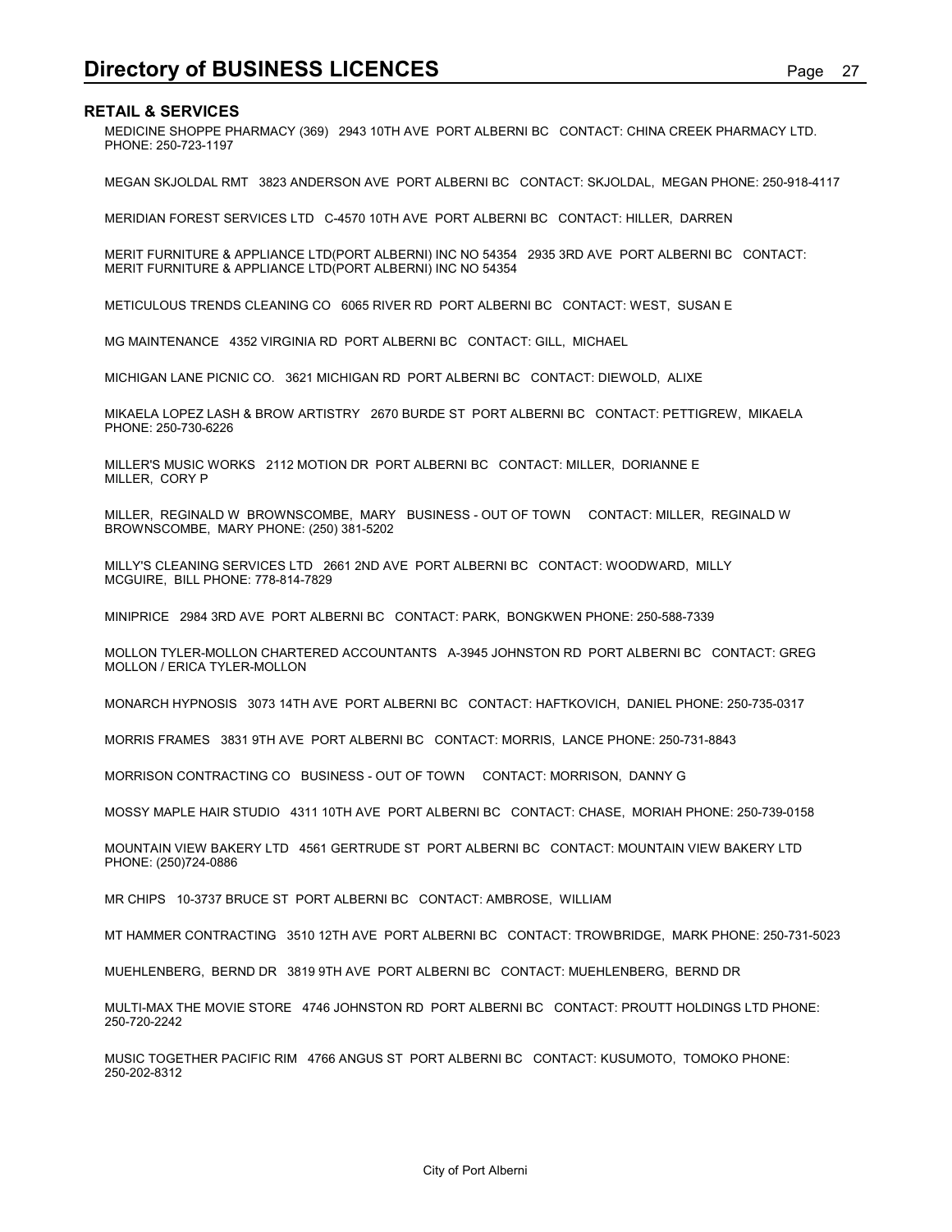## RETAIL & SERVICES

MEDICINE SHOPPE PHARMACY (369) 2943 10TH AVE PORT ALBERNI BC CONTACT: CHINA CREEK PHARMACY LTD. PHONE: 250-723-1197

MEGAN SKJOLDAL RMT 3823 ANDERSON AVE PORT ALBERNI BC CONTACT: SKJOLDAL, MEGAN PHONE: 250-918-4117

MERIDIAN FOREST SERVICES LTD C-4570 10TH AVE PORT ALBERNI BC CONTACT: HILLER, DARREN

MERIT FURNITURE & APPLIANCE LTD(PORT ALBERNI) INC NO 54354 2935 3RD AVE PORT ALBERNI BC CONTACT: MERIT FURNITURE & APPLIANCE LTD(PORT ALBERNI) INC NO 54354

METICULOUS TRENDS CLEANING CO 6065 RIVER RD PORT ALBERNI BC CONTACT: WEST, SUSAN E

MG MAINTENANCE 4352 VIRGINIA RD PORT ALBERNI BC CONTACT: GILL, MICHAEL

MICHIGAN LANE PICNIC CO. 3621 MICHIGAN RD PORT ALBERNI BC CONTACT: DIEWOLD, ALIXE

MIKAELA LOPEZ LASH & BROW ARTISTRY 2670 BURDE ST PORT ALBERNI BC CONTACT: PETTIGREW, MIKAELA PHONE: 250-730-6226

MILLER'S MUSIC WORKS 2112 MOTION DR PORT ALBERNI BC CONTACT: MILLER, DORIANNE E MILLER, CORY P

MILLER, REGINALD W BROWNSCOMBE, MARY BUSINESS - OUT OF TOWN CONTACT: MILLER, REGINALD W BROWNSCOMBE, MARY PHONE: (250) 381-5202

MILLY'S CLEANING SERVICES LTD 2661 2ND AVE PORT ALBERNI BC CONTACT: WOODWARD, MILLY MCGUIRE, BILL PHONE: 778-814-7829

MINIPRICE 2984 3RD AVE PORT ALBERNI BC CONTACT: PARK, BONGKWEN PHONE: 250-588-7339

MOLLON TYLER-MOLLON CHARTERED ACCOUNTANTS A-3945 JOHNSTON RD PORT ALBERNI BC CONTACT: GREG MOLLON / ERICA TYLER-MOLLON

MONARCH HYPNOSIS 3073 14TH AVE PORT ALBERNI BC CONTACT: HAFTKOVICH, DANIEL PHONE: 250-735-0317

MORRIS FRAMES 3831 9TH AVE PORT ALBERNI BC CONTACT: MORRIS, LANCE PHONE: 250-731-8843

MORRISON CONTRACTING CO BUSINESS - OUT OF TOWN CONTACT: MORRISON, DANNY G

MOSSY MAPLE HAIR STUDIO 4311 10TH AVE PORT ALBERNI BC CONTACT: CHASE, MORIAH PHONE: 250-739-0158

MOUNTAIN VIEW BAKERY LTD 4561 GERTRUDE ST PORT ALBERNI BC CONTACT: MOUNTAIN VIEW BAKERY LTD PHONE: (250)724-0886

MR CHIPS 10-3737 BRUCE ST PORT ALBERNI BC CONTACT: AMBROSE, WILLIAM

MT HAMMER CONTRACTING 3510 12TH AVE PORT ALBERNI BC CONTACT: TROWBRIDGE, MARK PHONE: 250-731-5023

MUEHLENBERG, BERND DR 3819 9TH AVE PORT ALBERNI BC CONTACT: MUEHLENBERG, BERND DR

MULTI-MAX THE MOVIE STORE 4746 JOHNSTON RD PORT ALBERNI BC CONTACT: PROUTT HOLDINGS LTD PHONE: 250-720-2242

MUSIC TOGETHER PACIFIC RIM 4766 ANGUS ST PORT ALBERNI BC CONTACT: KUSUMOTO, TOMOKO PHONE: 250-202-8312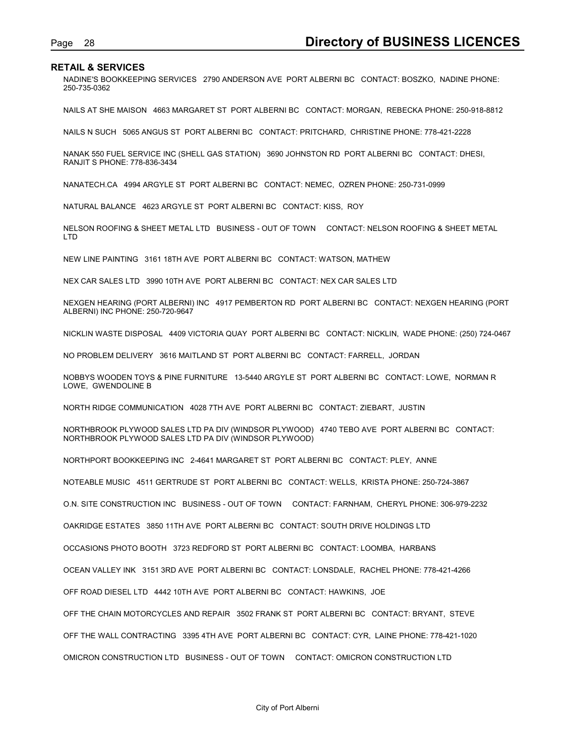## RETAIL & SERVICES

NADINE'S BOOKKEEPING SERVICES 2790 ANDERSON AVE PORT ALBERNI BC CONTACT: BOSZKO, NADINE PHONE: 250-735-0362

NAILS AT SHE MAISON 4663 MARGARET ST PORT ALBERNI BC CONTACT: MORGAN, REBECKA PHONE: 250-918-8812

NAILS N SUCH 5065 ANGUS ST PORT ALBERNI BC CONTACT: PRITCHARD, CHRISTINE PHONE: 778-421-2228

NANAK 550 FUEL SERVICE INC (SHELL GAS STATION) 3690 JOHNSTON RD PORT ALBERNI BC CONTACT: DHESI, RANJIT S PHONE: 778-836-3434

NANATECH.CA 4994 ARGYLE ST PORT ALBERNI BC CONTACT: NEMEC, OZREN PHONE: 250-731-0999

NATURAL BALANCE 4623 ARGYLE ST PORT ALBERNI BC CONTACT: KISS, ROY

NELSON ROOFING & SHEET METAL LTD BUSINESS - OUT OF TOWN CONTACT: NELSON ROOFING & SHEET METAL LTD

NEW LINE PAINTING 3161 18TH AVE PORT ALBERNI BC CONTACT: WATSON, MATHEW

NEX CAR SALES LTD 3990 10TH AVE PORT ALBERNI BC CONTACT: NEX CAR SALES LTD

NEXGEN HEARING (PORT ALBERNI) INC 4917 PEMBERTON RD PORT ALBERNI BC CONTACT: NEXGEN HEARING (PORT ALBERNI) INC PHONE: 250-720-9647

NICKLIN WASTE DISPOSAL 4409 VICTORIA QUAY PORT ALBERNI BC CONTACT: NICKLIN, WADE PHONE: (250) 724-0467

NO PROBLEM DELIVERY 3616 MAITLAND ST PORT ALBERNI BC CONTACT: FARRELL, JORDAN

NOBBYS WOODEN TOYS & PINE FURNITURE 13-5440 ARGYLE ST PORT ALBERNI BC CONTACT: LOWE, NORMAN R LOWE, GWENDOLINE B

NORTH RIDGE COMMUNICATION 4028 7TH AVE PORT ALBERNI BC CONTACT: ZIEBART, JUSTIN

NORTHBROOK PLYWOOD SALES LTD PA DIV (WINDSOR PLYWOOD) 4740 TEBO AVE PORT ALBERNI BC CONTACT: NORTHBROOK PLYWOOD SALES LTD PA DIV (WINDSOR PLYWOOD)

NORTHPORT BOOKKEEPING INC 2-4641 MARGARET ST PORT ALBERNI BC CONTACT: PLEY, ANNE

NOTEABLE MUSIC 4511 GERTRUDE ST PORT ALBERNI BC CONTACT: WELLS, KRISTA PHONE: 250-724-3867

O.N. SITE CONSTRUCTION INC BUSINESS - OUT OF TOWN CONTACT: FARNHAM, CHERYL PHONE: 306-979-2232

OAKRIDGE ESTATES 3850 11TH AVE PORT ALBERNI BC CONTACT: SOUTH DRIVE HOLDINGS LTD

OCCASIONS PHOTO BOOTH 3723 REDFORD ST PORT ALBERNI BC CONTACT: LOOMBA, HARBANS

OCEAN VALLEY INK 3151 3RD AVE PORT ALBERNI BC CONTACT: LONSDALE, RACHEL PHONE: 778-421-4266

OFF ROAD DIESEL LTD 4442 10TH AVE PORT ALBERNI BC CONTACT: HAWKINS, JOE

OFF THE CHAIN MOTORCYCLES AND REPAIR 3502 FRANK ST PORT ALBERNI BC CONTACT: BRYANT, STEVE

OFF THE WALL CONTRACTING 3395 4TH AVE PORT ALBERNI BC CONTACT: CYR, LAINE PHONE: 778-421-1020

OMICRON CONSTRUCTION LTD BUSINESS - OUT OF TOWN CONTACT: OMICRON CONSTRUCTION LTD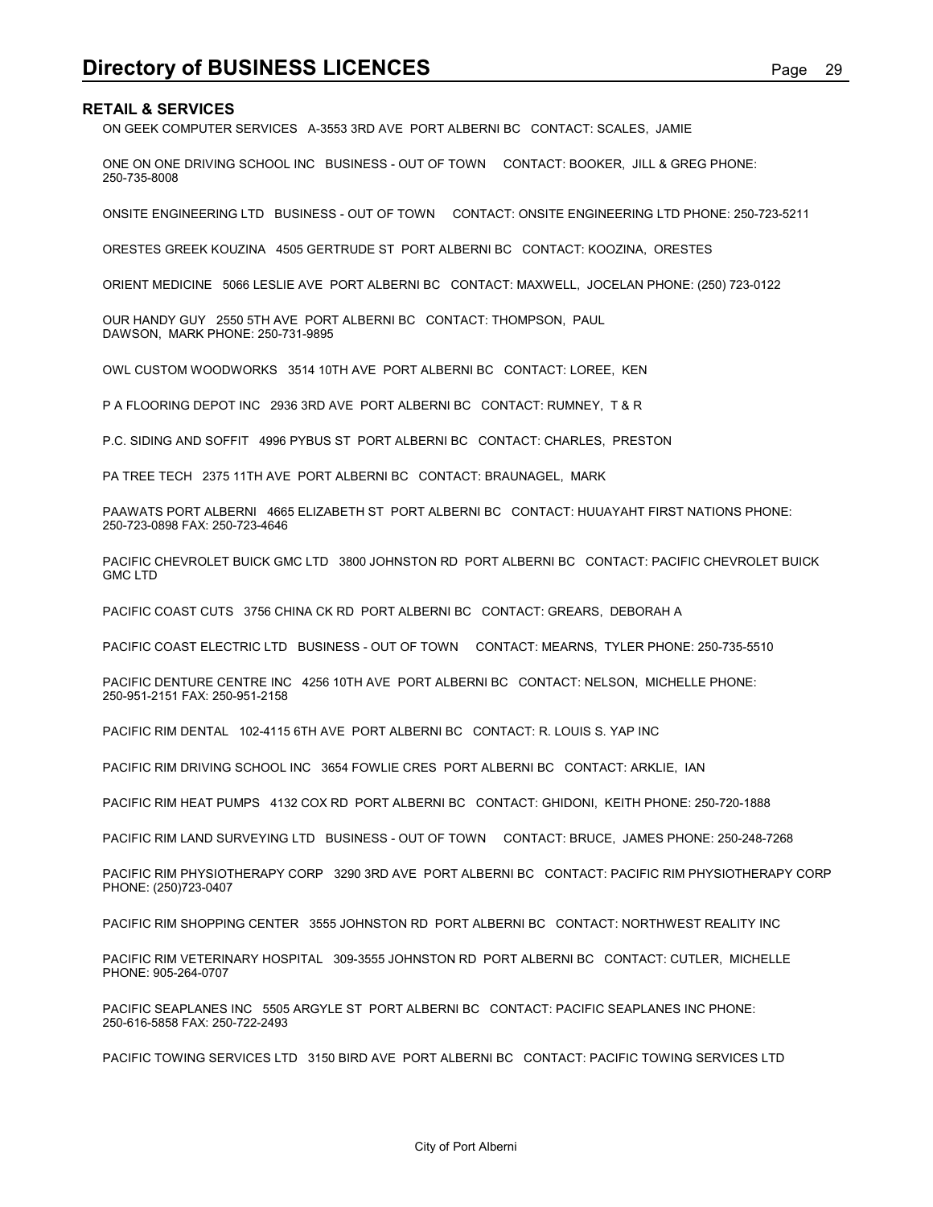## RETAIL & SERVICES

ON GEEK COMPUTER SERVICES A-3553 3RD AVE PORT ALBERNI BC CONTACT: SCALES, JAMIE

ONE ON ONE DRIVING SCHOOL INC BUSINESS - OUT OF TOWN CONTACT: BOOKER, JILL & GREG PHONE: 250-735-8008

ONSITE ENGINEERING LTD BUSINESS - OUT OF TOWN CONTACT: ONSITE ENGINEERING LTD PHONE: 250-723-5211

ORESTES GREEK KOUZINA 4505 GERTRUDE ST PORT ALBERNI BC CONTACT: KOOZINA, ORESTES

ORIENT MEDICINE 5066 LESLIE AVE PORT ALBERNI BC CONTACT: MAXWELL, JOCELAN PHONE: (250) 723-0122

OUR HANDY GUY 2550 5TH AVE PORT ALBERNI BC CONTACT: THOMPSON, PAUL
DAWSON, MARK PHONE: 250-731-9895

OWL CUSTOM WOODWORKS 3514 10TH AVE PORT ALBERNI BC CONTACT: LOREE, KEN

P A FLOORING DEPOT INC 2936 3RD AVE PORT ALBERNI BC CONTACT: RUMNEY, T & R

P.C. SIDING AND SOFFIT 4996 PYBUS ST PORT ALBERNI BC CONTACT: CHARLES, PRESTON

PA TREE TECH 2375 11TH AVE PORT ALBERNI BC CONTACT: BRAUNAGEL, MARK

PAAWATS PORT ALBERNI 4665 ELIZABETH ST PORT ALBERNI BC CONTACT: HUUAYAHT FIRST NATIONS PHONE: 250-723-0898 FAX: 250-723-4646

PACIFIC CHEVROLET BUICK GMC LTD 3800 JOHNSTON RD PORT ALBERNI BC CONTACT: PACIFIC CHEVROLET BUICK GMC LTD

PACIFIC COAST CUTS 3756 CHINA CK RD PORT ALBERNI BC CONTACT: GREARS, DEBORAH A

PACIFIC COAST ELECTRIC LTD BUSINESS - OUT OF TOWN CONTACT: MEARNS, TYLER PHONE: 250-735-5510

PACIFIC DENTURE CENTRE INC 4256 10TH AVE PORT ALBERNI BC CONTACT: NELSON, MICHELLE PHONE: 250-951-2151 FAX: 250-951-2158

PACIFIC RIM DENTAL 102-4115 6TH AVE PORT ALBERNI BC CONTACT: R. LOUIS S. YAP INC

PACIFIC RIM DRIVING SCHOOL INC 3654 FOWLIE CRES PORT ALBERNI BC CONTACT: ARKLIE, IAN

PACIFIC RIM HEAT PUMPS 4132 COX RD PORT ALBERNI BC CONTACT: GHIDONI, KEITH PHONE: 250-720-1888

PACIFIC RIM LAND SURVEYING LTD BUSINESS - OUT OF TOWN CONTACT: BRUCE, JAMES PHONE: 250-248-7268

PACIFIC RIM PHYSIOTHERAPY CORP 3290 3RD AVE PORT ALBERNI BC CONTACT: PACIFIC RIM PHYSIOTHERAPY CORP PHONE: (250)723-0407

PACIFIC RIM SHOPPING CENTER 3555 JOHNSTON RD PORT ALBERNI BC CONTACT: NORTHWEST REALITY INC

PACIFIC RIM VETERINARY HOSPITAL 309-3555 JOHNSTON RD PORT ALBERNI BC CONTACT: CUTLER, MICHELLE PHONE: 905-264-0707

PACIFIC SEAPLANES INC 5505 ARGYLE ST PORT ALBERNI BC CONTACT: PACIFIC SEAPLANES INC PHONE: 250-616-5858 FAX: 250-722-2493

PACIFIC TOWING SERVICES LTD 3150 BIRD AVE PORT ALBERNI BC CONTACT: PACIFIC TOWING SERVICES LTD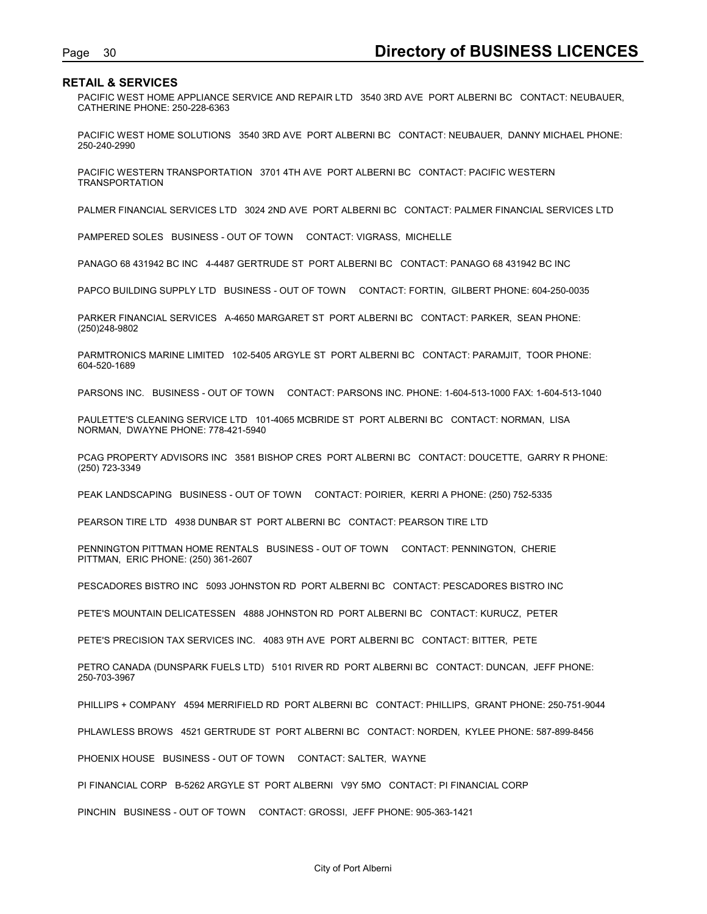## RETAIL & SERVICES

PACIFIC WEST HOME APPLIANCE SERVICE AND REPAIR LTD 3540 3RD AVE PORT ALBERNI BC CONTACT: NEUBAUER, CATHERINE PHONE: 250-228-6363

PACIFIC WEST HOME SOLUTIONS 3540 3RD AVE PORT ALBERNI BC CONTACT: NEUBAUER, DANNY MICHAEL PHONE: 250-240-2990

PACIFIC WESTERN TRANSPORTATION 3701 4TH AVE PORT ALBERNI BC CONTACT: PACIFIC WESTERN TRANSPORTATION

PALMER FINANCIAL SERVICES LTD 3024 2ND AVE PORT ALBERNI BC CONTACT: PALMER FINANCIAL SERVICES LTD

PAMPERED SOLES BUSINESS - OUT OF TOWN CONTACT: VIGRASS, MICHELLE

PANAGO 68 431942 BC INC 4-4487 GERTRUDE ST PORT ALBERNI BC CONTACT: PANAGO 68 431942 BC INC

PAPCO BUILDING SUPPLY LTD BUSINESS - OUT OF TOWN CONTACT: FORTIN, GILBERT PHONE: 604-250-0035

PARKER FINANCIAL SERVICES A-4650 MARGARET ST PORT ALBERNI BC CONTACT: PARKER, SEAN PHONE: (250)248-9802

PARMTRONICS MARINE LIMITED 102-5405 ARGYLE ST PORT ALBERNI BC CONTACT: PARAMJIT, TOOR PHONE: 604-520-1689

PARSONS INC. BUSINESS - OUT OF TOWN CONTACT: PARSONS INC. PHONE: 1-604-513-1000 FAX: 1-604-513-1040

PAULETTE'S CLEANING SERVICE LTD 101-4065 MCBRIDE ST PORT ALBERNI BC CONTACT: NORMAN, LISA NORMAN, DWAYNE PHONE: 778-421-5940

PCAG PROPERTY ADVISORS INC 3581 BISHOP CRES PORT ALBERNI BC CONTACT: DOUCETTE, GARRY R PHONE: (250) 723-3349

PEAK LANDSCAPING BUSINESS - OUT OF TOWN CONTACT: POIRIER, KERRI A PHONE: (250) 752-5335

PEARSON TIRE LTD 4938 DUNBAR ST PORT ALBERNI BC CONTACT: PEARSON TIRE LTD

PENNINGTON PITTMAN HOME RENTALS BUSINESS - OUT OF TOWN CONTACT: PENNINGTON, CHERIE PITTMAN, ERIC PHONE: (250) 361-2607

PESCADORES BISTRO INC 5093 JOHNSTON RD PORT ALBERNI BC CONTACT: PESCADORES BISTRO INC

PETE'S MOUNTAIN DELICATESSEN 4888 JOHNSTON RD PORT ALBERNI BC CONTACT: KURUCZ, PETER

PETE'S PRECISION TAX SERVICES INC. 4083 9TH AVE PORT ALBERNI BC CONTACT: BITTER, PETE

PETRO CANADA (DUNSPARK FUELS LTD) 5101 RIVER RD PORT ALBERNI BC CONTACT: DUNCAN, JEFF PHONE: 250-703-3967

PHILLIPS + COMPANY 4594 MERRIFIELD RD PORT ALBERNI BC CONTACT: PHILLIPS, GRANT PHONE: 250-751-9044

PHLAWLESS BROWS 4521 GERTRUDE ST PORT ALBERNI BC CONTACT: NORDEN, KYLEE PHONE: 587-899-8456

PHOENIX HOUSE BUSINESS - OUT OF TOWN CONTACT: SALTER, WAYNE

PI FINANCIAL CORP B-5262 ARGYLE ST PORT ALBERNI V9Y 5MO CONTACT: PI FINANCIAL CORP

PINCHIN BUSINESS - OUT OF TOWN CONTACT: GROSSI, JEFF PHONE: 905-363-1421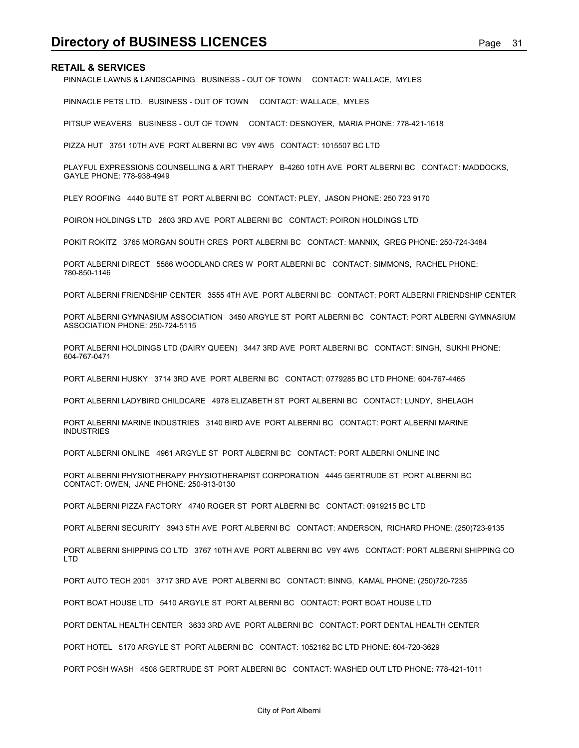## RETAIL & SERVICES

PINNACLE LAWNS & LANDSCAPING BUSINESS - OUT OF TOWN CONTACT: WALLACE, MYLES

PINNACLE PETS LTD. BUSINESS - OUT OF TOWN CONTACT: WALLACE, MYLES

PITSUP WEAVERS BUSINESS - OUT OF TOWN CONTACT: DESNOYER, MARIA PHONE: 778-421-1618

PIZZA HUT 3751 10TH AVE PORT ALBERNI BC V9Y 4W5 CONTACT: 1015507 BC LTD

PLAYFUL EXPRESSIONS COUNSELLING & ART THERAPY B-4260 10TH AVE PORT ALBERNI BC CONTACT: MADDOCKS, GAYLE PHONE: 778-938-4949

PLEY ROOFING 4440 BUTE ST PORT ALBERNI BC CONTACT: PLEY, JASON PHONE: 250 723 9170

POIRON HOLDINGS LTD 2603 3RD AVE PORT ALBERNI BC CONTACT: POIRON HOLDINGS LTD

POKIT ROKITZ 3765 MORGAN SOUTH CRES PORT ALBERNI BC CONTACT: MANNIX, GREG PHONE: 250-724-3484

PORT ALBERNI DIRECT 5586 WOODLAND CRES W PORT ALBERNI BC CONTACT: SIMMONS, RACHEL PHONE: 780-850-1146

PORT ALBERNI FRIENDSHIP CENTER 3555 4TH AVE PORT ALBERNI BC CONTACT: PORT ALBERNI FRIENDSHIP CENTER

PORT ALBERNI GYMNASIUM ASSOCIATION 3450 ARGYLE ST PORT ALBERNI BC CONTACT: PORT ALBERNI GYMNASIUM ASSOCIATION PHONE: 250-724-5115

PORT ALBERNI HOLDINGS LTD (DAIRY QUEEN) 3447 3RD AVE PORT ALBERNI BC CONTACT: SINGH, SUKHI PHONE: 604-767-0471

PORT ALBERNI HUSKY 3714 3RD AVE PORT ALBERNI BC CONTACT: 0779285 BC LTD PHONE: 604-767-4465

PORT ALBERNI LADYBIRD CHILDCARE 4978 ELIZABETH ST PORT ALBERNI BC CONTACT: LUNDY, SHELAGH

PORT ALBERNI MARINE INDUSTRIES 3140 BIRD AVE PORT ALBERNI BC CONTACT: PORT ALBERNI MARINE INDUSTRIES

PORT ALBERNI ONLINE 4961 ARGYLE ST PORT ALBERNI BC CONTACT: PORT ALBERNI ONLINE INC

PORT ALBERNI PHYSIOTHERAPY PHYSIOTHERAPIST CORPORATION 4445 GERTRUDE ST PORT ALBERNI BC CONTACT: OWEN, JANE PHONE: 250-913-0130

PORT ALBERNI PIZZA FACTORY 4740 ROGER ST PORT ALBERNI BC CONTACT: 0919215 BC LTD

PORT ALBERNI SECURITY 3943 5TH AVE PORT ALBERNI BC CONTACT: ANDERSON, RICHARD PHONE: (250)723-9135

PORT ALBERNI SHIPPING CO LTD 3767 10TH AVE PORT ALBERNI BC V9Y 4W5 CONTACT: PORT ALBERNI SHIPPING CO LTD

PORT AUTO TECH 2001 3717 3RD AVE PORT ALBERNI BC CONTACT: BINNG, KAMAL PHONE: (250)720-7235

PORT BOAT HOUSE LTD 5410 ARGYLE ST PORT ALBERNI BC CONTACT: PORT BOAT HOUSE LTD

PORT DENTAL HEALTH CENTER 3633 3RD AVE PORT ALBERNI BC CONTACT: PORT DENTAL HEALTH CENTER

PORT HOTEL 5170 ARGYLE ST PORT ALBERNI BC CONTACT: 1052162 BC LTD PHONE: 604-720-3629

PORT POSH WASH 4508 GERTRUDE ST PORT ALBERNI BC CONTACT: WASHED OUT LTD PHONE: 778-421-1011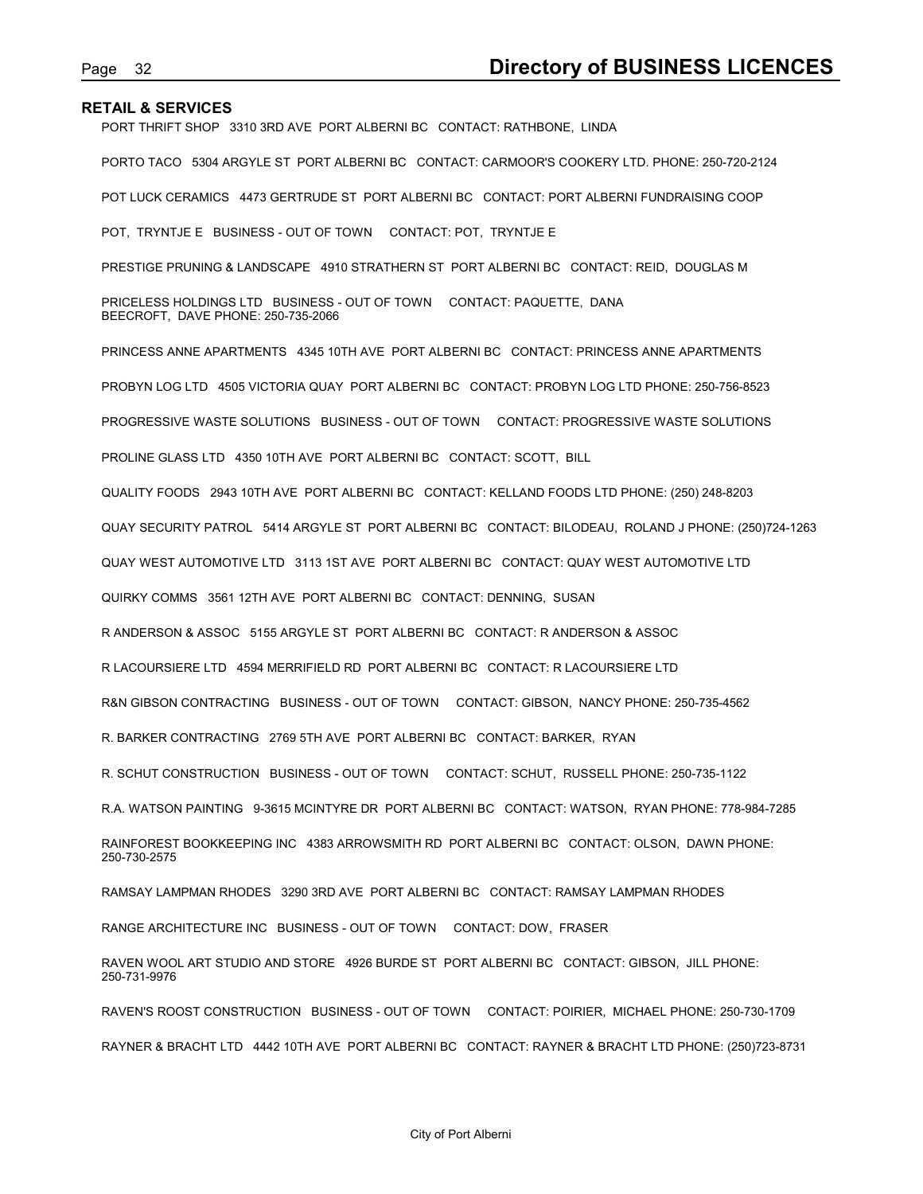## RETAIL & SERVICES

PORT THRIFT SHOP 3310 3RD AVE PORT ALBERNI BC CONTACT: RATHBONE, LINDA

PORTO TACO 5304 ARGYLE ST PORT ALBERNI BC CONTACT: CARMOOR'S COOKERY LTD. PHONE: 250-720-2124

POT LUCK CERAMICS 4473 GERTRUDE ST PORT ALBERNI BC CONTACT: PORT ALBERNI FUNDRAISING COOP

POT, TRYNTJE E BUSINESS - OUT OF TOWN CONTACT: POT, TRYNTJE E

PRESTIGE PRUNING & LANDSCAPE 4910 STRATHERN ST PORT ALBERNI BC CONTACT: REID, DOUGLAS M

PRICELESS HOLDINGS LTD BUSINESS - OUT OF TOWN CONTACT: PAQUETTE, DANA
BEECROFT, DAVE PHONE: 250-735-2066

PRINCESS ANNE APARTMENTS 4345 10TH AVE PORT ALBERNI BC CONTACT: PRINCESS ANNE APARTMENTS

PROBYN LOG LTD 4505 VICTORIA QUAY PORT ALBERNI BC CONTACT: PROBYN LOG LTD PHONE: 250-756-8523

PROGRESSIVE WASTE SOLUTIONS BUSINESS - OUT OF TOWN CONTACT: PROGRESSIVE WASTE SOLUTIONS

PROLINE GLASS LTD 4350 10TH AVE PORT ALBERNI BC CONTACT: SCOTT, BILL

QUALITY FOODS 2943 10TH AVE PORT ALBERNI BC CONTACT: KELLAND FOODS LTD PHONE: (250) 248-8203

QUAY SECURITY PATROL 5414 ARGYLE ST PORT ALBERNI BC CONTACT: BILODEAU, ROLAND J PHONE: (250)724-1263

QUAY WEST AUTOMOTIVE LTD 3113 1ST AVE PORT ALBERNI BC CONTACT: QUAY WEST AUTOMOTIVE LTD

QUIRKY COMMS 3561 12TH AVE PORT ALBERNI BC CONTACT: DENNING, SUSAN

R ANDERSON & ASSOC 5155 ARGYLE ST PORT ALBERNI BC CONTACT: R ANDERSON & ASSOC

R LACOURSIERE LTD 4594 MERRIFIELD RD PORT ALBERNI BC CONTACT: R LACOURSIERE LTD

R&N GIBSON CONTRACTING BUSINESS - OUT OF TOWN CONTACT: GIBSON, NANCY PHONE: 250-735-4562

R. BARKER CONTRACTING 2769 5TH AVE PORT ALBERNI BC CONTACT: BARKER, RYAN

R. SCHUT CONSTRUCTION BUSINESS - OUT OF TOWN CONTACT: SCHUT, RUSSELL PHONE: 250-735-1122

R.A. WATSON PAINTING 9-3615 MCINTYRE DR PORT ALBERNI BC CONTACT: WATSON, RYAN PHONE: 778-984-7285

RAINFOREST BOOKKEEPING INC 4383 ARROWSMITH RD PORT ALBERNI BC CONTACT: OLSON, DAWN PHONE:
250-730-2575

RAMSAY LAMPMAN RHODES 3290 3RD AVE PORT ALBERNI BC CONTACT: RAMSAY LAMPMAN RHODES

RANGE ARCHITECTURE INC BUSINESS - OUT OF TOWN CONTACT: DOW, FRASER

RAVEN WOOL ART STUDIO AND STORE 4926 BURDE ST PORT ALBERNI BC CONTACT: GIBSON, JILL PHONE:
250-731-9976

RAVEN'S ROOST CONSTRUCTION BUSINESS - OUT OF TOWN CONTACT: POIRIER, MICHAEL PHONE: 250-730-1709

RAYNER & BRACHT LTD 4442 10TH AVE PORT ALBERNI BC CONTACT: RAYNER & BRACHT LTD PHONE: (250)723-8731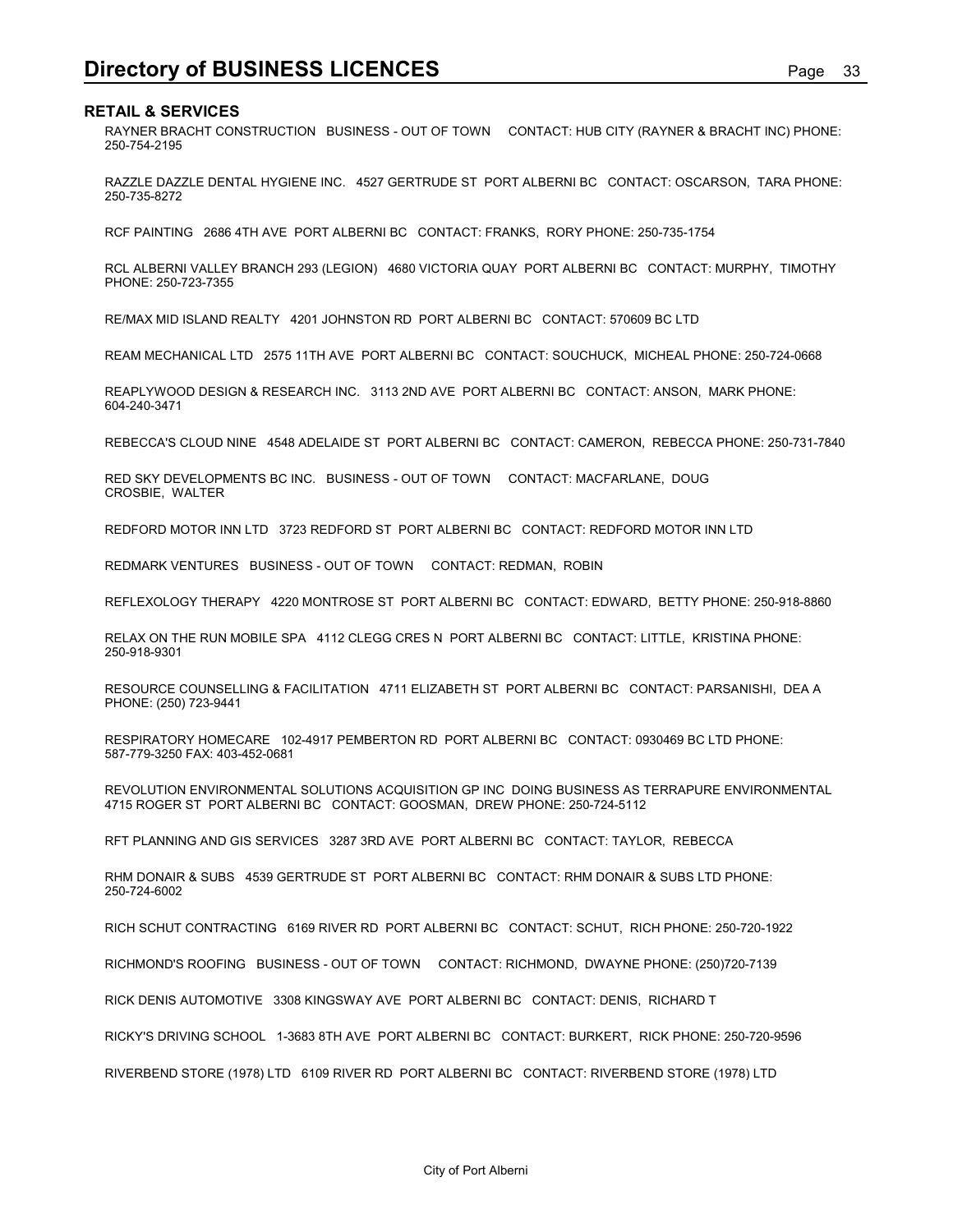## RETAIL & SERVICES

RAYNER BRACHT CONSTRUCTION   BUSINESS - OUT OF TOWN   CONTACT: HUB CITY (RAYNER & BRACHT INC) PHONE: 250-754-2195

RAZZLE DAZZLE DENTAL HYGIENE INC.   4527 GERTRUDE ST  PORT ALBERNI BC   CONTACT: OSCARSON,  TARA PHONE: 250-735-8272

RCF PAINTING   2686 4TH AVE  PORT ALBERNI BC   CONTACT: FRANKS,  RORY PHONE: 250-735-1754

RCL ALBERNI VALLEY BRANCH 293 (LEGION)   4680 VICTORIA QUAY  PORT ALBERNI BC   CONTACT: MURPHY,  TIMOTHY PHONE: 250-723-7355

RE/MAX MID ISLAND REALTY   4201 JOHNSTON RD  PORT ALBERNI BC   CONTACT: 570609 BC LTD

REAM MECHANICAL LTD   2575 11TH AVE  PORT ALBERNI BC   CONTACT: SOUCHUCK,  MICHEAL PHONE: 250-724-0668

REAPLYWOOD DESIGN & RESEARCH INC.   3113 2ND AVE  PORT ALBERNI BC   CONTACT: ANSON,  MARK PHONE: 604-240-3471

REBECCA'S CLOUD NINE   4548 ADELAIDE ST  PORT ALBERNI BC   CONTACT: CAMERON,  REBECCA PHONE: 250-731-7840

RED SKY DEVELOPMENTS BC INC.   BUSINESS - OUT OF TOWN   CONTACT: MACFARLANE,  DOUG
CROSBIE,  WALTER

REDFORD MOTOR INN LTD   3723 REDFORD ST  PORT ALBERNI BC   CONTACT: REDFORD MOTOR INN LTD

REDMARK VENTURES   BUSINESS - OUT OF TOWN   CONTACT: REDMAN,  ROBIN

REFLEXOLOGY THERAPY   4220 MONTROSE ST  PORT ALBERNI BC   CONTACT: EDWARD,  BETTY PHONE: 250-918-8860

RELAX ON THE RUN MOBILE SPA   4112 CLEGG CRES N  PORT ALBERNI BC   CONTACT: LITTLE,  KRISTINA PHONE: 250-918-9301

RESOURCE COUNSELLING & FACILITATION   4711 ELIZABETH ST  PORT ALBERNI BC   CONTACT: PARSANISHI,  DEA A PHONE: (250) 723-9441

RESPIRATORY HOMECARE   102-4917 PEMBERTON RD  PORT ALBERNI BC   CONTACT: 0930469 BC LTD PHONE: 587-779-3250 FAX: 403-452-0681

REVOLUTION ENVIRONMENTAL SOLUTIONS ACQUISITION GP INC  DOING BUSINESS AS TERRAPURE ENVIRONMENTAL   4715 ROGER ST  PORT ALBERNI BC   CONTACT: GOOSMAN,  DREW PHONE: 250-724-5112

RFT PLANNING AND GIS SERVICES   3287 3RD AVE  PORT ALBERNI BC   CONTACT: TAYLOR,  REBECCA

RHM DONAIR & SUBS   4539 GERTRUDE ST  PORT ALBERNI BC   CONTACT: RHM DONAIR & SUBS LTD PHONE: 250-724-6002

RICH SCHUT CONTRACTING   6169 RIVER RD  PORT ALBERNI BC   CONTACT: SCHUT,  RICH PHONE: 250-720-1922

RICHMOND'S ROOFING   BUSINESS - OUT OF TOWN   CONTACT: RICHMOND,  DWAYNE PHONE: (250)720-7139

RICK DENIS AUTOMOTIVE   3308 KINGSWAY AVE  PORT ALBERNI BC   CONTACT: DENIS,  RICHARD T

RICKY'S DRIVING SCHOOL   1-3683 8TH AVE  PORT ALBERNI BC   CONTACT: BURKERT,  RICK PHONE: 250-720-9596

RIVERBEND STORE (1978) LTD   6109 RIVER RD  PORT ALBERNI BC   CONTACT: RIVERBEND STORE (1978) LTD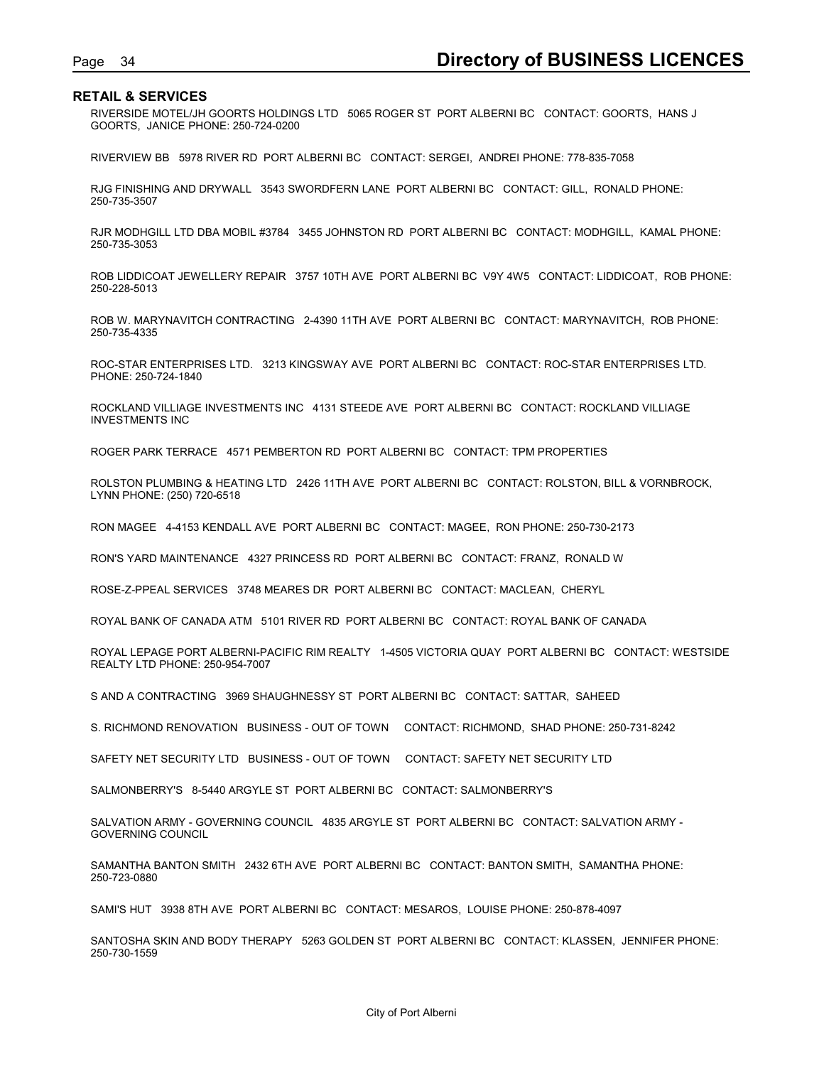## RETAIL & SERVICES

RIVERSIDE MOTEL/JH GOORTS HOLDINGS LTD   5065 ROGER ST  PORT ALBERNI BC   CONTACT: GOORTS,  HANS J GOORTS,  JANICE PHONE: 250-724-0200

RIVERVIEW BB   5978 RIVER RD  PORT ALBERNI BC   CONTACT: SERGEI,  ANDREI PHONE: 778-835-7058

RJG FINISHING AND DRYWALL   3543 SWORDFERN LANE  PORT ALBERNI BC   CONTACT: GILL,  RONALD PHONE: 250-735-3507

RJR MODHGILL LTD DBA MOBIL #3784   3455 JOHNSTON RD  PORT ALBERNI BC   CONTACT: MODHGILL,  KAMAL PHONE: 250-735-3053

ROB LIDDICOAT JEWELLERY REPAIR   3757 10TH AVE  PORT ALBERNI BC  V9Y 4W5   CONTACT: LIDDICOAT,  ROB PHONE: 250-228-5013

ROB W. MARYNAVITCH CONTRACTING   2-4390 11TH AVE  PORT ALBERNI BC   CONTACT: MARYNAVITCH,  ROB PHONE: 250-735-4335

ROC-STAR ENTERPRISES LTD.   3213 KINGSWAY AVE  PORT ALBERNI BC   CONTACT: ROC-STAR ENTERPRISES LTD. PHONE: 250-724-1840

ROCKLAND VILLIAGE INVESTMENTS INC   4131 STEEDE AVE  PORT ALBERNI BC   CONTACT: ROCKLAND VILLIAGE INVESTMENTS INC

ROGER PARK TERRACE   4571 PEMBERTON RD  PORT ALBERNI BC   CONTACT: TPM PROPERTIES

ROLSTON PLUMBING & HEATING LTD   2426 11TH AVE  PORT ALBERNI BC   CONTACT: ROLSTON, BILL & VORNBROCK, LYNN PHONE: (250) 720-6518

RON MAGEE   4-4153 KENDALL AVE  PORT ALBERNI BC   CONTACT: MAGEE,  RON PHONE: 250-730-2173

RON'S YARD MAINTENANCE   4327 PRINCESS RD  PORT ALBERNI BC   CONTACT: FRANZ,  RONALD W

ROSE-Z-PPEAL SERVICES   3748 MEARES DR  PORT ALBERNI BC   CONTACT: MACLEAN,  CHERYL

ROYAL BANK OF CANADA ATM   5101 RIVER RD  PORT ALBERNI BC   CONTACT: ROYAL BANK OF CANADA

ROYAL LEPAGE PORT ALBERNI-PACIFIC RIM REALTY   1-4505 VICTORIA QUAY  PORT ALBERNI BC   CONTACT: WESTSIDE REALTY LTD PHONE: 250-954-7007

S AND A CONTRACTING   3969 SHAUGHNESSY ST  PORT ALBERNI BC   CONTACT: SATTAR,  SAHEED

S. RICHMOND RENOVATION   BUSINESS - OUT OF TOWN    CONTACT: RICHMOND,  SHAD PHONE: 250-731-8242

SAFETY NET SECURITY LTD   BUSINESS - OUT OF TOWN    CONTACT: SAFETY NET SECURITY LTD

SALMONBERRY'S   8-5440 ARGYLE ST  PORT ALBERNI BC   CONTACT: SALMONBERRY'S

SALVATION ARMY - GOVERNING COUNCIL   4835 ARGYLE ST  PORT ALBERNI BC   CONTACT: SALVATION ARMY - GOVERNING COUNCIL

SAMANTHA BANTON SMITH   2432 6TH AVE  PORT ALBERNI BC   CONTACT: BANTON SMITH,  SAMANTHA PHONE: 250-723-0880

SAMI'S HUT   3938 8TH AVE  PORT ALBERNI BC   CONTACT: MESAROS,  LOUISE PHONE: 250-878-4097

SANTOSHA SKIN AND BODY THERAPY   5263 GOLDEN ST  PORT ALBERNI BC   CONTACT: KLASSEN,  JENNIFER PHONE: 250-730-1559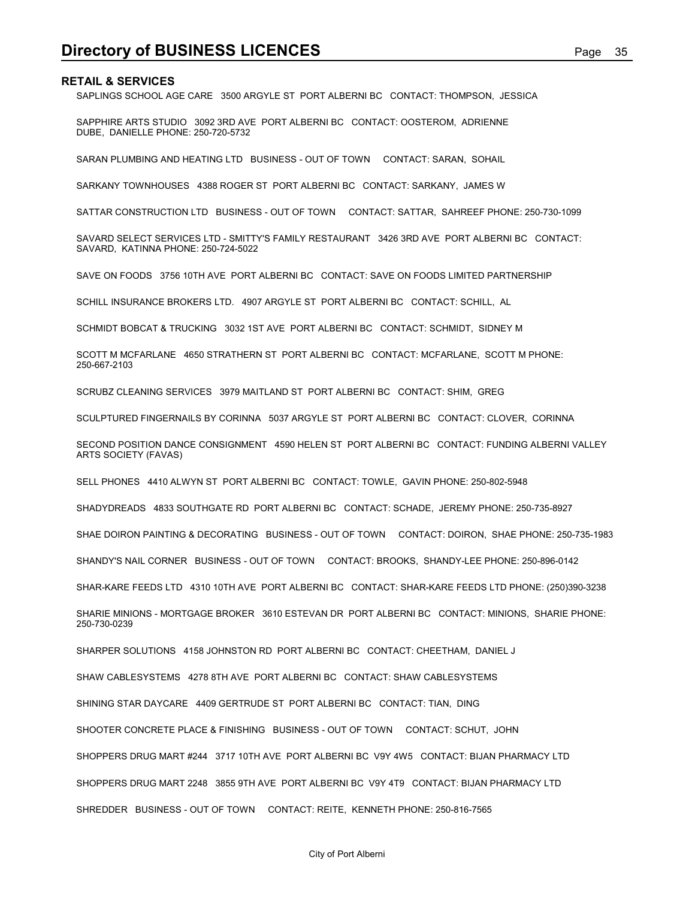## RETAIL & SERVICES

SAPLINGS SCHOOL AGE CARE 3500 ARGYLE ST PORT ALBERNI BC CONTACT: THOMPSON, JESSICA

SAPPHIRE ARTS STUDIO 3092 3RD AVE PORT ALBERNI BC CONTACT: OOSTEROM, ADRIENNE DUBE, DANIELLE PHONE: 250-720-5732

SARAN PLUMBING AND HEATING LTD BUSINESS - OUT OF TOWN CONTACT: SARAN, SOHAIL

SARKANY TOWNHOUSES 4388 ROGER ST PORT ALBERNI BC CONTACT: SARKANY, JAMES W

SATTAR CONSTRUCTION LTD BUSINESS - OUT OF TOWN CONTACT: SATTAR, SAHREEF PHONE: 250-730-1099

SAVARD SELECT SERVICES LTD - SMITTY'S FAMILY RESTAURANT 3426 3RD AVE PORT ALBERNI BC CONTACT: SAVARD, KATINNA PHONE: 250-724-5022

SAVE ON FOODS 3756 10TH AVE PORT ALBERNI BC CONTACT: SAVE ON FOODS LIMITED PARTNERSHIP

SCHILL INSURANCE BROKERS LTD. 4907 ARGYLE ST PORT ALBERNI BC CONTACT: SCHILL, AL

SCHMIDT BOBCAT & TRUCKING 3032 1ST AVE PORT ALBERNI BC CONTACT: SCHMIDT, SIDNEY M

SCOTT M MCFARLANE 4650 STRATHERN ST PORT ALBERNI BC CONTACT: MCFARLANE, SCOTT M PHONE: 250-667-2103

SCRUBZ CLEANING SERVICES 3979 MAITLAND ST PORT ALBERNI BC CONTACT: SHIM, GREG

SCULPTURED FINGERNAILS BY CORINNA 5037 ARGYLE ST PORT ALBERNI BC CONTACT: CLOVER, CORINNA

SECOND POSITION DANCE CONSIGNMENT 4590 HELEN ST PORT ALBERNI BC CONTACT: FUNDING ALBERNI VALLEY ARTS SOCIETY (FAVAS)

SELL PHONES 4410 ALWYN ST PORT ALBERNI BC CONTACT: TOWLE, GAVIN PHONE: 250-802-5948

SHADYDREADS 4833 SOUTHGATE RD PORT ALBERNI BC CONTACT: SCHADE, JEREMY PHONE: 250-735-8927

SHAE DOIRON PAINTING & DECORATING BUSINESS - OUT OF TOWN CONTACT: DOIRON, SHAE PHONE: 250-735-1983

SHANDY'S NAIL CORNER BUSINESS - OUT OF TOWN CONTACT: BROOKS, SHANDY-LEE PHONE: 250-896-0142

SHAR-KARE FEEDS LTD 4310 10TH AVE PORT ALBERNI BC CONTACT: SHAR-KARE FEEDS LTD PHONE: (250)390-3238

SHARIE MINIONS - MORTGAGE BROKER 3610 ESTEVAN DR PORT ALBERNI BC CONTACT: MINIONS, SHARIE PHONE: 250-730-0239

SHARPER SOLUTIONS 4158 JOHNSTON RD PORT ALBERNI BC CONTACT: CHEETHAM, DANIEL J

SHAW CABLESYSTEMS 4278 8TH AVE PORT ALBERNI BC CONTACT: SHAW CABLESYSTEMS

SHINING STAR DAYCARE 4409 GERTRUDE ST PORT ALBERNI BC CONTACT: TIAN, DING

SHOOTER CONCRETE PLACE & FINISHING BUSINESS - OUT OF TOWN CONTACT: SCHUT, JOHN

SHOPPERS DRUG MART #244 3717 10TH AVE PORT ALBERNI BC V9Y 4W5 CONTACT: BIJAN PHARMACY LTD

SHOPPERS DRUG MART 2248 3855 9TH AVE PORT ALBERNI BC V9Y 4T9 CONTACT: BIJAN PHARMACY LTD

SHREDDER BUSINESS - OUT OF TOWN CONTACT: REITE, KENNETH PHONE: 250-816-7565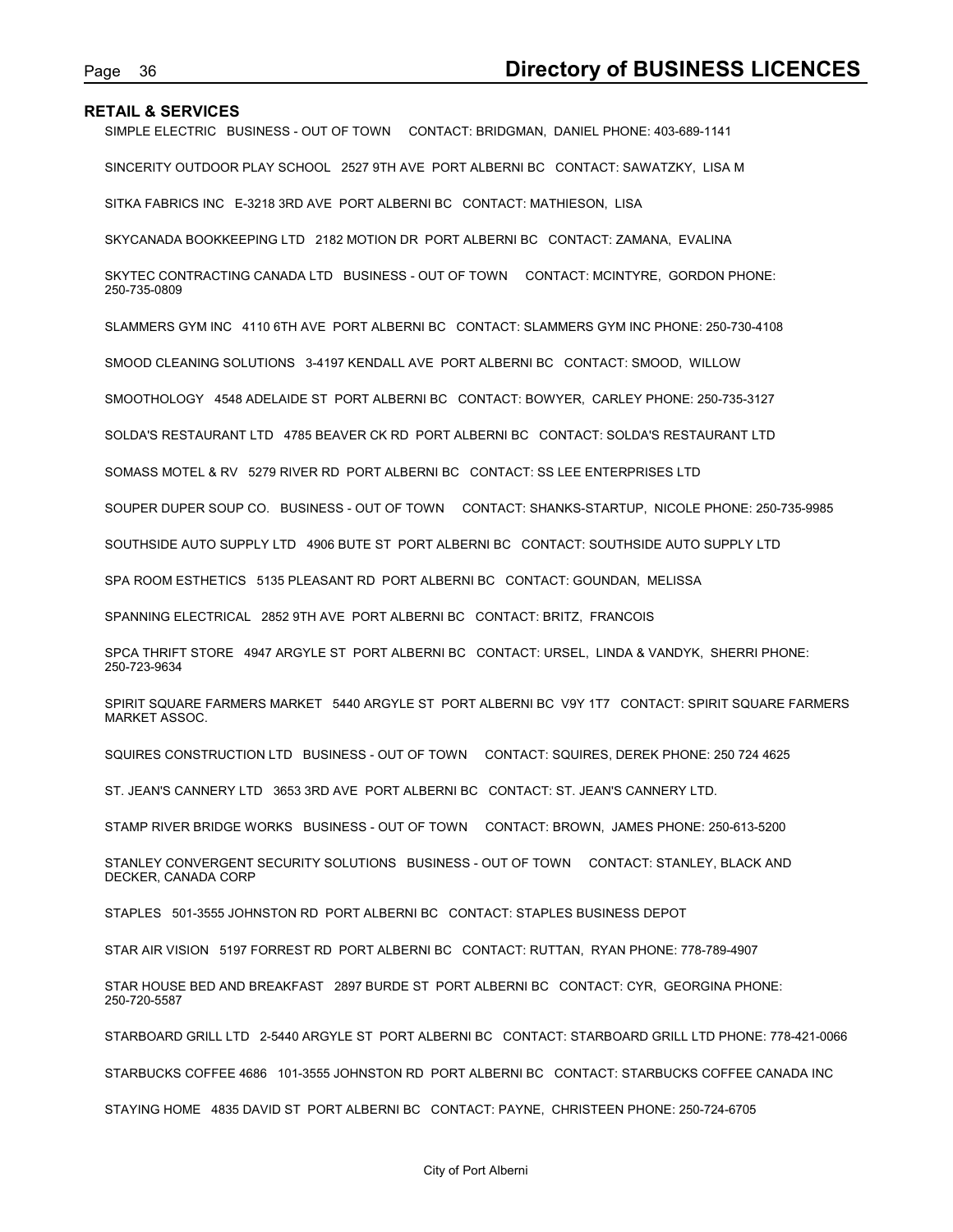## RETAIL & SERVICES

SIMPLE ELECTRIC BUSINESS - OUT OF TOWN CONTACT: BRIDGMAN, DANIEL PHONE: 403-689-1141

SINCERITY OUTDOOR PLAY SCHOOL 2527 9TH AVE PORT ALBERNI BC CONTACT: SAWATZKY, LISA M

SITKA FABRICS INC E-3218 3RD AVE PORT ALBERNI BC CONTACT: MATHIESON, LISA

SKYCANADA BOOKKEEPING LTD 2182 MOTION DR PORT ALBERNI BC CONTACT: ZAMANA, EVALINA

SKYTEC CONTRACTING CANADA LTD BUSINESS - OUT OF TOWN CONTACT: MCINTYRE, GORDON PHONE: 250-735-0809

SLAMMERS GYM INC 4110 6TH AVE PORT ALBERNI BC CONTACT: SLAMMERS GYM INC PHONE: 250-730-4108

SMOOD CLEANING SOLUTIONS 3-4197 KENDALL AVE PORT ALBERNI BC CONTACT: SMOOD, WILLOW

SMOOTHOLOGY 4548 ADELAIDE ST PORT ALBERNI BC CONTACT: BOWYER, CARLEY PHONE: 250-735-3127

SOLDA'S RESTAURANT LTD 4785 BEAVER CK RD PORT ALBERNI BC CONTACT: SOLDA'S RESTAURANT LTD

SOMASS MOTEL & RV 5279 RIVER RD PORT ALBERNI BC CONTACT: SS LEE ENTERPRISES LTD

SOUPER DUPER SOUP CO. BUSINESS - OUT OF TOWN CONTACT: SHANKS-STARTUP, NICOLE PHONE: 250-735-9985

SOUTHSIDE AUTO SUPPLY LTD 4906 BUTE ST PORT ALBERNI BC CONTACT: SOUTHSIDE AUTO SUPPLY LTD

SPA ROOM ESTHETICS 5135 PLEASANT RD PORT ALBERNI BC CONTACT: GOUNDAN, MELISSA

SPANNING ELECTRICAL 2852 9TH AVE PORT ALBERNI BC CONTACT: BRITZ, FRANCOIS

SPCA THRIFT STORE 4947 ARGYLE ST PORT ALBERNI BC CONTACT: URSEL, LINDA & VANDYK, SHERRI PHONE: 250-723-9634

SPIRIT SQUARE FARMERS MARKET 5440 ARGYLE ST PORT ALBERNI BC V9Y 1T7 CONTACT: SPIRIT SQUARE FARMERS MARKET ASSOC.

SQUIRES CONSTRUCTION LTD BUSINESS - OUT OF TOWN CONTACT: SQUIRES, DEREK PHONE: 250 724 4625

ST. JEAN'S CANNERY LTD 3653 3RD AVE PORT ALBERNI BC CONTACT: ST. JEAN'S CANNERY LTD.

STAMP RIVER BRIDGE WORKS BUSINESS - OUT OF TOWN CONTACT: BROWN, JAMES PHONE: 250-613-5200

STANLEY CONVERGENT SECURITY SOLUTIONS BUSINESS - OUT OF TOWN CONTACT: STANLEY, BLACK AND DECKER, CANADA CORP

STAPLES 501-3555 JOHNSTON RD PORT ALBERNI BC CONTACT: STAPLES BUSINESS DEPOT

STAR AIR VISION 5197 FORREST RD PORT ALBERNI BC CONTACT: RUTTAN, RYAN PHONE: 778-789-4907

STAR HOUSE BED AND BREAKFAST 2897 BURDE ST PORT ALBERNI BC CONTACT: CYR, GEORGINA PHONE: 250-720-5587

STARBOARD GRILL LTD 2-5440 ARGYLE ST PORT ALBERNI BC CONTACT: STARBOARD GRILL LTD PHONE: 778-421-0066

STARBUCKS COFFEE 4686 101-3555 JOHNSTON RD PORT ALBERNI BC CONTACT: STARBUCKS COFFEE CANADA INC

STAYING HOME 4835 DAVID ST PORT ALBERNI BC CONTACT: PAYNE, CHRISTEEN PHONE: 250-724-6705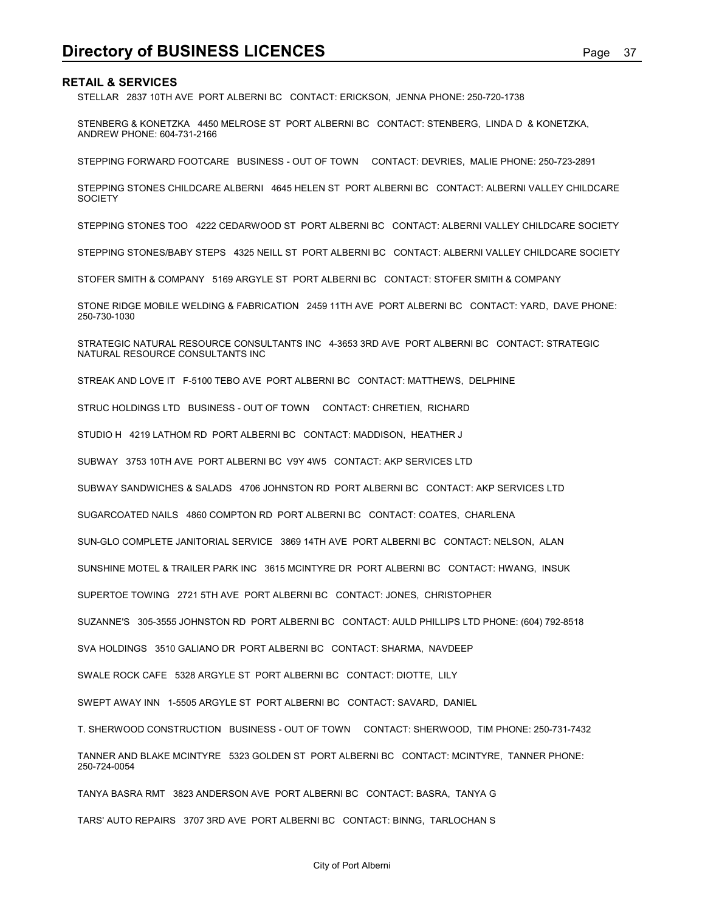## RETAIL & SERVICES

STELLAR 2837 10TH AVE PORT ALBERNI BC CONTACT: ERICKSON, JENNA PHONE: 250-720-1738

STENBERG & KONETZKA 4450 MELROSE ST PORT ALBERNI BC CONTACT: STENBERG, LINDA D & KONETZKA, ANDREW PHONE: 604-731-2166

STEPPING FORWARD FOOTCARE BUSINESS - OUT OF TOWN CONTACT: DEVRIES, MALIE PHONE: 250-723-2891

STEPPING STONES CHILDCARE ALBERNI 4645 HELEN ST PORT ALBERNI BC CONTACT: ALBERNI VALLEY CHILDCARE SOCIETY

STEPPING STONES TOO 4222 CEDARWOOD ST PORT ALBERNI BC CONTACT: ALBERNI VALLEY CHILDCARE SOCIETY

STEPPING STONES/BABY STEPS 4325 NEILL ST PORT ALBERNI BC CONTACT: ALBERNI VALLEY CHILDCARE SOCIETY

STOFER SMITH & COMPANY 5169 ARGYLE ST PORT ALBERNI BC CONTACT: STOFER SMITH & COMPANY

STONE RIDGE MOBILE WELDING & FABRICATION 2459 11TH AVE PORT ALBERNI BC CONTACT: YARD, DAVE PHONE: 250-730-1030

STRATEGIC NATURAL RESOURCE CONSULTANTS INC 4-3653 3RD AVE PORT ALBERNI BC CONTACT: STRATEGIC NATURAL RESOURCE CONSULTANTS INC

STREAK AND LOVE IT F-5100 TEBO AVE PORT ALBERNI BC CONTACT: MATTHEWS, DELPHINE

STRUC HOLDINGS LTD BUSINESS - OUT OF TOWN CONTACT: CHRETIEN, RICHARD

STUDIO H 4219 LATHOM RD PORT ALBERNI BC CONTACT: MADDISON, HEATHER J

SUBWAY 3753 10TH AVE PORT ALBERNI BC V9Y 4W5 CONTACT: AKP SERVICES LTD

SUBWAY SANDWICHES & SALADS 4706 JOHNSTON RD PORT ALBERNI BC CONTACT: AKP SERVICES LTD

SUGARCOATED NAILS 4860 COMPTON RD PORT ALBERNI BC CONTACT: COATES, CHARLENA

SUN-GLO COMPLETE JANITORIAL SERVICE 3869 14TH AVE PORT ALBERNI BC CONTACT: NELSON, ALAN

SUNSHINE MOTEL & TRAILER PARK INC 3615 MCINTYRE DR PORT ALBERNI BC CONTACT: HWANG, INSUK

SUPERTOE TOWING 2721 5TH AVE PORT ALBERNI BC CONTACT: JONES, CHRISTOPHER

SUZANNE'S 305-3555 JOHNSTON RD PORT ALBERNI BC CONTACT: AULD PHILLIPS LTD PHONE: (604) 792-8518

SVA HOLDINGS 3510 GALIANO DR PORT ALBERNI BC CONTACT: SHARMA, NAVDEEP

SWALE ROCK CAFE 5328 ARGYLE ST PORT ALBERNI BC CONTACT: DIOTTE, LILY

SWEPT AWAY INN 1-5505 ARGYLE ST PORT ALBERNI BC CONTACT: SAVARD, DANIEL

T. SHERWOOD CONSTRUCTION BUSINESS - OUT OF TOWN CONTACT: SHERWOOD, TIM PHONE: 250-731-7432

TANNER AND BLAKE MCINTYRE 5323 GOLDEN ST PORT ALBERNI BC CONTACT: MCINTYRE, TANNER PHONE: 250-724-0054

TANYA BASRA RMT 3823 ANDERSON AVE PORT ALBERNI BC CONTACT: BASRA, TANYA G

TARS' AUTO REPAIRS 3707 3RD AVE PORT ALBERNI BC CONTACT: BINNG, TARLOCHAN S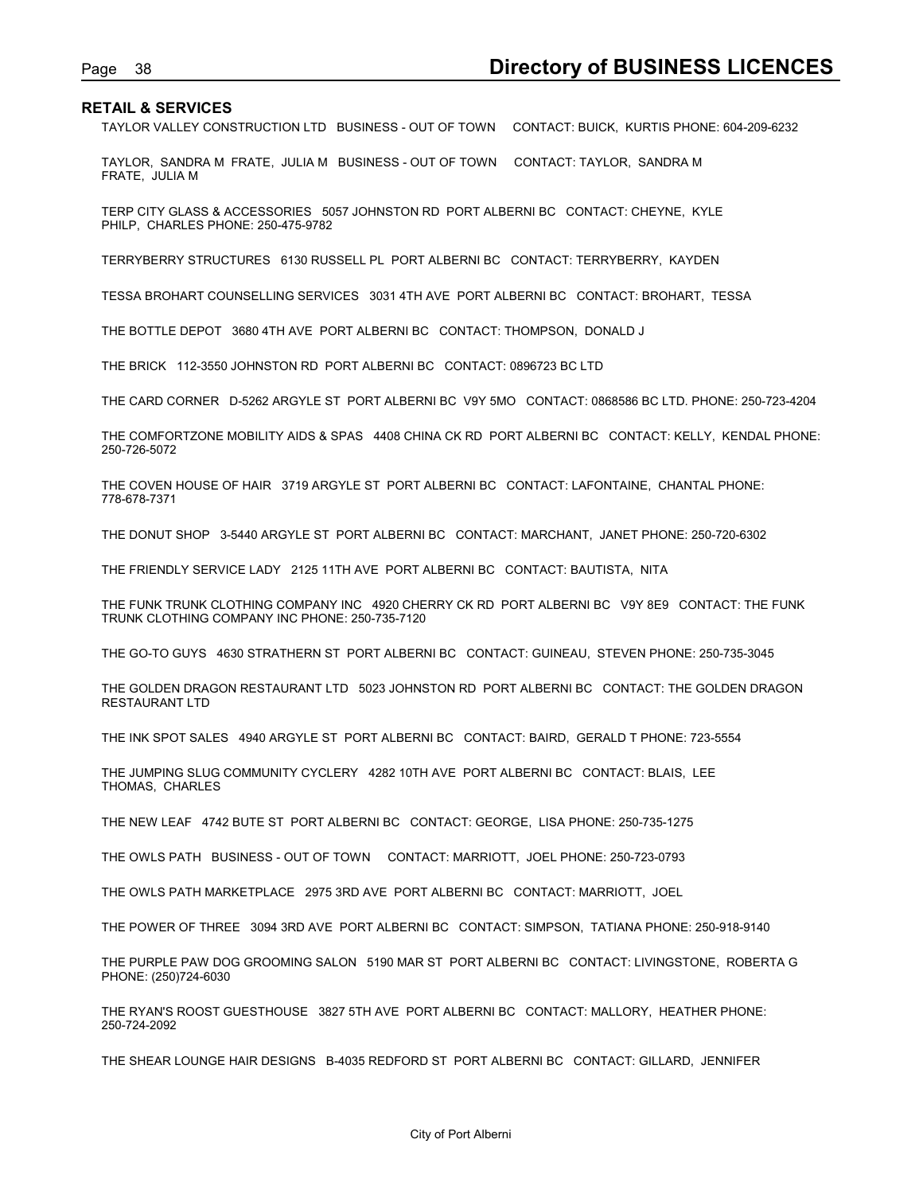## RETAIL & SERVICES

TAYLOR VALLEY CONSTRUCTION LTD   BUSINESS - OUT OF TOWN   CONTACT: BUICK, KURTIS PHONE: 604-209-6232

TAYLOR, SANDRA M FRATE, JULIA M   BUSINESS - OUT OF TOWN   CONTACT: TAYLOR, SANDRA M
FRATE, JULIA M

TERP CITY GLASS & ACCESSORIES   5057 JOHNSTON RD PORT ALBERNI BC   CONTACT: CHEYNE, KYLE
PHILP, CHARLES PHONE: 250-475-9782

TERRYBERRY STRUCTURES   6130 RUSSELL PL PORT ALBERNI BC   CONTACT: TERRYBERRY, KAYDEN

TESSA BROHART COUNSELLING SERVICES   3031 4TH AVE PORT ALBERNI BC   CONTACT: BROHART, TESSA

THE BOTTLE DEPOT   3680 4TH AVE PORT ALBERNI BC   CONTACT: THOMPSON, DONALD J

THE BRICK   112-3550 JOHNSTON RD PORT ALBERNI BC   CONTACT: 0896723 BC LTD

THE CARD CORNER   D-5262 ARGYLE ST PORT ALBERNI BC V9Y 5MO   CONTACT: 0868586 BC LTD. PHONE: 250-723-4204

THE COMFORTZONE MOBILITY AIDS & SPAS   4408 CHINA CK RD PORT ALBERNI BC   CONTACT: KELLY, KENDAL PHONE: 250-726-5072

THE COVEN HOUSE OF HAIR   3719 ARGYLE ST PORT ALBERNI BC   CONTACT: LAFONTAINE, CHANTAL PHONE: 778-678-7371

THE DONUT SHOP   3-5440 ARGYLE ST PORT ALBERNI BC   CONTACT: MARCHANT, JANET PHONE: 250-720-6302

THE FRIENDLY SERVICE LADY   2125 11TH AVE PORT ALBERNI BC   CONTACT: BAUTISTA, NITA

THE FUNK TRUNK CLOTHING COMPANY INC   4920 CHERRY CK RD PORT ALBERNI BC V9Y 8E9   CONTACT: THE FUNK TRUNK CLOTHING COMPANY INC PHONE: 250-735-7120

THE GO-TO GUYS   4630 STRATHERN ST PORT ALBERNI BC   CONTACT: GUINEAU, STEVEN PHONE: 250-735-3045

THE GOLDEN DRAGON RESTAURANT LTD   5023 JOHNSTON RD PORT ALBERNI BC   CONTACT: THE GOLDEN DRAGON RESTAURANT LTD

THE INK SPOT SALES   4940 ARGYLE ST PORT ALBERNI BC   CONTACT: BAIRD, GERALD T PHONE: 723-5554

THE JUMPING SLUG COMMUNITY CYCLERY   4282 10TH AVE PORT ALBERNI BC   CONTACT: BLAIS, LEE
THOMAS, CHARLES

THE NEW LEAF   4742 BUTE ST PORT ALBERNI BC   CONTACT: GEORGE, LISA PHONE: 250-735-1275

THE OWLS PATH   BUSINESS - OUT OF TOWN   CONTACT: MARRIOTT, JOEL PHONE: 250-723-0793

THE OWLS PATH MARKETPLACE   2975 3RD AVE PORT ALBERNI BC   CONTACT: MARRIOTT, JOEL

THE POWER OF THREE   3094 3RD AVE PORT ALBERNI BC   CONTACT: SIMPSON, TATIANA PHONE: 250-918-9140

THE PURPLE PAW DOG GROOMING SALON   5190 MAR ST PORT ALBERNI BC   CONTACT: LIVINGSTONE, ROBERTA G PHONE: (250)724-6030

THE RYAN'S ROOST GUESTHOUSE   3827 5TH AVE PORT ALBERNI BC   CONTACT: MALLORY, HEATHER PHONE: 250-724-2092

THE SHEAR LOUNGE HAIR DESIGNS   B-4035 REDFORD ST PORT ALBERNI BC   CONTACT: GILLARD, JENNIFER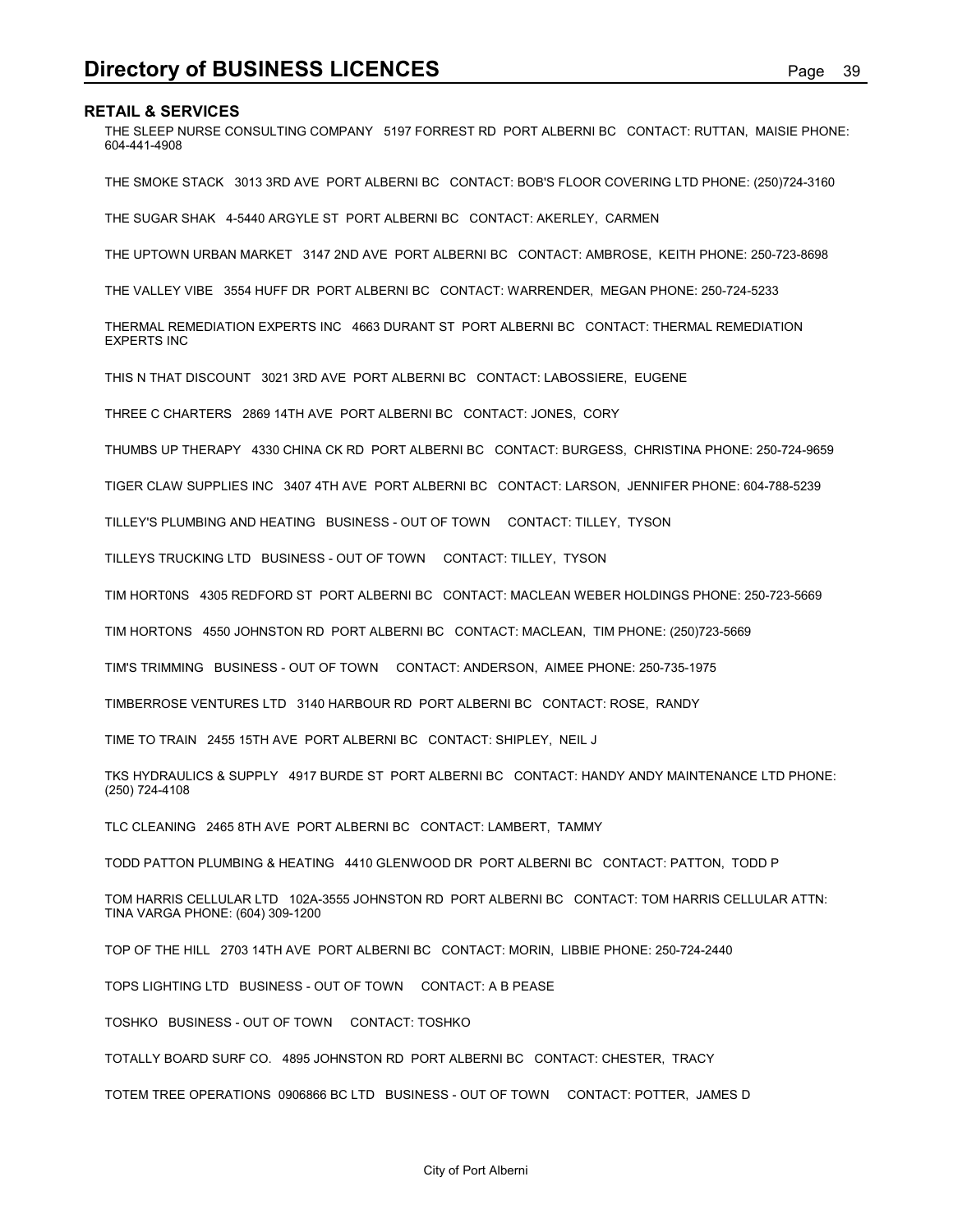## RETAIL & SERVICES

THE SLEEP NURSE CONSULTING COMPANY 5197 FORREST RD PORT ALBERNI BC CONTACT: RUTTAN, MAISIE PHONE: 604-441-4908

THE SMOKE STACK 3013 3RD AVE PORT ALBERNI BC CONTACT: BOB'S FLOOR COVERING LTD PHONE: (250)724-3160

THE SUGAR SHAK 4-5440 ARGYLE ST PORT ALBERNI BC CONTACT: AKERLEY, CARMEN

THE UPTOWN URBAN MARKET 3147 2ND AVE PORT ALBERNI BC CONTACT: AMBROSE, KEITH PHONE: 250-723-8698

THE VALLEY VIBE 3554 HUFF DR PORT ALBERNI BC CONTACT: WARRENDER, MEGAN PHONE: 250-724-5233

THERMAL REMEDIATION EXPERTS INC 4663 DURANT ST PORT ALBERNI BC CONTACT: THERMAL REMEDIATION EXPERTS INC

THIS N THAT DISCOUNT 3021 3RD AVE PORT ALBERNI BC CONTACT: LABOSSIERE, EUGENE

THREE C CHARTERS 2869 14TH AVE PORT ALBERNI BC CONTACT: JONES, CORY

THUMBS UP THERAPY 4330 CHINA CK RD PORT ALBERNI BC CONTACT: BURGESS, CHRISTINA PHONE: 250-724-9659

TIGER CLAW SUPPLIES INC 3407 4TH AVE PORT ALBERNI BC CONTACT: LARSON, JENNIFER PHONE: 604-788-5239

TILLEY'S PLUMBING AND HEATING BUSINESS - OUT OF TOWN CONTACT: TILLEY, TYSON

TILLEYS TRUCKING LTD BUSINESS - OUT OF TOWN CONTACT: TILLEY, TYSON

TIM HORT0NS 4305 REDFORD ST PORT ALBERNI BC CONTACT: MACLEAN WEBER HOLDINGS PHONE: 250-723-5669

TIM HORTONS 4550 JOHNSTON RD PORT ALBERNI BC CONTACT: MACLEAN, TIM PHONE: (250)723-5669

TIM'S TRIMMING BUSINESS - OUT OF TOWN CONTACT: ANDERSON, AIMEE PHONE: 250-735-1975

TIMBERROSE VENTURES LTD 3140 HARBOUR RD PORT ALBERNI BC CONTACT: ROSE, RANDY

TIME TO TRAIN 2455 15TH AVE PORT ALBERNI BC CONTACT: SHIPLEY, NEIL J

TKS HYDRAULICS & SUPPLY 4917 BURDE ST PORT ALBERNI BC CONTACT: HANDY ANDY MAINTENANCE LTD PHONE: (250) 724-4108

TLC CLEANING 2465 8TH AVE PORT ALBERNI BC CONTACT: LAMBERT, TAMMY

TODD PATTON PLUMBING & HEATING 4410 GLENWOOD DR PORT ALBERNI BC CONTACT: PATTON, TODD P

TOM HARRIS CELLULAR LTD 102A-3555 JOHNSTON RD PORT ALBERNI BC CONTACT: TOM HARRIS CELLULAR ATTN: TINA VARGA PHONE: (604) 309-1200

TOP OF THE HILL 2703 14TH AVE PORT ALBERNI BC CONTACT: MORIN, LIBBIE PHONE: 250-724-2440

TOPS LIGHTING LTD BUSINESS - OUT OF TOWN CONTACT: A B PEASE

TOSHKO BUSINESS - OUT OF TOWN CONTACT: TOSHKO

TOTALLY BOARD SURF CO. 4895 JOHNSTON RD PORT ALBERNI BC CONTACT: CHESTER, TRACY

TOTEM TREE OPERATIONS 0906866 BC LTD BUSINESS - OUT OF TOWN CONTACT: POTTER, JAMES D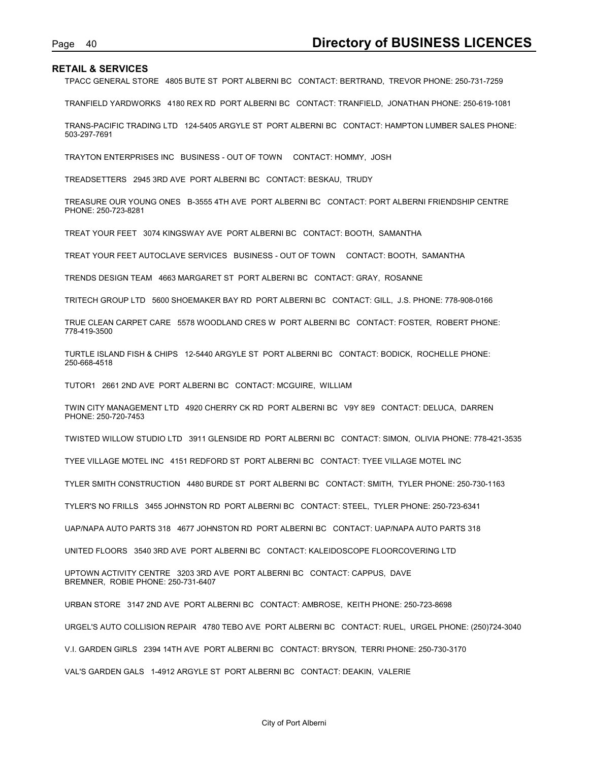## RETAIL & SERVICES

TPACC GENERAL STORE 4805 BUTE ST PORT ALBERNI BC CONTACT: BERTRAND, TREVOR PHONE: 250-731-7259

TRANFIELD YARDWORKS 4180 REX RD PORT ALBERNI BC CONTACT: TRANFIELD, JONATHAN PHONE: 250-619-1081

TRANS-PACIFIC TRADING LTD 124-5405 ARGYLE ST PORT ALBERNI BC CONTACT: HAMPTON LUMBER SALES PHONE: 503-297-7691

TRAYTON ENTERPRISES INC BUSINESS - OUT OF TOWN CONTACT: HOMMY, JOSH

TREADSETTERS 2945 3RD AVE PORT ALBERNI BC CONTACT: BESKAU, TRUDY

TREASURE OUR YOUNG ONES B-3555 4TH AVE PORT ALBERNI BC CONTACT: PORT ALBERNI FRIENDSHIP CENTRE PHONE: 250-723-8281

TREAT YOUR FEET 3074 KINGSWAY AVE PORT ALBERNI BC CONTACT: BOOTH, SAMANTHA

TREAT YOUR FEET AUTOCLAVE SERVICES BUSINESS - OUT OF TOWN CONTACT: BOOTH, SAMANTHA

TRENDS DESIGN TEAM 4663 MARGARET ST PORT ALBERNI BC CONTACT: GRAY, ROSANNE

TRITECH GROUP LTD 5600 SHOEMAKER BAY RD PORT ALBERNI BC CONTACT: GILL, J.S. PHONE: 778-908-0166

TRUE CLEAN CARPET CARE 5578 WOODLAND CRES W PORT ALBERNI BC CONTACT: FOSTER, ROBERT PHONE: 778-419-3500

TURTLE ISLAND FISH & CHIPS 12-5440 ARGYLE ST PORT ALBERNI BC CONTACT: BODICK, ROCHELLE PHONE: 250-668-4518

TUTOR1 2661 2ND AVE PORT ALBERNI BC CONTACT: MCGUIRE, WILLIAM

TWIN CITY MANAGEMENT LTD 4920 CHERRY CK RD PORT ALBERNI BC V9Y 8E9 CONTACT: DELUCA, DARREN PHONE: 250-720-7453

TWISTED WILLOW STUDIO LTD 3911 GLENSIDE RD PORT ALBERNI BC CONTACT: SIMON, OLIVIA PHONE: 778-421-3535

TYEE VILLAGE MOTEL INC 4151 REDFORD ST PORT ALBERNI BC CONTACT: TYEE VILLAGE MOTEL INC

TYLER SMITH CONSTRUCTION 4480 BURDE ST PORT ALBERNI BC CONTACT: SMITH, TYLER PHONE: 250-730-1163

TYLER'S NO FRILLS 3455 JOHNSTON RD PORT ALBERNI BC CONTACT: STEEL, TYLER PHONE: 250-723-6341

UAP/NAPA AUTO PARTS 318 4677 JOHNSTON RD PORT ALBERNI BC CONTACT: UAP/NAPA AUTO PARTS 318

UNITED FLOORS 3540 3RD AVE PORT ALBERNI BC CONTACT: KALEIDOSCOPE FLOORCOVERING LTD

UPTOWN ACTIVITY CENTRE 3203 3RD AVE PORT ALBERNI BC CONTACT: CAPPUS, DAVE
BREMNER, ROBIE PHONE: 250-731-6407

URBAN STORE 3147 2ND AVE PORT ALBERNI BC CONTACT: AMBROSE, KEITH PHONE: 250-723-8698

URGEL'S AUTO COLLISION REPAIR 4780 TEBO AVE PORT ALBERNI BC CONTACT: RUEL, URGEL PHONE: (250)724-3040

V.I. GARDEN GIRLS 2394 14TH AVE PORT ALBERNI BC CONTACT: BRYSON, TERRI PHONE: 250-730-3170

VAL'S GARDEN GALS 1-4912 ARGYLE ST PORT ALBERNI BC CONTACT: DEAKIN, VALERIE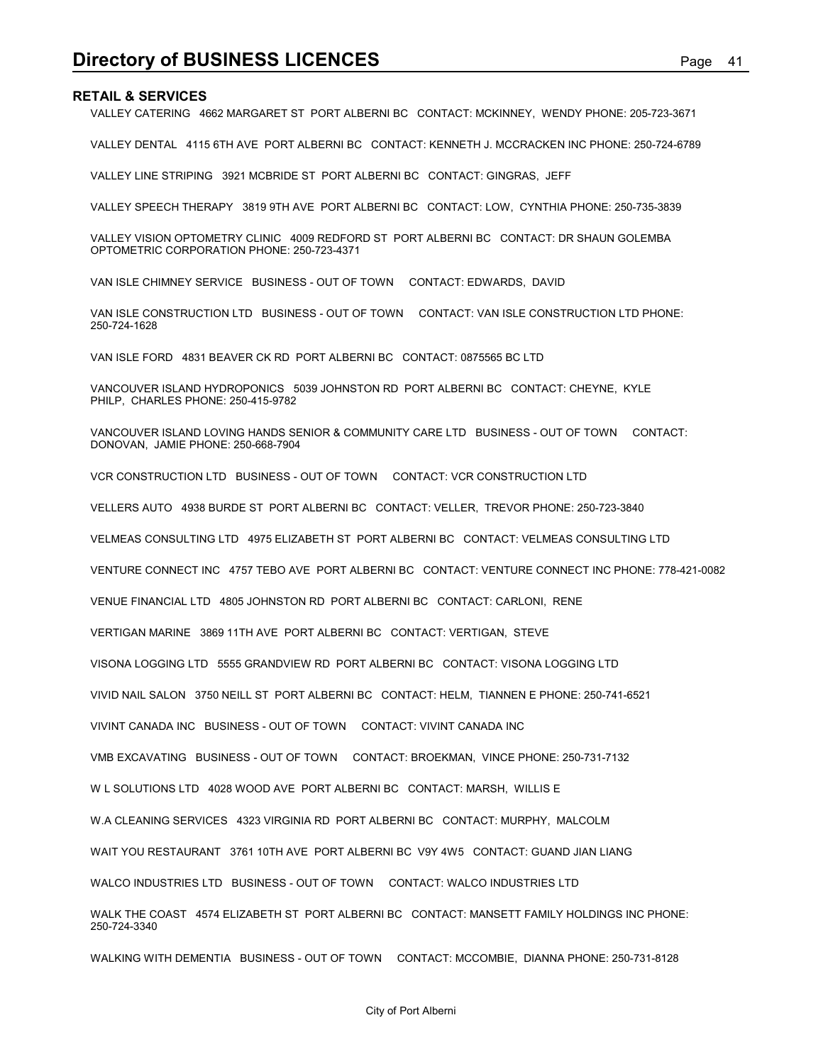# Directory of BUSINESS LICENCES

## RETAIL & SERVICES

VALLEY CATERING 4662 MARGARET ST PORT ALBERNI BC CONTACT: MCKINNEY, WENDY PHONE: 205-723-3671

VALLEY DENTAL 4115 6TH AVE PORT ALBERNI BC CONTACT: KENNETH J. MCCRACKEN INC PHONE: 250-724-6789

VALLEY LINE STRIPING 3921 MCBRIDE ST PORT ALBERNI BC CONTACT: GINGRAS, JEFF

VALLEY SPEECH THERAPY 3819 9TH AVE PORT ALBERNI BC CONTACT: LOW, CYNTHIA PHONE: 250-735-3839

VALLEY VISION OPTOMETRY CLINIC 4009 REDFORD ST PORT ALBERNI BC CONTACT: DR SHAUN GOLEMBA OPTOMETRIC CORPORATION PHONE: 250-723-4371

VAN ISLE CHIMNEY SERVICE BUSINESS - OUT OF TOWN CONTACT: EDWARDS, DAVID

VAN ISLE CONSTRUCTION LTD BUSINESS - OUT OF TOWN CONTACT: VAN ISLE CONSTRUCTION LTD PHONE: 250-724-1628

VAN ISLE FORD 4831 BEAVER CK RD PORT ALBERNI BC CONTACT: 0875565 BC LTD

VANCOUVER ISLAND HYDROPONICS 5039 JOHNSTON RD PORT ALBERNI BC CONTACT: CHEYNE, KYLE PHILP, CHARLES PHONE: 250-415-9782

VANCOUVER ISLAND LOVING HANDS SENIOR & COMMUNITY CARE LTD BUSINESS - OUT OF TOWN CONTACT: DONOVAN, JAMIE PHONE: 250-668-7904

VCR CONSTRUCTION LTD BUSINESS - OUT OF TOWN CONTACT: VCR CONSTRUCTION LTD

VELLERS AUTO 4938 BURDE ST PORT ALBERNI BC CONTACT: VELLER, TREVOR PHONE: 250-723-3840

VELMEAS CONSULTING LTD 4975 ELIZABETH ST PORT ALBERNI BC CONTACT: VELMEAS CONSULTING LTD

VENTURE CONNECT INC 4757 TEBO AVE PORT ALBERNI BC CONTACT: VENTURE CONNECT INC PHONE: 778-421-0082

VENUE FINANCIAL LTD 4805 JOHNSTON RD PORT ALBERNI BC CONTACT: CARLONI, RENE

VERTIGAN MARINE 3869 11TH AVE PORT ALBERNI BC CONTACT: VERTIGAN, STEVE

VISONA LOGGING LTD 5555 GRANDVIEW RD PORT ALBERNI BC CONTACT: VISONA LOGGING LTD

VIVID NAIL SALON 3750 NEILL ST PORT ALBERNI BC CONTACT: HELM, TIANNEN E PHONE: 250-741-6521

VIVINT CANADA INC BUSINESS - OUT OF TOWN CONTACT: VIVINT CANADA INC

VMB EXCAVATING BUSINESS - OUT OF TOWN CONTACT: BROEKMAN, VINCE PHONE: 250-731-7132

W L SOLUTIONS LTD 4028 WOOD AVE PORT ALBERNI BC CONTACT: MARSH, WILLIS E

W.A CLEANING SERVICES 4323 VIRGINIA RD PORT ALBERNI BC CONTACT: MURPHY, MALCOLM

WAIT YOU RESTAURANT 3761 10TH AVE PORT ALBERNI BC V9Y 4W5 CONTACT: GUAND JIAN LIANG

WALCO INDUSTRIES LTD BUSINESS - OUT OF TOWN CONTACT: WALCO INDUSTRIES LTD

WALK THE COAST 4574 ELIZABETH ST PORT ALBERNI BC CONTACT: MANSETT FAMILY HOLDINGS INC PHONE: 250-724-3340

WALKING WITH DEMENTIA BUSINESS - OUT OF TOWN CONTACT: MCCOMBIE, DIANNA PHONE: 250-731-8128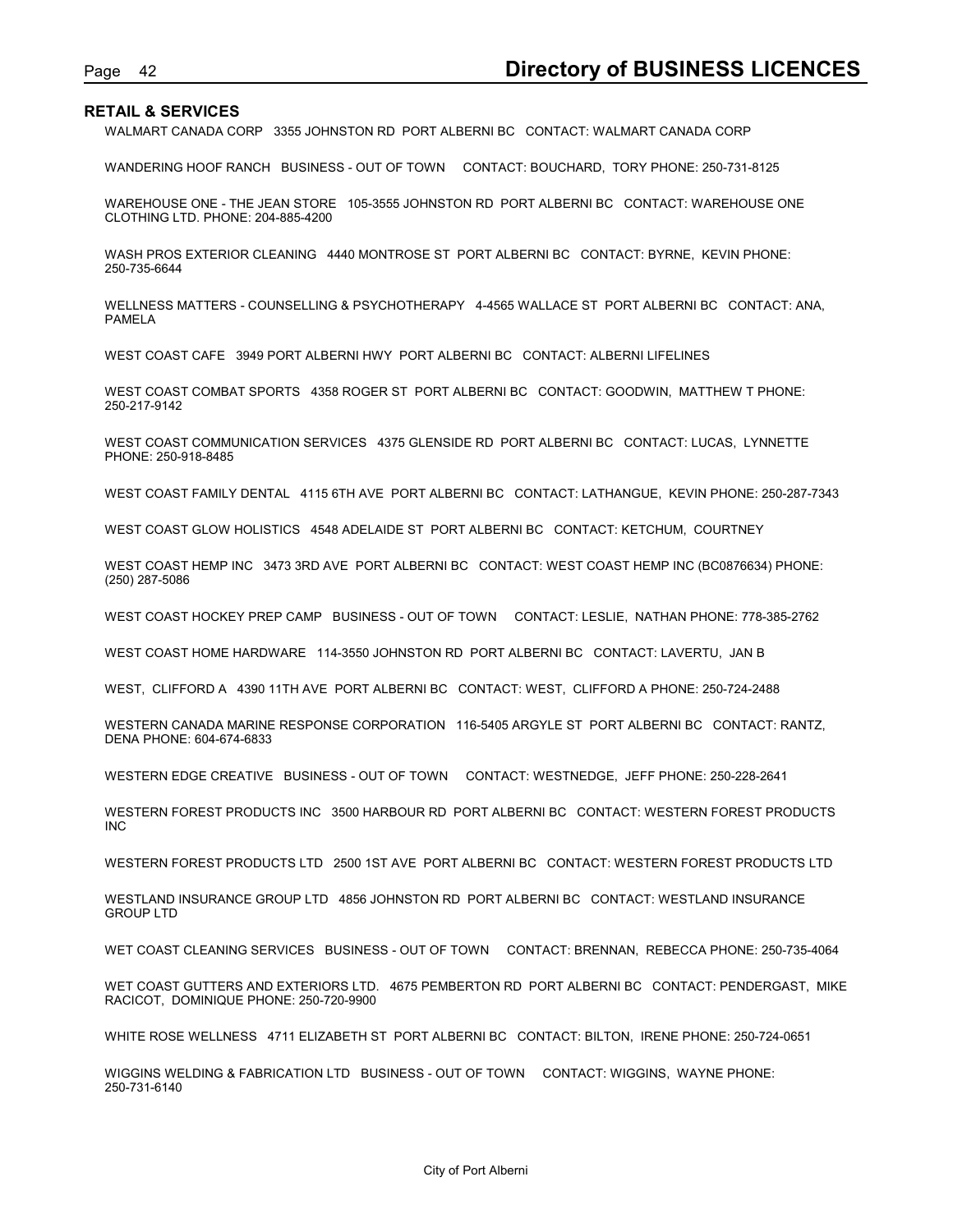## RETAIL & SERVICES

WALMART CANADA CORP 3355 JOHNSTON RD PORT ALBERNI BC CONTACT: WALMART CANADA CORP

WANDERING HOOF RANCH BUSINESS - OUT OF TOWN CONTACT: BOUCHARD, TORY PHONE: 250-731-8125

WAREHOUSE ONE - THE JEAN STORE 105-3555 JOHNSTON RD PORT ALBERNI BC CONTACT: WAREHOUSE ONE CLOTHING LTD. PHONE: 204-885-4200

WASH PROS EXTERIOR CLEANING 4440 MONTROSE ST PORT ALBERNI BC CONTACT: BYRNE, KEVIN PHONE: 250-735-6644

WELLNESS MATTERS - COUNSELLING & PSYCHOTHERAPY 4-4565 WALLACE ST PORT ALBERNI BC CONTACT: ANA, PAMELA

WEST COAST CAFE 3949 PORT ALBERNI HWY PORT ALBERNI BC CONTACT: ALBERNI LIFELINES

WEST COAST COMBAT SPORTS 4358 ROGER ST PORT ALBERNI BC CONTACT: GOODWIN, MATTHEW T PHONE: 250-217-9142

WEST COAST COMMUNICATION SERVICES 4375 GLENSIDE RD PORT ALBERNI BC CONTACT: LUCAS, LYNNETTE PHONE: 250-918-8485

WEST COAST FAMILY DENTAL 4115 6TH AVE PORT ALBERNI BC CONTACT: LATHANGUE, KEVIN PHONE: 250-287-7343

WEST COAST GLOW HOLISTICS 4548 ADELAIDE ST PORT ALBERNI BC CONTACT: KETCHUM, COURTNEY

WEST COAST HEMP INC 3473 3RD AVE PORT ALBERNI BC CONTACT: WEST COAST HEMP INC (BC0876634) PHONE: (250) 287-5086

WEST COAST HOCKEY PREP CAMP BUSINESS - OUT OF TOWN CONTACT: LESLIE, NATHAN PHONE: 778-385-2762

WEST COAST HOME HARDWARE 114-3550 JOHNSTON RD PORT ALBERNI BC CONTACT: LAVERTU, JAN B

WEST, CLIFFORD A 4390 11TH AVE PORT ALBERNI BC CONTACT: WEST, CLIFFORD A PHONE: 250-724-2488

WESTERN CANADA MARINE RESPONSE CORPORATION 116-5405 ARGYLE ST PORT ALBERNI BC CONTACT: RANTZ, DENA PHONE: 604-674-6833

WESTERN EDGE CREATIVE BUSINESS - OUT OF TOWN CONTACT: WESTNEDGE, JEFF PHONE: 250-228-2641

WESTERN FOREST PRODUCTS INC 3500 HARBOUR RD PORT ALBERNI BC CONTACT: WESTERN FOREST PRODUCTS INC

WESTERN FOREST PRODUCTS LTD 2500 1ST AVE PORT ALBERNI BC CONTACT: WESTERN FOREST PRODUCTS LTD

WESTLAND INSURANCE GROUP LTD 4856 JOHNSTON RD PORT ALBERNI BC CONTACT: WESTLAND INSURANCE GROUP LTD

WET COAST CLEANING SERVICES BUSINESS - OUT OF TOWN CONTACT: BRENNAN, REBECCA PHONE: 250-735-4064

WET COAST GUTTERS AND EXTERIORS LTD. 4675 PEMBERTON RD PORT ALBERNI BC CONTACT: PENDERGAST, MIKE RACICOT, DOMINIQUE PHONE: 250-720-9900

WHITE ROSE WELLNESS 4711 ELIZABETH ST PORT ALBERNI BC CONTACT: BILTON, IRENE PHONE: 250-724-0651

WIGGINS WELDING & FABRICATION LTD BUSINESS - OUT OF TOWN CONTACT: WIGGINS, WAYNE PHONE: 250-731-6140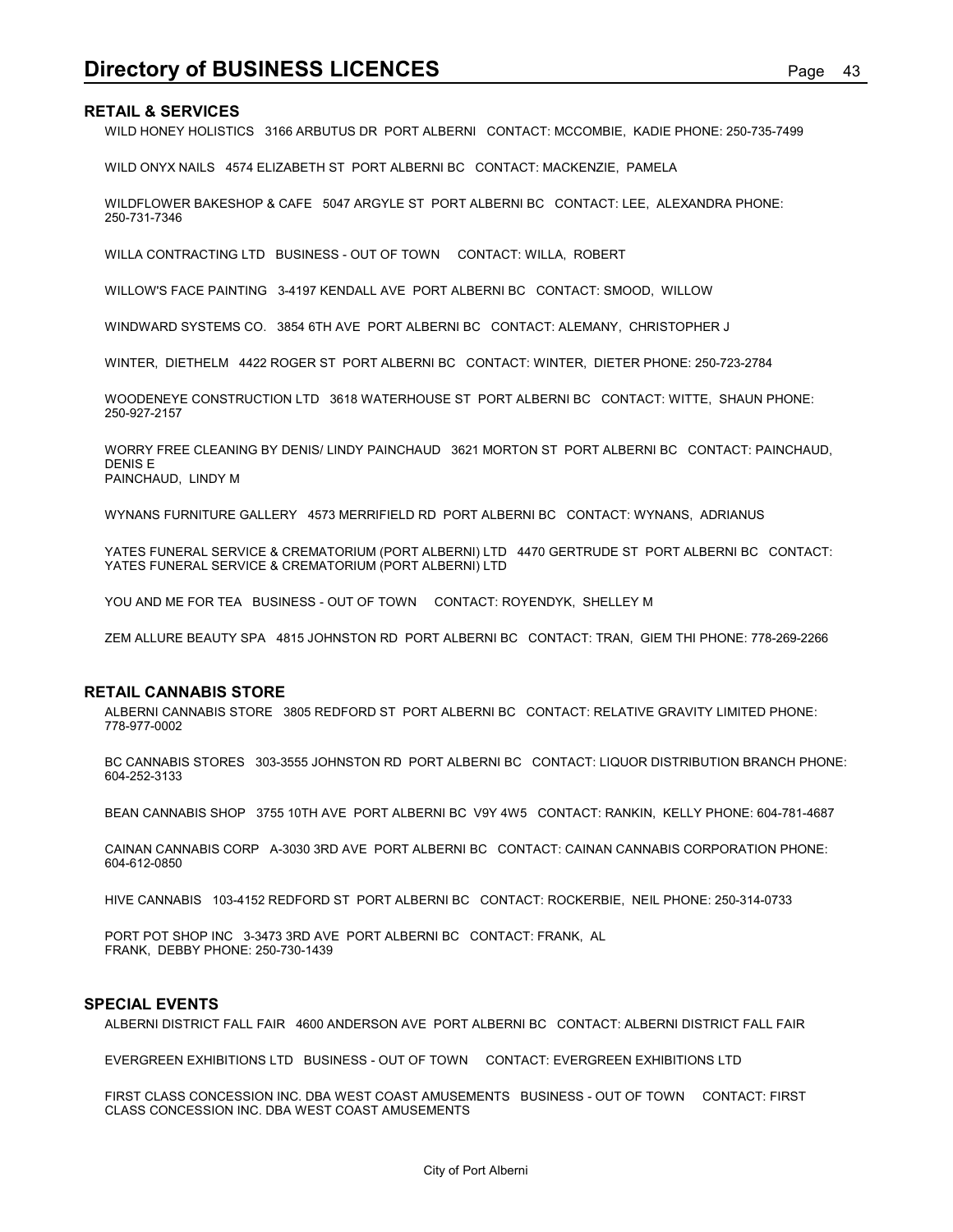## RETAIL & SERVICES

WILD HONEY HOLISTICS 3166 ARBUTUS DR PORT ALBERNI CONTACT: MCCOMBIE, KADIE PHONE: 250-735-7499

WILD ONYX NAILS 4574 ELIZABETH ST PORT ALBERNI BC CONTACT: MACKENZIE, PAMELA

WILDFLOWER BAKESHOP & CAFE 5047 ARGYLE ST PORT ALBERNI BC CONTACT: LEE, ALEXANDRA PHONE: 250-731-7346

WILLA CONTRACTING LTD BUSINESS - OUT OF TOWN CONTACT: WILLA, ROBERT

WILLOW'S FACE PAINTING 3-4197 KENDALL AVE PORT ALBERNI BC CONTACT: SMOOD, WILLOW

WINDWARD SYSTEMS CO. 3854 6TH AVE PORT ALBERNI BC CONTACT: ALEMANY, CHRISTOPHER J

WINTER, DIETHELM 4422 ROGER ST PORT ALBERNI BC CONTACT: WINTER, DIETER PHONE: 250-723-2784

WOODENEYE CONSTRUCTION LTD 3618 WATERHOUSE ST PORT ALBERNI BC CONTACT: WITTE, SHAUN PHONE: 250-927-2157

WORRY FREE CLEANING BY DENIS/ LINDY PAINCHAUD 3621 MORTON ST PORT ALBERNI BC CONTACT: PAINCHAUD, DENIS E
PAINCHAUD, LINDY M

WYNANS FURNITURE GALLERY 4573 MERRIFIELD RD PORT ALBERNI BC CONTACT: WYNANS, ADRIANUS

YATES FUNERAL SERVICE & CREMATORIUM (PORT ALBERNI) LTD 4470 GERTRUDE ST PORT ALBERNI BC CONTACT: YATES FUNERAL SERVICE & CREMATORIUM (PORT ALBERNI) LTD

YOU AND ME FOR TEA BUSINESS - OUT OF TOWN CONTACT: ROYENDYK, SHELLEY M

ZEM ALLURE BEAUTY SPA 4815 JOHNSTON RD PORT ALBERNI BC CONTACT: TRAN, GIEM THI PHONE: 778-269-2266

## RETAIL CANNABIS STORE

ALBERNI CANNABIS STORE 3805 REDFORD ST PORT ALBERNI BC CONTACT: RELATIVE GRAVITY LIMITED PHONE: 778-977-0002

BC CANNABIS STORES 303-3555 JOHNSTON RD PORT ALBERNI BC CONTACT: LIQUOR DISTRIBUTION BRANCH PHONE: 604-252-3133

BEAN CANNABIS SHOP 3755 10TH AVE PORT ALBERNI BC V9Y 4W5 CONTACT: RANKIN, KELLY PHONE: 604-781-4687

CAINAN CANNABIS CORP A-3030 3RD AVE PORT ALBERNI BC CONTACT: CAINAN CANNABIS CORPORATION PHONE: 604-612-0850

HIVE CANNABIS 103-4152 REDFORD ST PORT ALBERNI BC CONTACT: ROCKERBIE, NEIL PHONE: 250-314-0733

PORT POT SHOP INC 3-3473 3RD AVE PORT ALBERNI BC CONTACT: FRANK, AL
FRANK, DEBBY PHONE: 250-730-1439

## SPECIAL EVENTS

ALBERNI DISTRICT FALL FAIR 4600 ANDERSON AVE PORT ALBERNI BC CONTACT: ALBERNI DISTRICT FALL FAIR

EVERGREEN EXHIBITIONS LTD BUSINESS - OUT OF TOWN CONTACT: EVERGREEN EXHIBITIONS LTD

FIRST CLASS CONCESSION INC. DBA WEST COAST AMUSEMENTS BUSINESS - OUT OF TOWN CONTACT: FIRST CLASS CONCESSION INC. DBA WEST COAST AMUSEMENTS